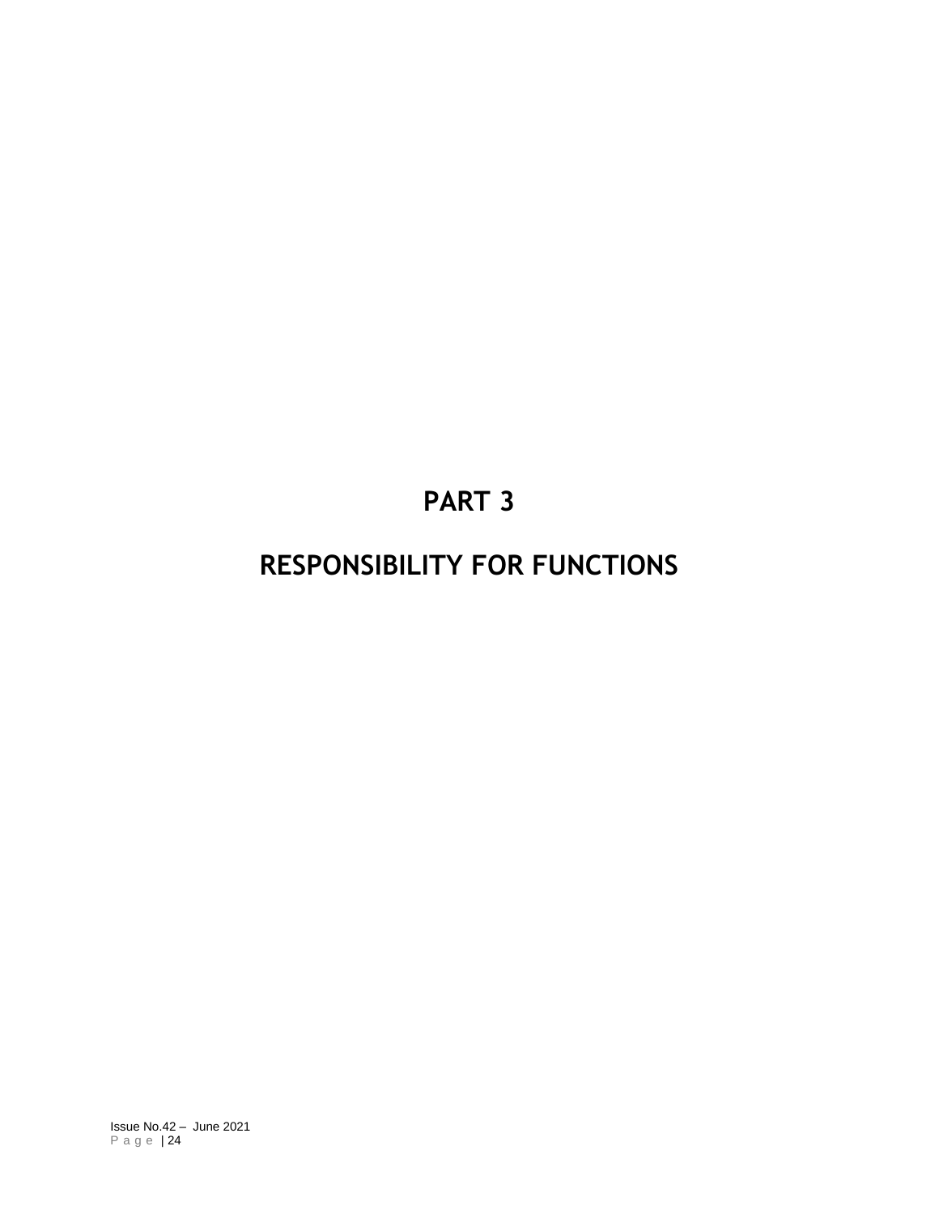# PART 3

# RESPONSIBILITY FOR FUNCTIONS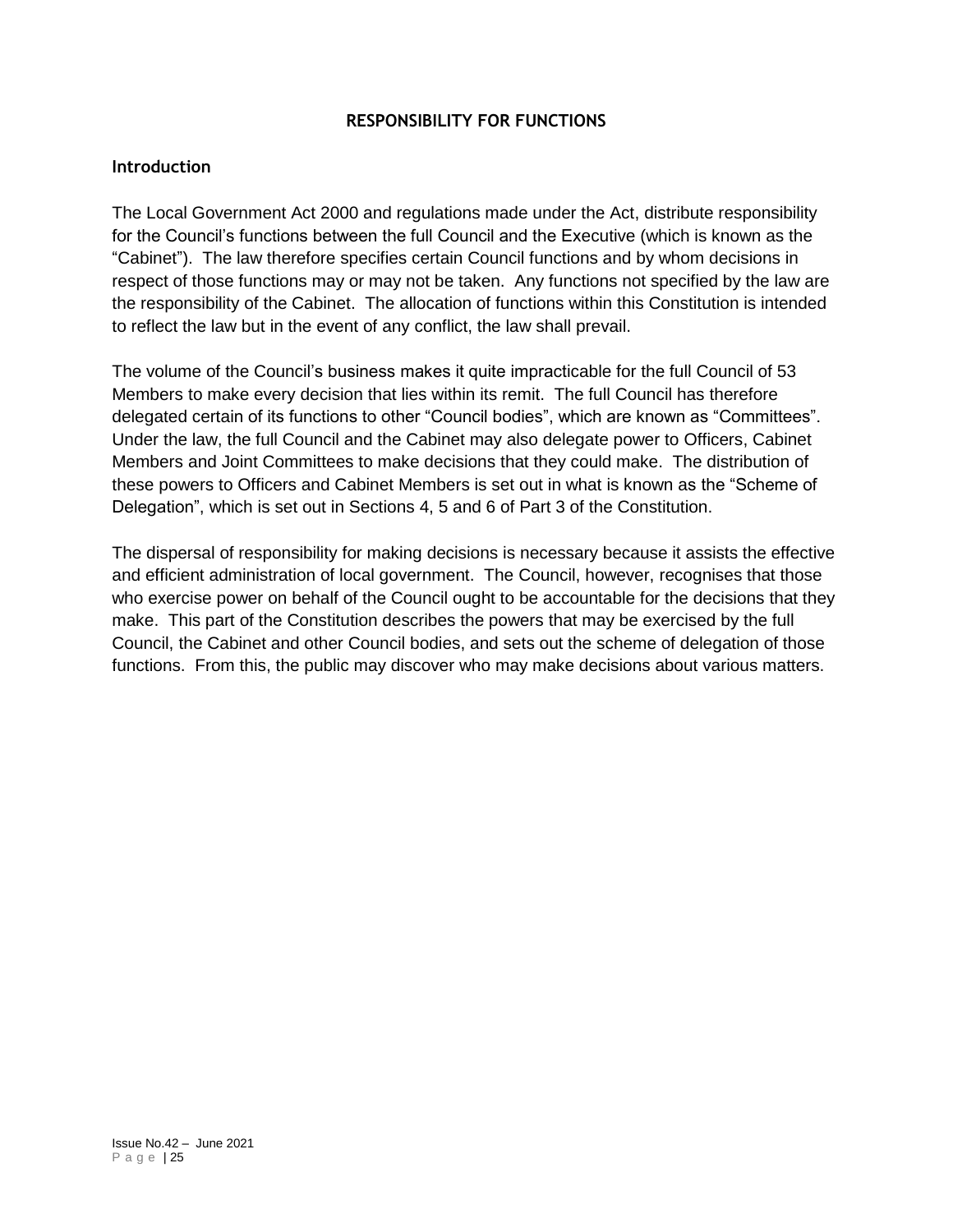# RESPONSIBILITY FOR FUNCTIONS

## Introduction

The Local Government Act 2000 and regulations made under the Act, distribute responsibility for the Council's functions between the full Council and the Executive (which is known as the "Cabinet"). The law therefore specifies certain Council functions and by whom decisions in respect of those functions may or may not be taken. Any functions not specified by the law are the responsibility of the Cabinet. The allocation of functions within this Constitution is intended to reflect the law but in the event of any conflict, the law shall prevail.

The volume of the Council's business makes it quite impracticable for the full Council of 53 Members to make every decision that lies within its remit. The full Council has therefore delegated certain of its functions to other "Council bodies", which are known as "Committees". Under the law, the full Council and the Cabinet may also delegate power to Officers, Cabinet Members and Joint Committees to make decisions that they could make. The distribution of these powers to Officers and Cabinet Members is set out in what is known as the "Scheme of Delegation", which is set out in Sections 4, 5 and 6 of Part 3 of the Constitution.

The dispersal of responsibility for making decisions is necessary because it assists the effective and efficient administration of local government. The Council, however, recognises that those who exercise power on behalf of the Council ought to be accountable for the decisions that they make. This part of the Constitution describes the powers that may be exercised by the full Council, the Cabinet and other Council bodies, and sets out the scheme of delegation of those functions. From this, the public may discover who may make decisions about various matters.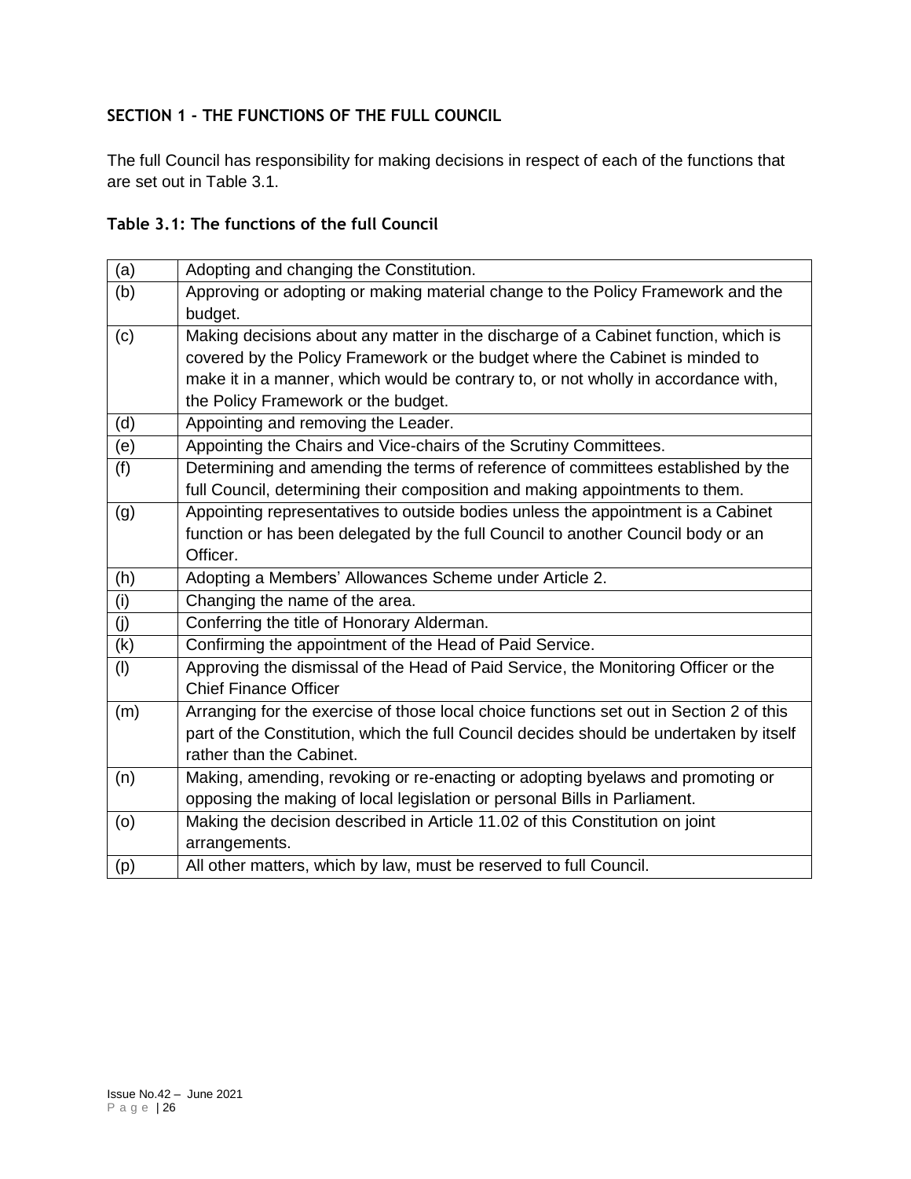## SECTION 1 - THE FUNCTIONS OF THE FULL COUNCIL

The full Council has responsibility for making decisions in respect of each of the functions that are set out in Table 3.1.

### Table 3.1: The functions of the full Council

| | |
|---|---|
| (a) | Adopting and changing the Constitution. |
| (b) | Approving or adopting or making material change to the Policy Framework and the budget. |
| (c) | Making decisions about any matter in the discharge of a Cabinet function, which is covered by the Policy Framework or the budget where the Cabinet is minded to make it in a manner, which would be contrary to, or not wholly in accordance with, the Policy Framework or the budget. |
| (d) | Appointing and removing the Leader. |
| (e) | Appointing the Chairs and Vice-chairs of the Scrutiny Committees. |
| (f) | Determining and amending the terms of reference of committees established by the full Council, determining their composition and making appointments to them. |
| (g) | Appointing representatives to outside bodies unless the appointment is a Cabinet function or has been delegated by the full Council to another Council body or an Officer. |
| (h) | Adopting a Members' Allowances Scheme under Article 2. |
| (i) | Changing the name of the area. |
| (j) | Conferring the title of Honorary Alderman. |
| (k) | Confirming the appointment of the Head of Paid Service. |
| (l) | Approving the dismissal of the Head of Paid Service, the Monitoring Officer or the Chief Finance Officer |
| (m) | Arranging for the exercise of those local choice functions set out in Section 2 of this part of the Constitution, which the full Council decides should be undertaken by itself rather than the Cabinet. |
| (n) | Making, amending, revoking or re-enacting or adopting byelaws and promoting or opposing the making of local legislation or personal Bills in Parliament. |
| (o) | Making the decision described in Article 11.02 of this Constitution on joint arrangements. |
| (p) | All other matters, which by law, must be reserved to full Council. |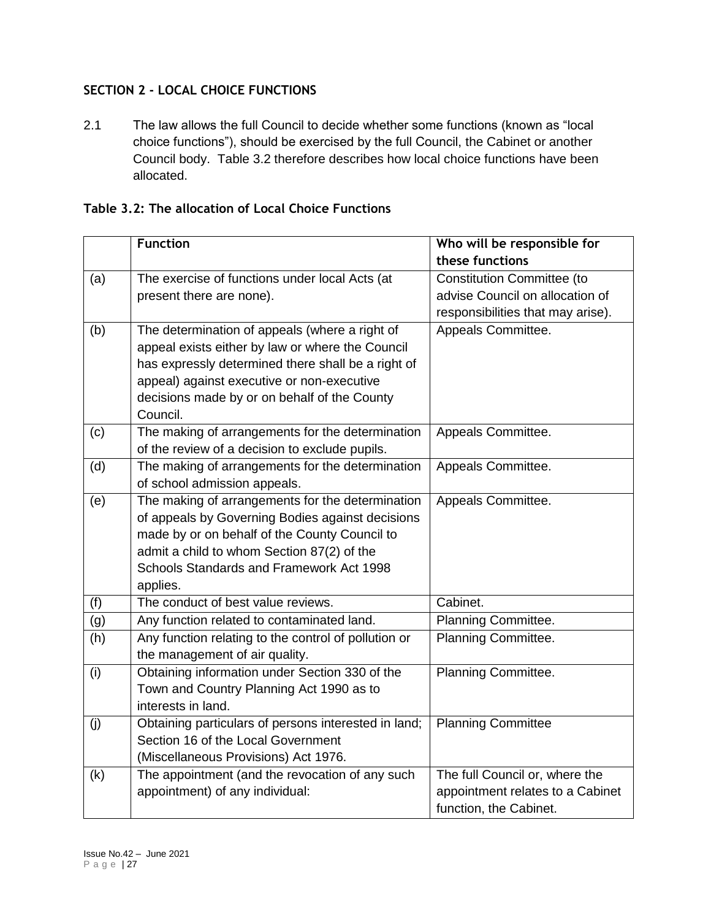## SECTION 2 - LOCAL CHOICE FUNCTIONS

2.1 The law allows the full Council to decide whether some functions (known as "local choice functions"), should be exercised by the full Council, the Cabinet or another Council body. Table 3.2 therefore describes how local choice functions have been allocated.

### Table 3.2: The allocation of Local Choice Functions

| | **Function** | **Who will be responsible for these functions** |
|---|---|---|
| (a) | The exercise of functions under local Acts (at present there are none). | Constitution Committee (to advise Council on allocation of responsibilities that may arise). |
| (b) | The determination of appeals (where a right of appeal exists either by law or where the Council has expressly determined there shall be a right of appeal) against executive or non-executive decisions made by or on behalf of the County Council. | Appeals Committee. |
| (c) | The making of arrangements for the determination of the review of a decision to exclude pupils. | Appeals Committee. |
| (d) | The making of arrangements for the determination of school admission appeals. | Appeals Committee. |
| (e) | The making of arrangements for the determination of appeals by Governing Bodies against decisions made by or on behalf of the County Council to admit a child to whom Section 87(2) of the Schools Standards and Framework Act 1998 applies. | Appeals Committee. |
| (f) | The conduct of best value reviews. | Cabinet. |
| (g) | Any function related to contaminated land. | Planning Committee. |
| (h) | Any function relating to the control of pollution or the management of air quality. | Planning Committee. |
| (i) | Obtaining information under Section 330 of the Town and Country Planning Act 1990 as to interests in land. | Planning Committee. |
| (j) | Obtaining particulars of persons interested in land; Section 16 of the Local Government (Miscellaneous Provisions) Act 1976. | Planning Committee |
| (k) | The appointment (and the revocation of any such appointment) of any individual: | The full Council or, where the appointment relates to a Cabinet function, the Cabinet. |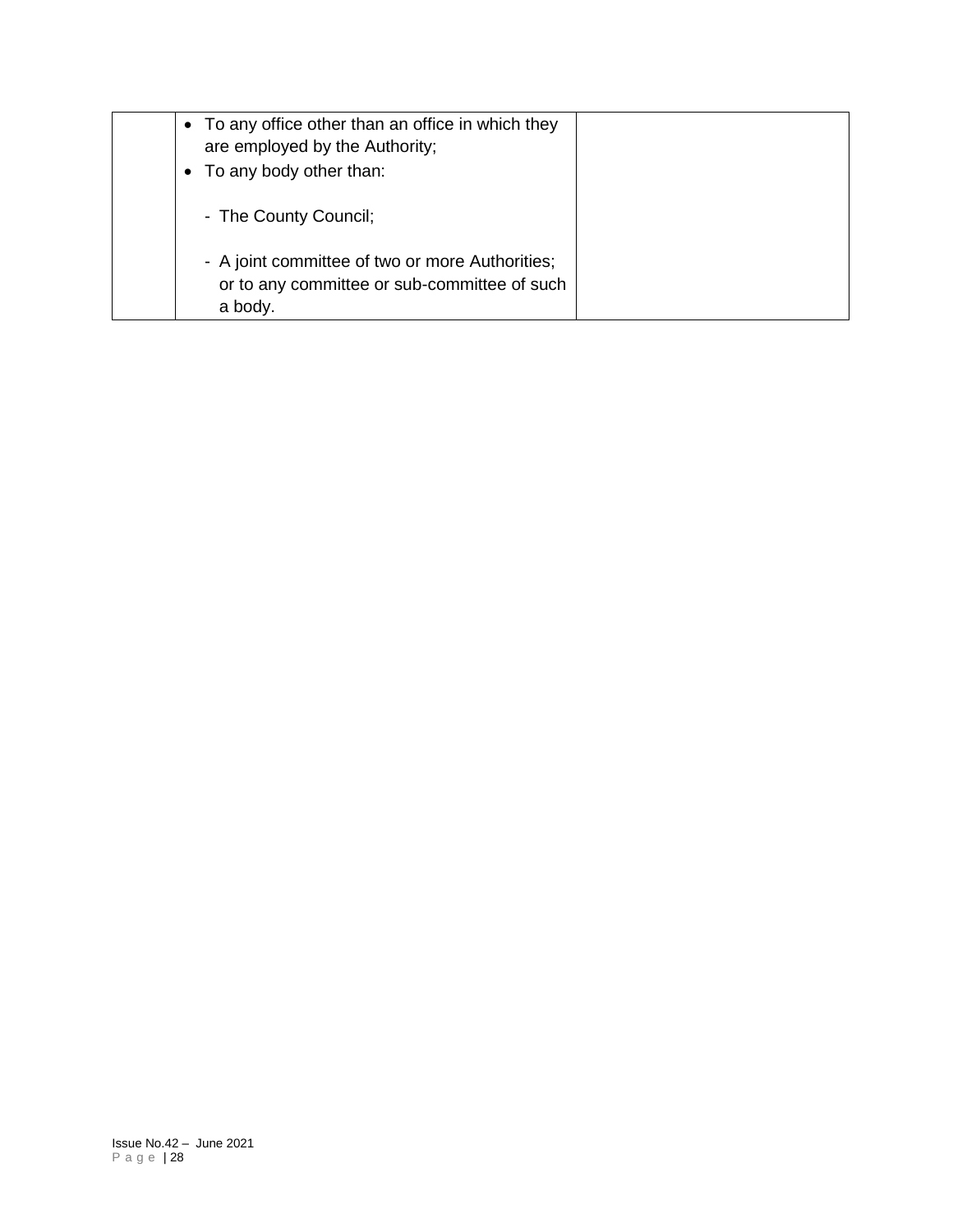| | | |
|---|---|---|
| | • To any office other than an office in which they are employed by the Authority;<br>• To any body other than:<br><br>- The County Council;<br><br>- A joint committee of two or more Authorities; or to any committee or sub-committee of such a body. | |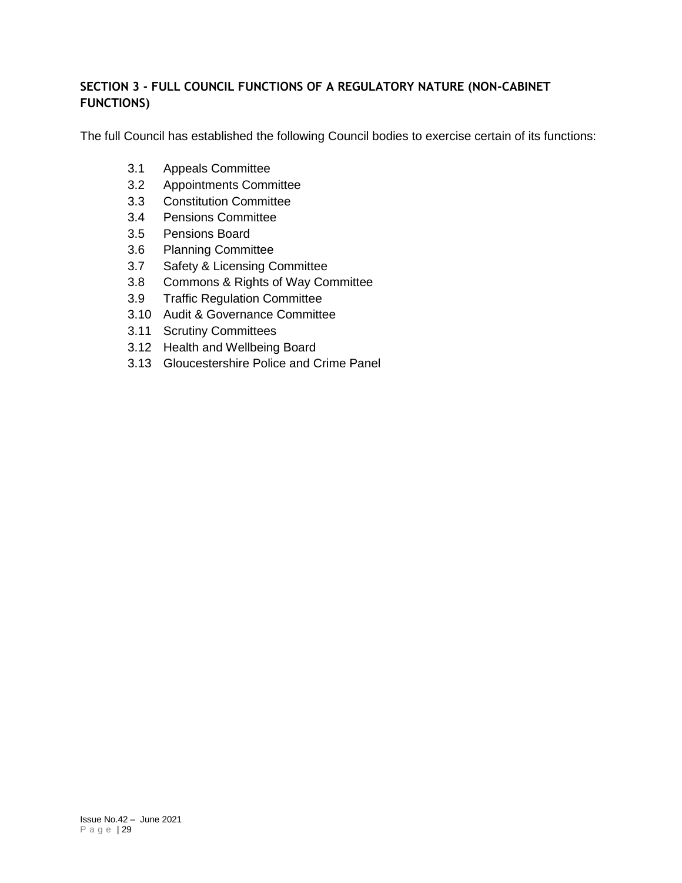## SECTION 3 - FULL COUNCIL FUNCTIONS OF A REGULATORY NATURE (NON-CABINET FUNCTIONS)

The full Council has established the following Council bodies to exercise certain of its functions:

- 3.1 Appeals Committee
- 3.2 Appointments Committee
- 3.3 Constitution Committee
- 3.4 Pensions Committee
- 3.5 Pensions Board
- 3.6 Planning Committee
- 3.7 Safety & Licensing Committee
- 3.8 Commons & Rights of Way Committee
- 3.9 Traffic Regulation Committee
- 3.10 Audit & Governance Committee
- 3.11 Scrutiny Committees
- 3.12 Health and Wellbeing Board
- 3.13 Gloucestershire Police and Crime Panel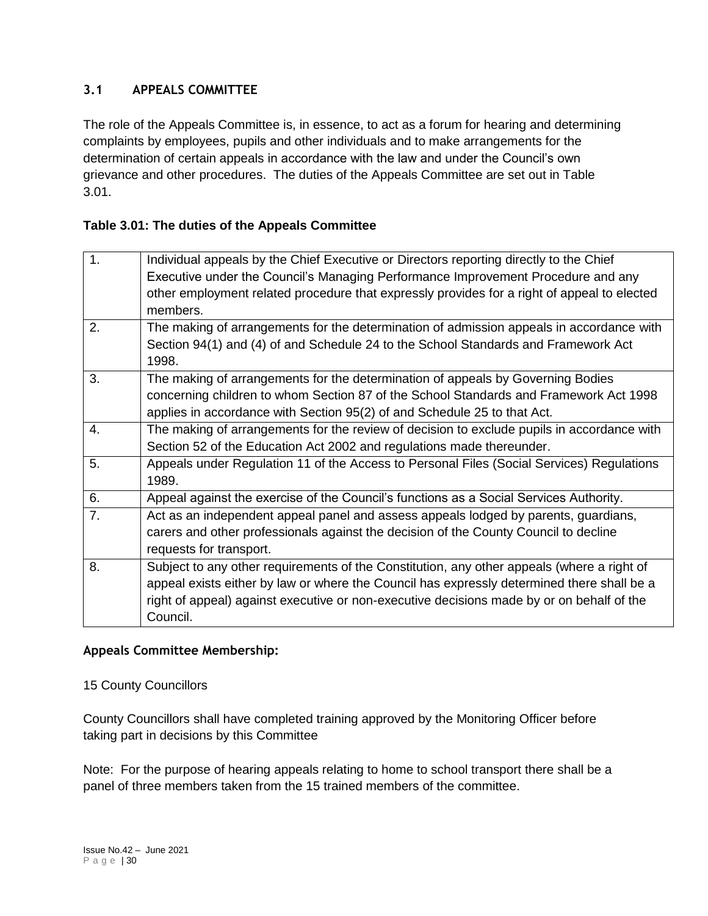## 3.1 APPEALS COMMITTEE

The role of the Appeals Committee is, in essence, to act as a forum for hearing and determining complaints by employees, pupils and other individuals and to make arrangements for the determination of certain appeals in accordance with the law and under the Council's own grievance and other procedures. The duties of the Appeals Committee are set out in Table 3.01.

**Table 3.01: The duties of the Appeals Committee**

| | |
|---|---|
| 1. | Individual appeals by the Chief Executive or Directors reporting directly to the Chief Executive under the Council's Managing Performance Improvement Procedure and any other employment related procedure that expressly provides for a right of appeal to elected members. |
| 2. | The making of arrangements for the determination of admission appeals in accordance with Section 94(1) and (4) of and Schedule 24 to the School Standards and Framework Act 1998. |
| 3. | The making of arrangements for the determination of appeals by Governing Bodies concerning children to whom Section 87 of the School Standards and Framework Act 1998 applies in accordance with Section 95(2) of and Schedule 25 to that Act. |
| 4. | The making of arrangements for the review of decision to exclude pupils in accordance with Section 52 of the Education Act 2002 and regulations made thereunder. |
| 5. | Appeals under Regulation 11 of the Access to Personal Files (Social Services) Regulations 1989. |
| 6. | Appeal against the exercise of the Council's functions as a Social Services Authority. |
| 7. | Act as an independent appeal panel and assess appeals lodged by parents, guardians, carers and other professionals against the decision of the County Council to decline requests for transport. |
| 8. | Subject to any other requirements of the Constitution, any other appeals (where a right of appeal exists either by law or where the Council has expressly determined there shall be a right of appeal) against executive or non-executive decisions made by or on behalf of the Council. |

**Appeals Committee Membership:**

15 County Councillors

County Councillors shall have completed training approved by the Monitoring Officer before taking part in decisions by this Committee

Note: For the purpose of hearing appeals relating to home to school transport there shall be a panel of three members taken from the 15 trained members of the committee.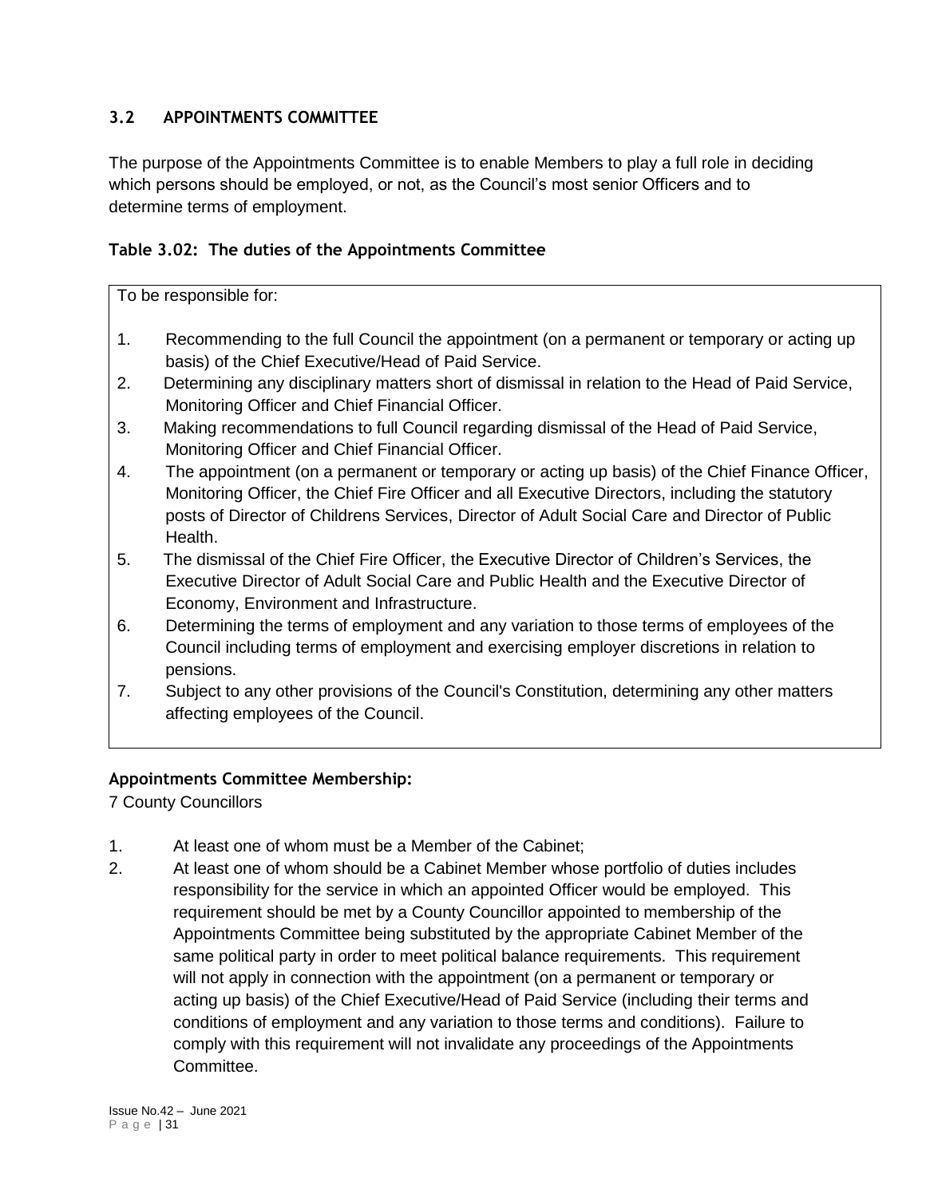### 3.2 APPOINTMENTS COMMITTEE

The purpose of the Appointments Committee is to enable Members to play a full role in deciding which persons should be employed, or not, as the Council's most senior Officers and to determine terms of employment.

**Table 3.02: The duties of the Appointments Committee**

| To be responsible for: |
|---|
| 1. Recommending to the full Council the appointment (on a permanent or temporary or acting up basis) of the Chief Executive/Head of Paid Service.<br>2. Determining any disciplinary matters short of dismissal in relation to the Head of Paid Service, Monitoring Officer and Chief Financial Officer.<br>3. Making recommendations to full Council regarding dismissal of the Head of Paid Service, Monitoring Officer and Chief Financial Officer.<br>4. The appointment (on a permanent or temporary or acting up basis) of the Chief Finance Officer, Monitoring Officer, the Chief Fire Officer and all Executive Directors, including the statutory posts of Director of Childrens Services, Director of Adult Social Care and Director of Public Health.<br>5. The dismissal of the Chief Fire Officer, the Executive Director of Children's Services, the Executive Director of Adult Social Care and Public Health and the Executive Director of Economy, Environment and Infrastructure.<br>6. Determining the terms of employment and any variation to those terms of employees of the Council including terms of employment and exercising employer discretions in relation to pensions.<br>7. Subject to any other provisions of the Council's Constitution, determining any other matters affecting employees of the Council. |

**Appointments Committee Membership:**

7 County Councillors

1. At least one of whom must be a Member of the Cabinet;
2. At least one of whom should be a Cabinet Member whose portfolio of duties includes responsibility for the service in which an appointed Officer would be employed. This requirement should be met by a County Councillor appointed to membership of the Appointments Committee being substituted by the appropriate Cabinet Member of the same political party in order to meet political balance requirements. This requirement will not apply in connection with the appointment (on a permanent or temporary or acting up basis) of the Chief Executive/Head of Paid Service (including their terms and conditions of employment and any variation to those terms and conditions). Failure to comply with this requirement will not invalidate any proceedings of the Appointments Committee.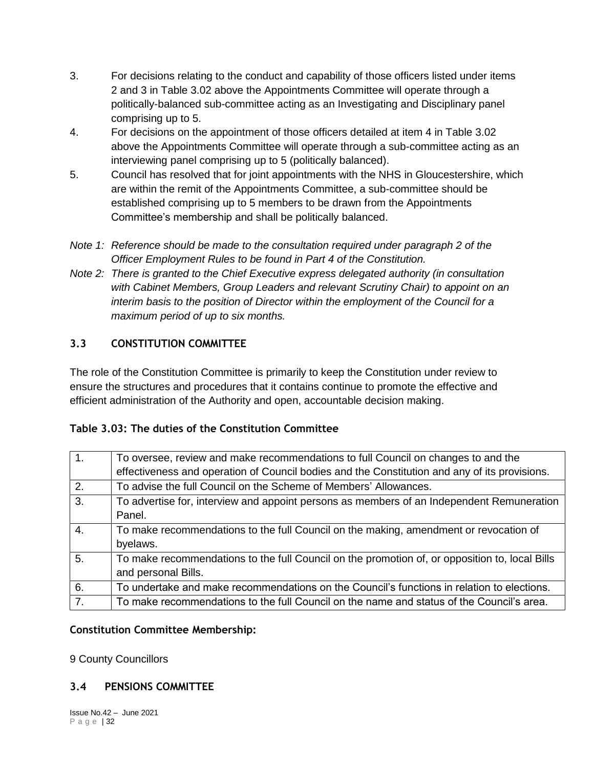3. For decisions relating to the conduct and capability of those officers listed under items 2 and 3 in Table 3.02 above the Appointments Committee will operate through a politically-balanced sub-committee acting as an Investigating and Disciplinary panel comprising up to 5.
4. For decisions on the appointment of those officers detailed at item 4 in Table 3.02 above the Appointments Committee will operate through a sub-committee acting as an interviewing panel comprising up to 5 (politically balanced).
5. Council has resolved that for joint appointments with the NHS in Gloucestershire, which are within the remit of the Appointments Committee, a sub-committee should be established comprising up to 5 members to be drawn from the Appointments Committee's membership and shall be politically balanced.

*Note 1: Reference should be made to the consultation required under paragraph 2 of the Officer Employment Rules to be found in Part 4 of the Constitution.*

*Note 2: There is granted to the Chief Executive express delegated authority (in consultation with Cabinet Members, Group Leaders and relevant Scrutiny Chair) to appoint on an interim basis to the position of Director within the employment of the Council for a maximum period of up to six months.*

## 3.3 CONSTITUTION COMMITTEE

The role of the Constitution Committee is primarily to keep the Constitution under review to ensure the structures and procedures that it contains continue to promote the effective and efficient administration of the Authority and open, accountable decision making.

**Table 3.03: The duties of the Constitution Committee**

| | |
|---|---|
| 1. | To oversee, review and make recommendations to full Council on changes to and the effectiveness and operation of Council bodies and the Constitution and any of its provisions. |
| 2. | To advise the full Council on the Scheme of Members' Allowances. |
| 3. | To advertise for, interview and appoint persons as members of an Independent Remuneration Panel. |
| 4. | To make recommendations to the full Council on the making, amendment or revocation of byelaws. |
| 5. | To make recommendations to the full Council on the promotion of, or opposition to, local Bills and personal Bills. |
| 6. | To undertake and make recommendations on the Council's functions in relation to elections. |
| 7. | To make recommendations to the full Council on the name and status of the Council's area. |

**Constitution Committee Membership:**

9 County Councillors

## 3.4 PENSIONS COMMITTEE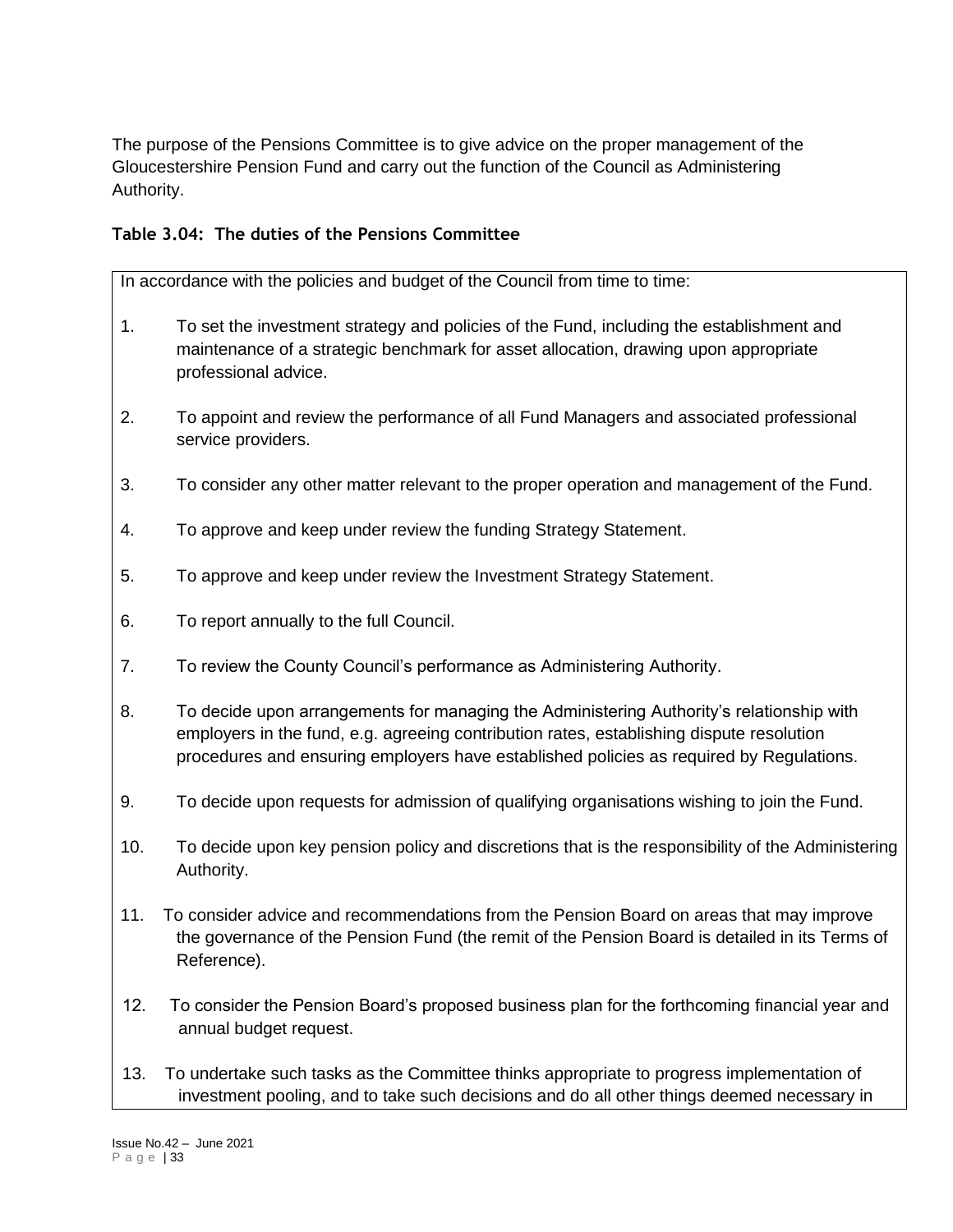The purpose of the Pensions Committee is to give advice on the proper management of the Gloucestershire Pension Fund and carry out the function of the Council as Administering Authority.

**Table 3.04: The duties of the Pensions Committee**

In accordance with the policies and budget of the Council from time to time:

1. To set the investment strategy and policies of the Fund, including the establishment and maintenance of a strategic benchmark for asset allocation, drawing upon appropriate professional advice.
2. To appoint and review the performance of all Fund Managers and associated professional service providers.
3. To consider any other matter relevant to the proper operation and management of the Fund.
4. To approve and keep under review the funding Strategy Statement.
5. To approve and keep under review the Investment Strategy Statement.
6. To report annually to the full Council.
7. To review the County Council's performance as Administering Authority.
8. To decide upon arrangements for managing the Administering Authority's relationship with employers in the fund, e.g. agreeing contribution rates, establishing dispute resolution procedures and ensuring employers have established policies as required by Regulations.
9. To decide upon requests for admission of qualifying organisations wishing to join the Fund.
10. To decide upon key pension policy and discretions that is the responsibility of the Administering Authority.
11. To consider advice and recommendations from the Pension Board on areas that may improve the governance of the Pension Fund (the remit of the Pension Board is detailed in its Terms of Reference).
12. To consider the Pension Board's proposed business plan for the forthcoming financial year and annual budget request.
13. To undertake such tasks as the Committee thinks appropriate to progress implementation of investment pooling, and to take such decisions and do all other things deemed necessary in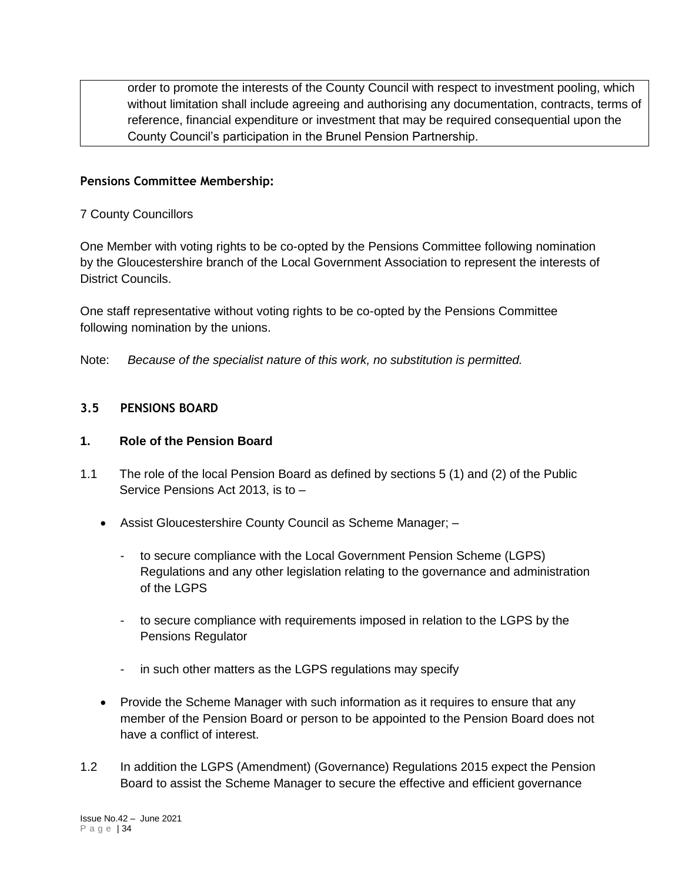| order to promote the interests of the County Council with respect to investment pooling, which without limitation shall include agreeing and authorising any documentation, contracts, terms of reference, financial expenditure or investment that may be required consequential upon the County Council's participation in the Brunel Pension Partnership. |
|---|

**Pensions Committee Membership:**

7 County Councillors

One Member with voting rights to be co-opted by the Pensions Committee following nomination by the Gloucestershire branch of the Local Government Association to represent the interests of District Councils.

One staff representative without voting rights to be co-opted by the Pensions Committee following nomination by the unions.

Note: *Because of the specialist nature of this work, no substitution is permitted.*

### 3.5 PENSIONS BOARD

**1. Role of the Pension Board**

1.1 The role of the local Pension Board as defined by sections 5 (1) and (2) of the Public Service Pensions Act 2013, is to –

- Assist Gloucestershire County Council as Scheme Manager; –
  - to secure compliance with the Local Government Pension Scheme (LGPS) Regulations and any other legislation relating to the governance and administration of the LGPS
  - to secure compliance with requirements imposed in relation to the LGPS by the Pensions Regulator
  - in such other matters as the LGPS regulations may specify
- Provide the Scheme Manager with such information as it requires to ensure that any member of the Pension Board or person to be appointed to the Pension Board does not have a conflict of interest.

1.2 In addition the LGPS (Amendment) (Governance) Regulations 2015 expect the Pension Board to assist the Scheme Manager to secure the effective and efficient governance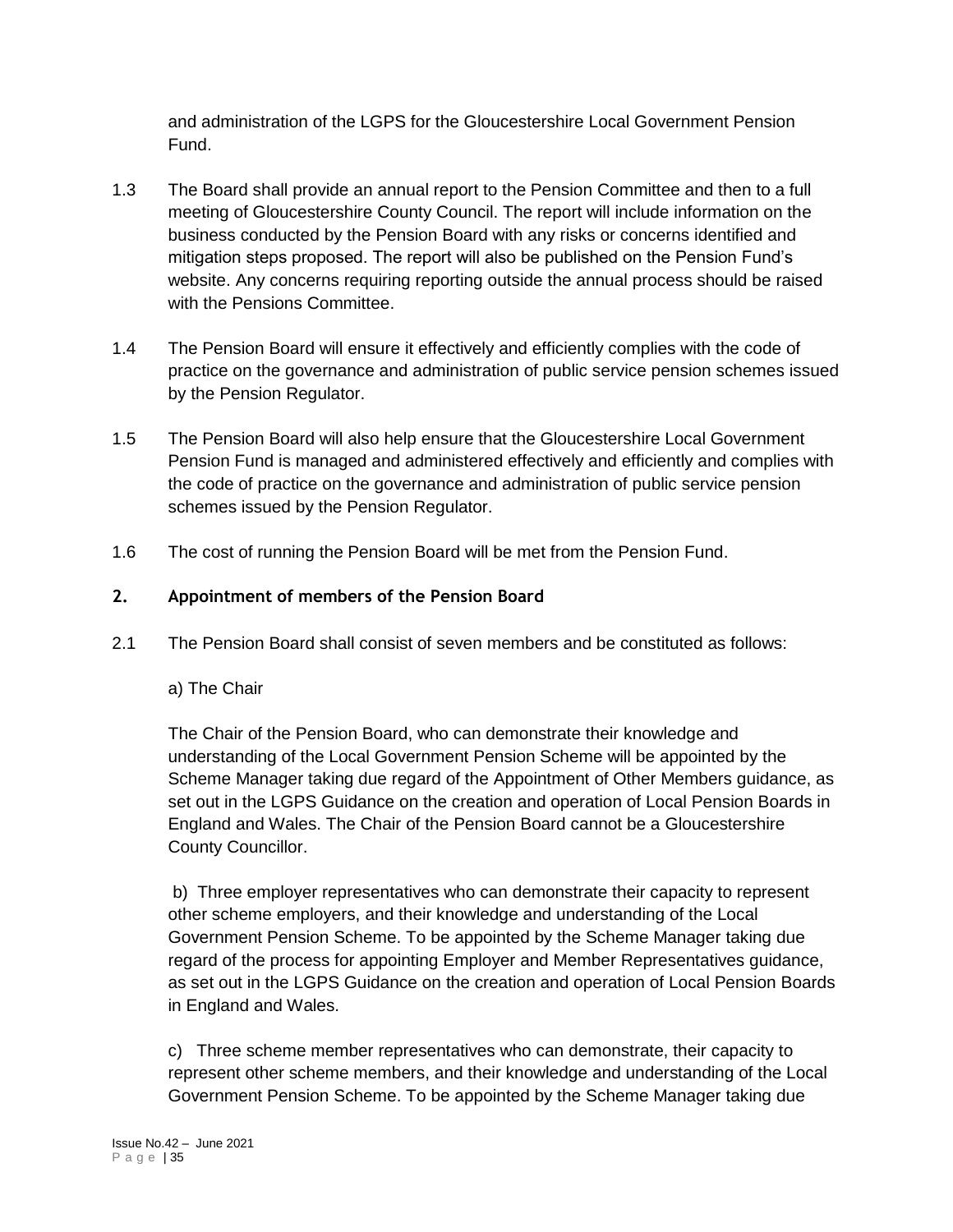and administration of the LGPS for the Gloucestershire Local Government Pension Fund.

1.3 The Board shall provide an annual report to the Pension Committee and then to a full meeting of Gloucestershire County Council. The report will include information on the business conducted by the Pension Board with any risks or concerns identified and mitigation steps proposed. The report will also be published on the Pension Fund's website. Any concerns requiring reporting outside the annual process should be raised with the Pensions Committee.

1.4 The Pension Board will ensure it effectively and efficiently complies with the code of practice on the governance and administration of public service pension schemes issued by the Pension Regulator.

1.5 The Pension Board will also help ensure that the Gloucestershire Local Government Pension Fund is managed and administered effectively and efficiently and complies with the code of practice on the governance and administration of public service pension schemes issued by the Pension Regulator.

1.6 The cost of running the Pension Board will be met from the Pension Fund.

## 2. Appointment of members of the Pension Board

2.1 The Pension Board shall consist of seven members and be constituted as follows:

a) The Chair

The Chair of the Pension Board, who can demonstrate their knowledge and understanding of the Local Government Pension Scheme will be appointed by the Scheme Manager taking due regard of the Appointment of Other Members guidance, as set out in the LGPS Guidance on the creation and operation of Local Pension Boards in England and Wales. The Chair of the Pension Board cannot be a Gloucestershire County Councillor.

b) Three employer representatives who can demonstrate their capacity to represent other scheme employers, and their knowledge and understanding of the Local Government Pension Scheme. To be appointed by the Scheme Manager taking due regard of the process for appointing Employer and Member Representatives guidance, as set out in the LGPS Guidance on the creation and operation of Local Pension Boards in England and Wales.

c) Three scheme member representatives who can demonstrate, their capacity to represent other scheme members, and their knowledge and understanding of the Local Government Pension Scheme. To be appointed by the Scheme Manager taking due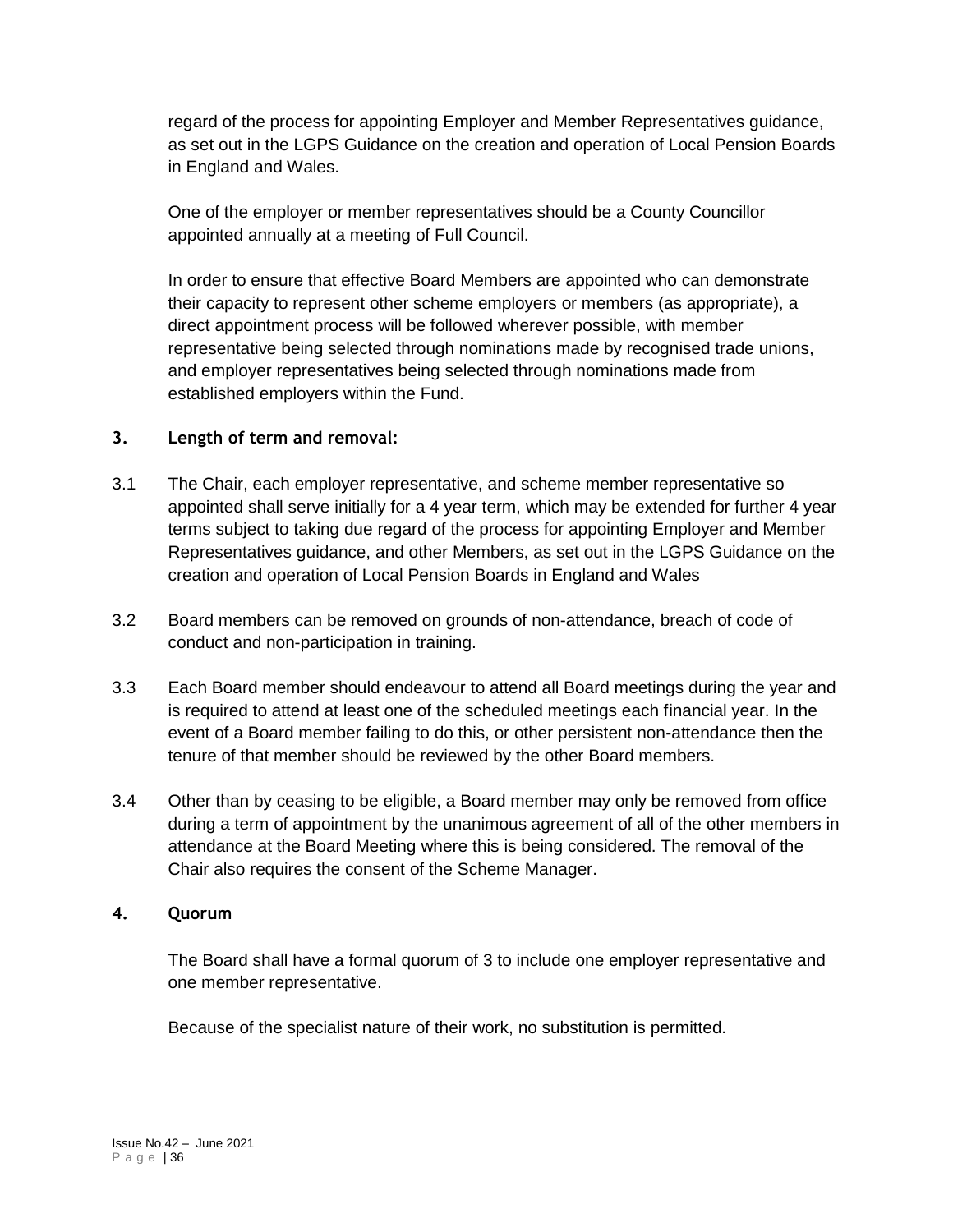regard of the process for appointing Employer and Member Representatives guidance, as set out in the LGPS Guidance on the creation and operation of Local Pension Boards in England and Wales.

One of the employer or member representatives should be a County Councillor appointed annually at a meeting of Full Council.

In order to ensure that effective Board Members are appointed who can demonstrate their capacity to represent other scheme employers or members (as appropriate), a direct appointment process will be followed wherever possible, with member representative being selected through nominations made by recognised trade unions, and employer representatives being selected through nominations made from established employers within the Fund.

## 3. Length of term and removal:

3.1 The Chair, each employer representative, and scheme member representative so appointed shall serve initially for a 4 year term, which may be extended for further 4 year terms subject to taking due regard of the process for appointing Employer and Member Representatives guidance, and other Members, as set out in the LGPS Guidance on the creation and operation of Local Pension Boards in England and Wales

3.2 Board members can be removed on grounds of non-attendance, breach of code of conduct and non-participation in training.

3.3 Each Board member should endeavour to attend all Board meetings during the year and is required to attend at least one of the scheduled meetings each financial year. In the event of a Board member failing to do this, or other persistent non-attendance then the tenure of that member should be reviewed by the other Board members.

3.4 Other than by ceasing to be eligible, a Board member may only be removed from office during a term of appointment by the unanimous agreement of all of the other members in attendance at the Board Meeting where this is being considered. The removal of the Chair also requires the consent of the Scheme Manager.

## 4. Quorum

The Board shall have a formal quorum of 3 to include one employer representative and one member representative.

Because of the specialist nature of their work, no substitution is permitted.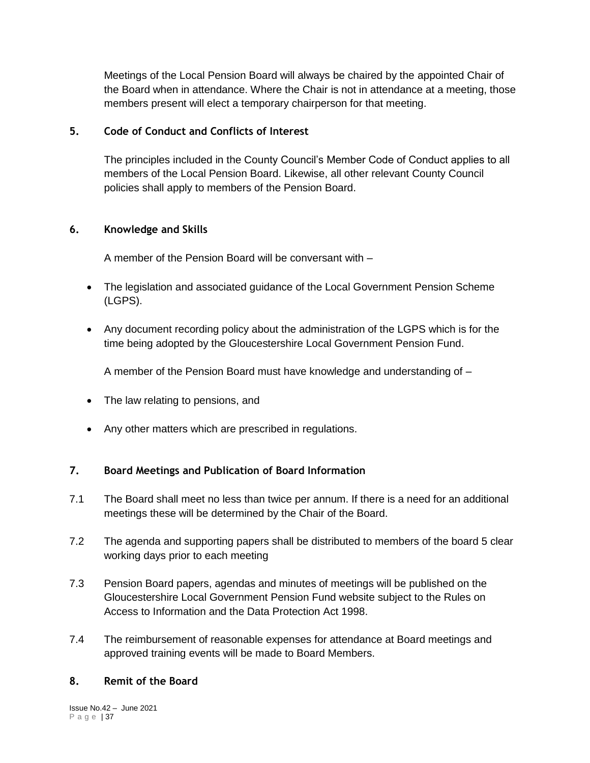Meetings of the Local Pension Board will always be chaired by the appointed Chair of the Board when in attendance. Where the Chair is not in attendance at a meeting, those members present will elect a temporary chairperson for that meeting.

### 5. Code of Conduct and Conflicts of Interest

The principles included in the County Council's Member Code of Conduct applies to all members of the Local Pension Board. Likewise, all other relevant County Council policies shall apply to members of the Pension Board.

### 6. Knowledge and Skills

A member of the Pension Board will be conversant with –

- The legislation and associated guidance of the Local Government Pension Scheme (LGPS).
- Any document recording policy about the administration of the LGPS which is for the time being adopted by the Gloucestershire Local Government Pension Fund.

A member of the Pension Board must have knowledge and understanding of –

- The law relating to pensions, and
- Any other matters which are prescribed in regulations.

### 7. Board Meetings and Publication of Board Information

7.1 The Board shall meet no less than twice per annum. If there is a need for an additional meetings these will be determined by the Chair of the Board.

7.2 The agenda and supporting papers shall be distributed to members of the board 5 clear working days prior to each meeting

7.3 Pension Board papers, agendas and minutes of meetings will be published on the Gloucestershire Local Government Pension Fund website subject to the Rules on Access to Information and the Data Protection Act 1998.

7.4 The reimbursement of reasonable expenses for attendance at Board meetings and approved training events will be made to Board Members.

### 8. Remit of the Board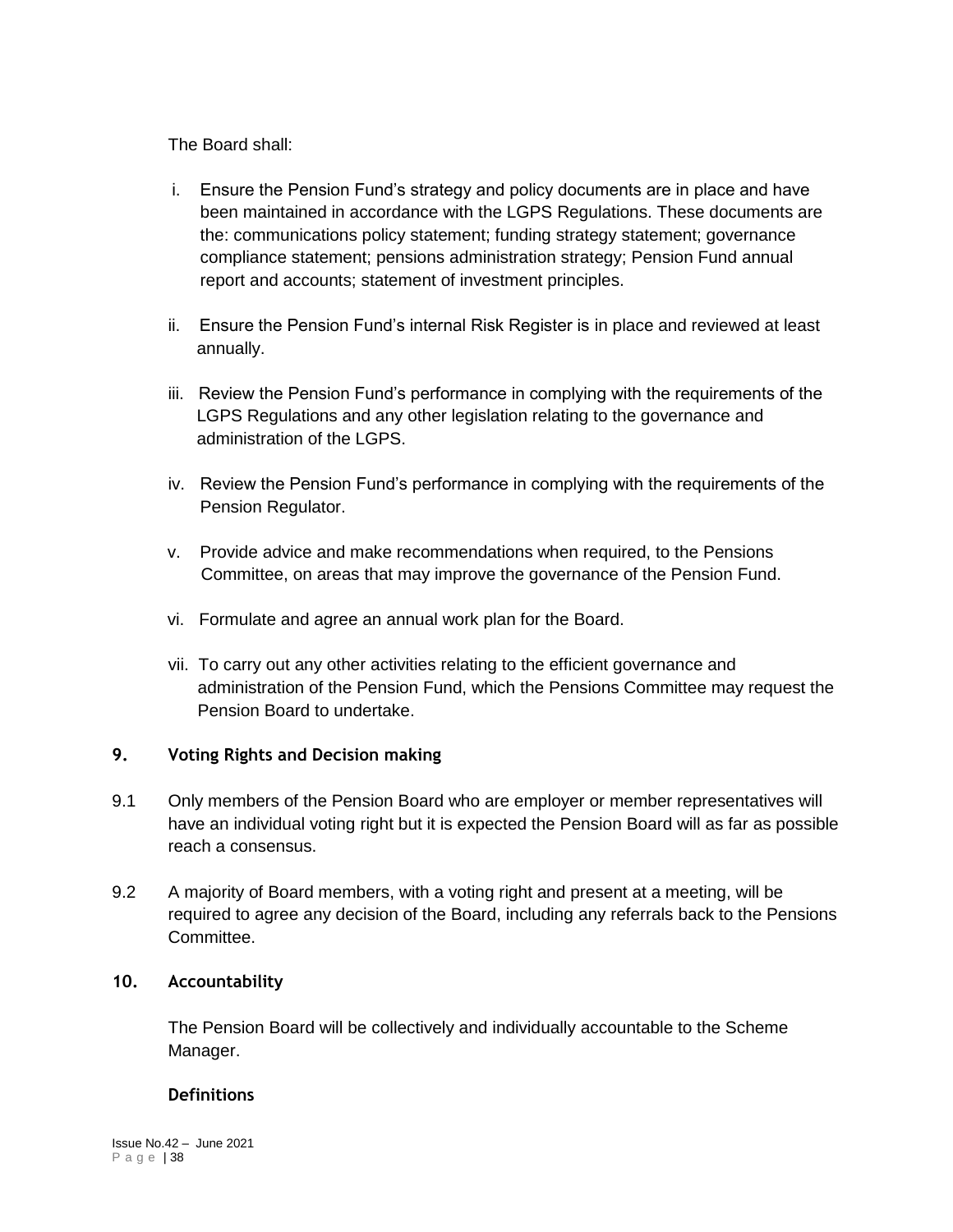The Board shall:

i. Ensure the Pension Fund's strategy and policy documents are in place and have been maintained in accordance with the LGPS Regulations. These documents are the: communications policy statement; funding strategy statement; governance compliance statement; pensions administration strategy; Pension Fund annual report and accounts; statement of investment principles.

ii. Ensure the Pension Fund's internal Risk Register is in place and reviewed at least annually.

iii. Review the Pension Fund's performance in complying with the requirements of the LGPS Regulations and any other legislation relating to the governance and administration of the LGPS.

iv. Review the Pension Fund's performance in complying with the requirements of the Pension Regulator.

v. Provide advice and make recommendations when required, to the Pensions Committee, on areas that may improve the governance of the Pension Fund.

vi. Formulate and agree an annual work plan for the Board.

vii. To carry out any other activities relating to the efficient governance and administration of the Pension Fund, which the Pensions Committee may request the Pension Board to undertake.

## 9. Voting Rights and Decision making

9.1 Only members of the Pension Board who are employer or member representatives will have an individual voting right but it is expected the Pension Board will as far as possible reach a consensus.

9.2 A majority of Board members, with a voting right and present at a meeting, will be required to agree any decision of the Board, including any referrals back to the Pensions Committee.

## 10. Accountability

The Pension Board will be collectively and individually accountable to the Scheme Manager.

### Definitions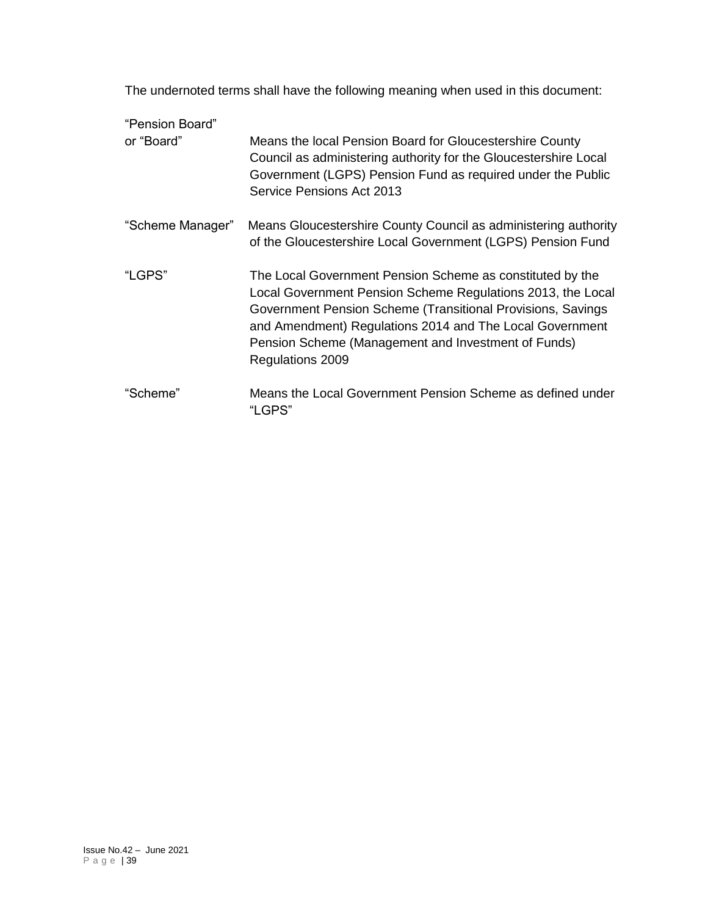The undernoted terms shall have the following meaning when used in this document:

| Term | Meaning |
|---|---|
| "Pension Board" or "Board" | Means the local Pension Board for Gloucestershire County Council as administering authority for the Gloucestershire Local Government (LGPS) Pension Fund as required under the Public Service Pensions Act 2013 |
| "Scheme Manager" | Means Gloucestershire County Council as administering authority of the Gloucestershire Local Government (LGPS) Pension Fund |
| "LGPS" | The Local Government Pension Scheme as constituted by the Local Government Pension Scheme Regulations 2013, the Local Government Pension Scheme (Transitional Provisions, Savings and Amendment) Regulations 2014 and The Local Government Pension Scheme (Management and Investment of Funds) Regulations 2009 |
| "Scheme" | Means the Local Government Pension Scheme as defined under "LGPS" |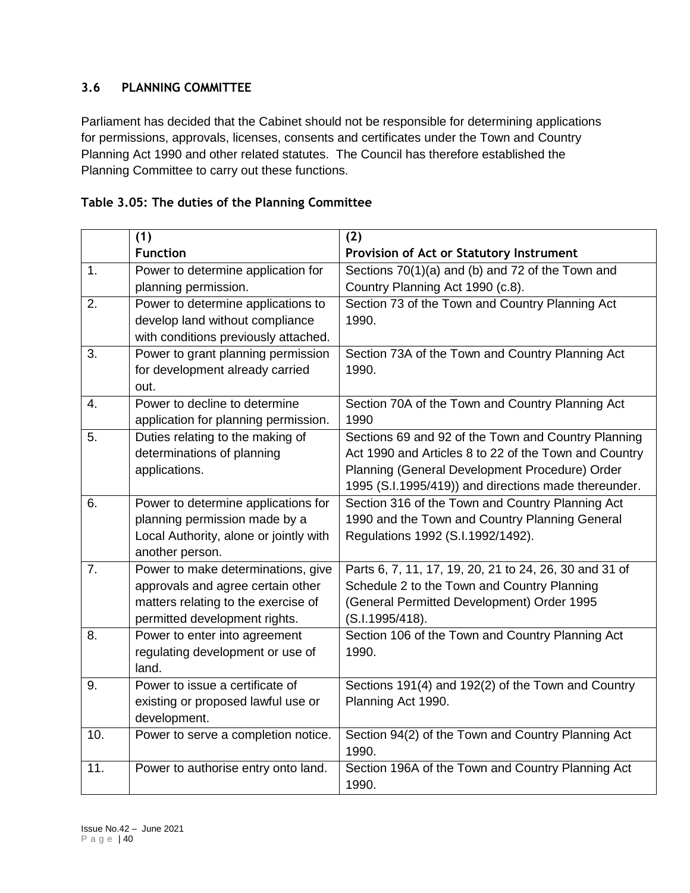### 3.6 PLANNING COMMITTEE

Parliament has decided that the Cabinet should not be responsible for determining applications for permissions, approvals, licenses, consents and certificates under the Town and Country Planning Act 1990 and other related statutes. The Council has therefore established the Planning Committee to carry out these functions.

**Table 3.05: The duties of the Planning Committee**

| | (1) Function | (2) Provision of Act or Statutory Instrument |
|---|---|---|
| 1. | Power to determine application for planning permission. | Sections 70(1)(a) and (b) and 72 of the Town and Country Planning Act 1990 (c.8). |
| 2. | Power to determine applications to develop land without compliance with conditions previously attached. | Section 73 of the Town and Country Planning Act 1990. |
| 3. | Power to grant planning permission for development already carried out. | Section 73A of the Town and Country Planning Act 1990. |
| 4. | Power to decline to determine application for planning permission. | Section 70A of the Town and Country Planning Act 1990 |
| 5. | Duties relating to the making of determinations of planning applications. | Sections 69 and 92 of the Town and Country Planning Act 1990 and Articles 8 to 22 of the Town and Country Planning (General Development Procedure) Order 1995 (S.I.1995/419)) and directions made thereunder. |
| 6. | Power to determine applications for planning permission made by a Local Authority, alone or jointly with another person. | Section 316 of the Town and Country Planning Act 1990 and the Town and Country Planning General Regulations 1992 (S.I.1992/1492). |
| 7. | Power to make determinations, give approvals and agree certain other matters relating to the exercise of permitted development rights. | Parts 6, 7, 11, 17, 19, 20, 21 to 24, 26, 30 and 31 of Schedule 2 to the Town and Country Planning (General Permitted Development) Order 1995 (S.I.1995/418). |
| 8. | Power to enter into agreement regulating development or use of land. | Section 106 of the Town and Country Planning Act 1990. |
| 9. | Power to issue a certificate of existing or proposed lawful use or development. | Sections 191(4) and 192(2) of the Town and Country Planning Act 1990. |
| 10. | Power to serve a completion notice. | Section 94(2) of the Town and Country Planning Act 1990. |
| 11. | Power to authorise entry onto land. | Section 196A of the Town and Country Planning Act 1990. |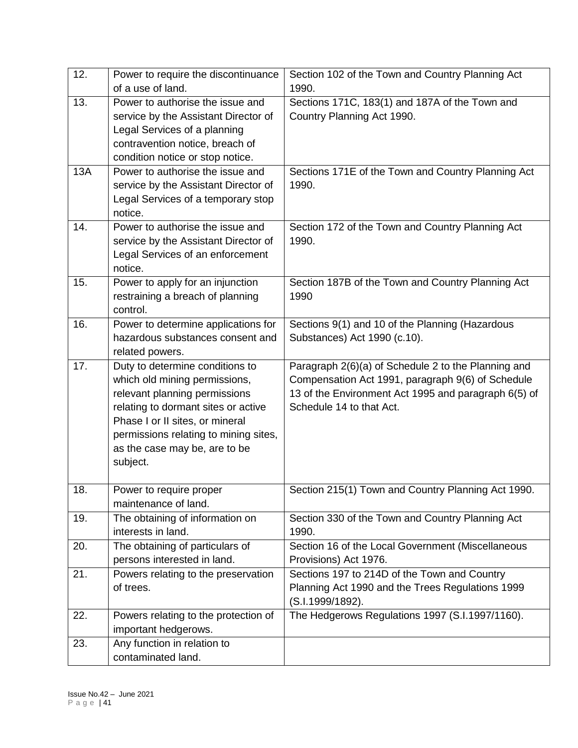| 12. | Power to require the discontinuance of a use of land. | Section 102 of the Town and Country Planning Act 1990. |
|---|---|---|
| 13. | Power to authorise the issue and service by the Assistant Director of Legal Services of a planning contravention notice, breach of condition notice or stop notice. | Sections 171C, 183(1) and 187A of the Town and Country Planning Act 1990. |
| 13A | Power to authorise the issue and service by the Assistant Director of Legal Services of a temporary stop notice. | Sections 171E of the Town and Country Planning Act 1990. |
| 14. | Power to authorise the issue and service by the Assistant Director of Legal Services of an enforcement notice. | Section 172 of the Town and Country Planning Act 1990. |
| 15. | Power to apply for an injunction restraining a breach of planning control. | Section 187B of the Town and Country Planning Act 1990 |
| 16. | Power to determine applications for hazardous substances consent and related powers. | Sections 9(1) and 10 of the Planning (Hazardous Substances) Act 1990 (c.10). |
| 17. | Duty to determine conditions to which old mining permissions, relevant planning permissions relating to dormant sites or active Phase I or II sites, or mineral permissions relating to mining sites, as the case may be, are to be subject. | Paragraph 2(6)(a) of Schedule 2 to the Planning and Compensation Act 1991, paragraph 9(6) of Schedule 13 of the Environment Act 1995 and paragraph 6(5) of Schedule 14 to that Act. |
| 18. | Power to require proper maintenance of land. | Section 215(1) Town and Country Planning Act 1990. |
| 19. | The obtaining of information on interests in land. | Section 330 of the Town and Country Planning Act 1990. |
| 20. | The obtaining of particulars of persons interested in land. | Section 16 of the Local Government (Miscellaneous Provisions) Act 1976. |
| 21. | Powers relating to the preservation of trees. | Sections 197 to 214D of the Town and Country Planning Act 1990 and the Trees Regulations 1999 (S.I.1999/1892). |
| 22. | Powers relating to the protection of important hedgerows. | The Hedgerows Regulations 1997 (S.I.1997/1160). |
| 23. | Any function in relation to contaminated land. | |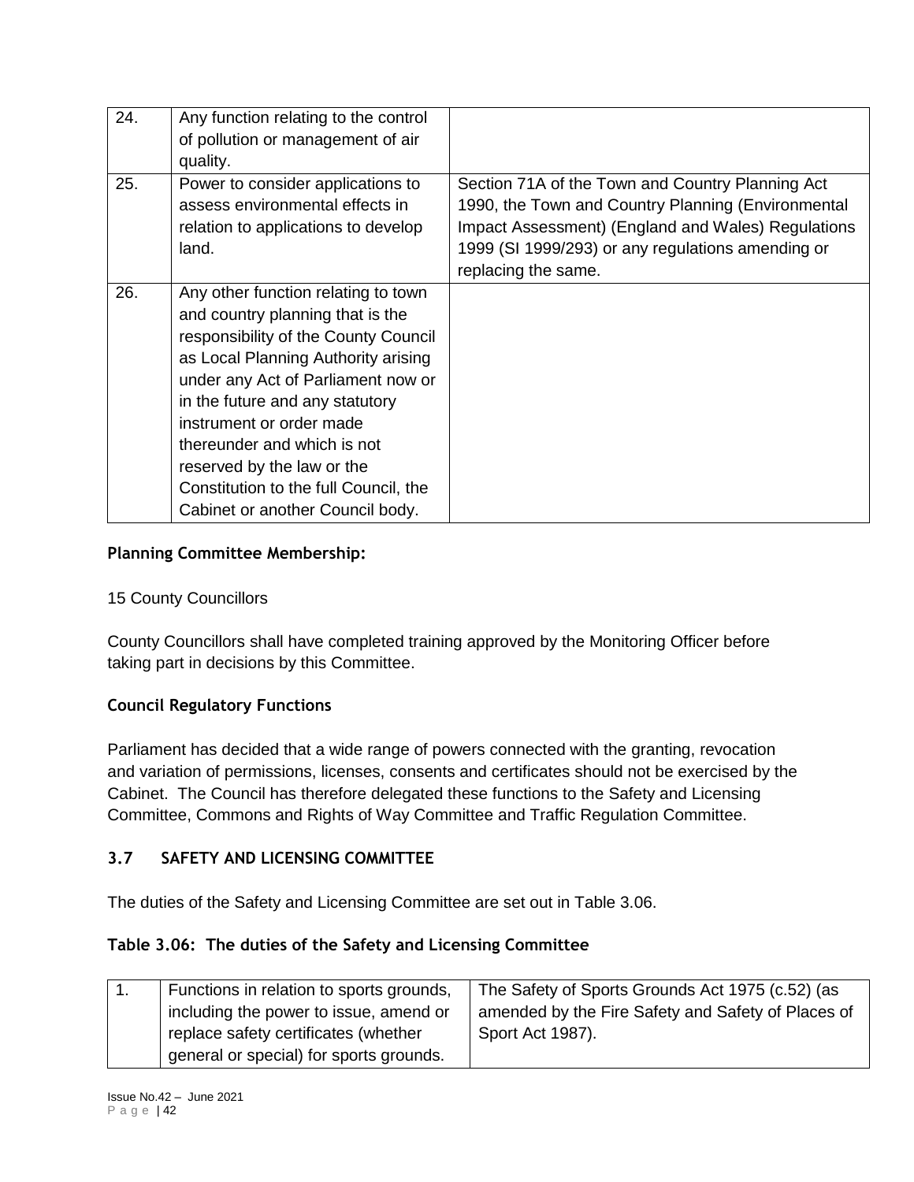| | | |
|---|---|---|
| 24. | Any function relating to the control of pollution or management of air quality. | |
| 25. | Power to consider applications to assess environmental effects in relation to applications to develop land. | Section 71A of the Town and Country Planning Act 1990, the Town and Country Planning (Environmental Impact Assessment) (England and Wales) Regulations 1999 (SI 1999/293) or any regulations amending or replacing the same. |
| 26. | Any other function relating to town and country planning that is the responsibility of the County Council as Local Planning Authority arising under any Act of Parliament now or in the future and any statutory instrument or order made thereunder and which is not reserved by the law or the Constitution to the full Council, the Cabinet or another Council body. | |

**Planning Committee Membership:**

15 County Councillors

County Councillors shall have completed training approved by the Monitoring Officer before taking part in decisions by this Committee.

**Council Regulatory Functions**

Parliament has decided that a wide range of powers connected with the granting, revocation and variation of permissions, licenses, consents and certificates should not be exercised by the Cabinet. The Council has therefore delegated these functions to the Safety and Licensing Committee, Commons and Rights of Way Committee and Traffic Regulation Committee.

## 3.7 SAFETY AND LICENSING COMMITTEE

The duties of the Safety and Licensing Committee are set out in Table 3.06.

**Table 3.06: The duties of the Safety and Licensing Committee**

| | | |
|---|---|---|
| 1. | Functions in relation to sports grounds, including the power to issue, amend or replace safety certificates (whether general or special) for sports grounds. | The Safety of Sports Grounds Act 1975 (c.52) (as amended by the Fire Safety and Safety of Places of Sport Act 1987). |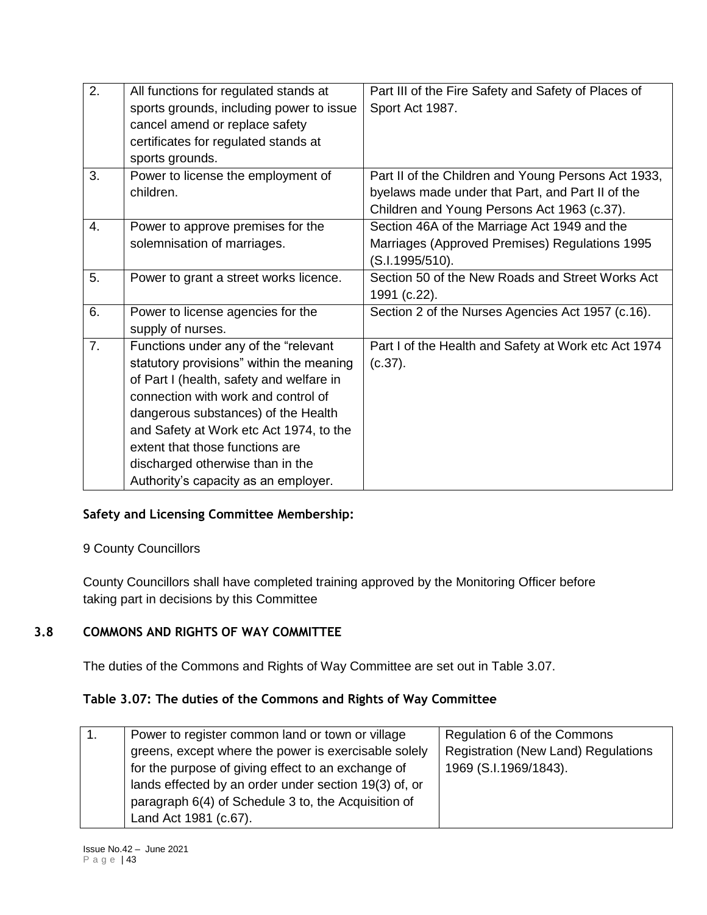| | | |
|---|---|---|
| 2. | All functions for regulated stands at sports grounds, including power to issue cancel amend or replace safety certificates for regulated stands at sports grounds. | Part III of the Fire Safety and Safety of Places of Sport Act 1987. |
| 3. | Power to license the employment of children. | Part II of the Children and Young Persons Act 1933, byelaws made under that Part, and Part II of the Children and Young Persons Act 1963 (c.37). |
| 4. | Power to approve premises for the solemnisation of marriages. | Section 46A of the Marriage Act 1949 and the Marriages (Approved Premises) Regulations 1995 (S.I.1995/510). |
| 5. | Power to grant a street works licence. | Section 50 of the New Roads and Street Works Act 1991 (c.22). |
| 6. | Power to license agencies for the supply of nurses. | Section 2 of the Nurses Agencies Act 1957 (c.16). |
| 7. | Functions under any of the "relevant statutory provisions" within the meaning of Part I (health, safety and welfare in connection with work and control of dangerous substances) of the Health and Safety at Work etc Act 1974, to the extent that those functions are discharged otherwise than in the Authority's capacity as an employer. | Part I of the Health and Safety at Work etc Act 1974 (c.37). |

**Safety and Licensing Committee Membership:**

9 County Councillors

County Councillors shall have completed training approved by the Monitoring Officer before taking part in decisions by this Committee

## 3.8 COMMONS AND RIGHTS OF WAY COMMITTEE

The duties of the Commons and Rights of Way Committee are set out in Table 3.07.

**Table 3.07: The duties of the Commons and Rights of Way Committee**

| | | |
|---|---|---|
| 1. | Power to register common land or town or village greens, except where the power is exercisable solely for the purpose of giving effect to an exchange of lands effected by an order under section 19(3) of, or paragraph 6(4) of Schedule 3 to, the Acquisition of Land Act 1981 (c.67). | Regulation 6 of the Commons Registration (New Land) Regulations 1969 (S.I.1969/1843). |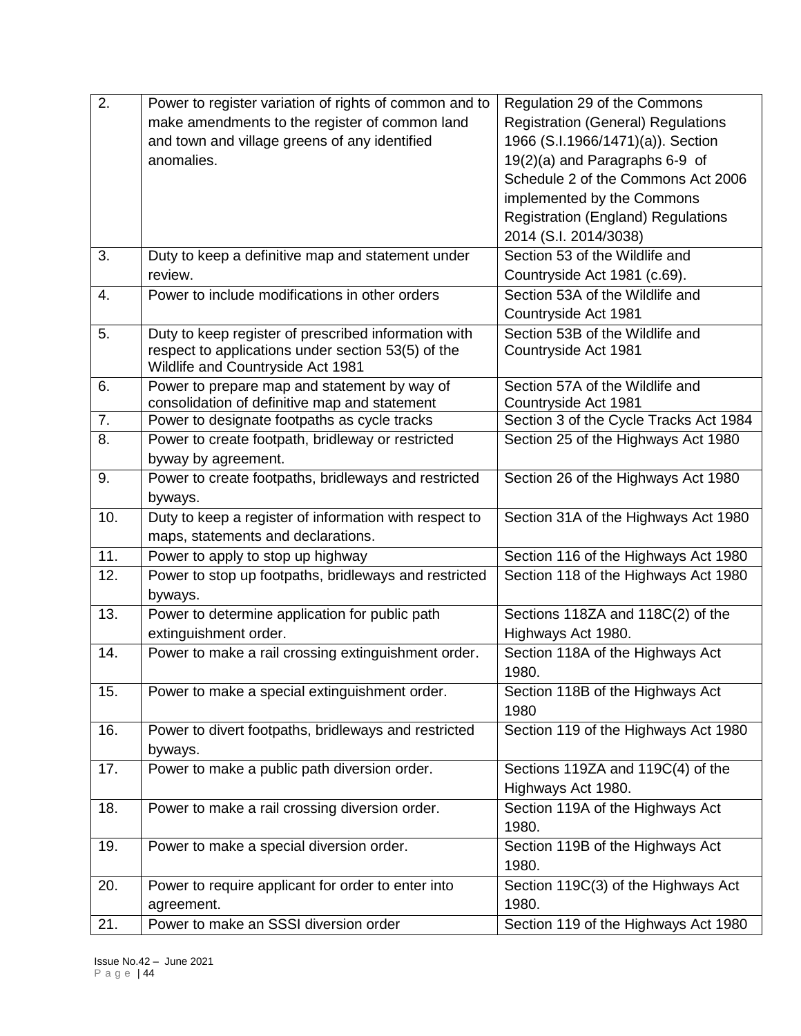| | | |
|---|---|---|
| 2. | Power to register variation of rights of common and to make amendments to the register of common land and town and village greens of any identified anomalies. | Regulation 29 of the Commons Registration (General) Regulations 1966 (S.I.1966/1471)(a)). Section 19(2)(a) and Paragraphs 6-9 of Schedule 2 of the Commons Act 2006 implemented by the Commons Registration (England) Regulations 2014 (S.I. 2014/3038) |
| 3. | Duty to keep a definitive map and statement under review. | Section 53 of the Wildlife and Countryside Act 1981 (c.69). |
| 4. | Power to include modifications in other orders | Section 53A of the Wildlife and Countryside Act 1981 |
| 5. | Duty to keep register of prescribed information with respect to applications under section 53(5) of the Wildlife and Countryside Act 1981 | Section 53B of the Wildlife and Countryside Act 1981 |
| 6. | Power to prepare map and statement by way of consolidation of definitive map and statement | Section 57A of the Wildlife and Countryside Act 1981 |
| 7. | Power to designate footpaths as cycle tracks | Section 3 of the Cycle Tracks Act 1984 |
| 8. | Power to create footpath, bridleway or restricted byway by agreement. | Section 25 of the Highways Act 1980 |
| 9. | Power to create footpaths, bridleways and restricted byways. | Section 26 of the Highways Act 1980 |
| 10. | Duty to keep a register of information with respect to maps, statements and declarations. | Section 31A of the Highways Act 1980 |
| 11. | Power to apply to stop up highway | Section 116 of the Highways Act 1980 |
| 12. | Power to stop up footpaths, bridleways and restricted byways. | Section 118 of the Highways Act 1980 |
| 13. | Power to determine application for public path extinguishment order. | Sections 118ZA and 118C(2) of the Highways Act 1980. |
| 14. | Power to make a rail crossing extinguishment order. | Section 118A of the Highways Act 1980. |
| 15. | Power to make a special extinguishment order. | Section 118B of the Highways Act 1980 |
| 16. | Power to divert footpaths, bridleways and restricted byways. | Section 119 of the Highways Act 1980 |
| 17. | Power to make a public path diversion order. | Sections 119ZA and 119C(4) of the Highways Act 1980. |
| 18. | Power to make a rail crossing diversion order. | Section 119A of the Highways Act 1980. |
| 19. | Power to make a special diversion order. | Section 119B of the Highways Act 1980. |
| 20. | Power to require applicant for order to enter into agreement. | Section 119C(3) of the Highways Act 1980. |
| 21. | Power to make an SSSI diversion order | Section 119 of the Highways Act 1980 |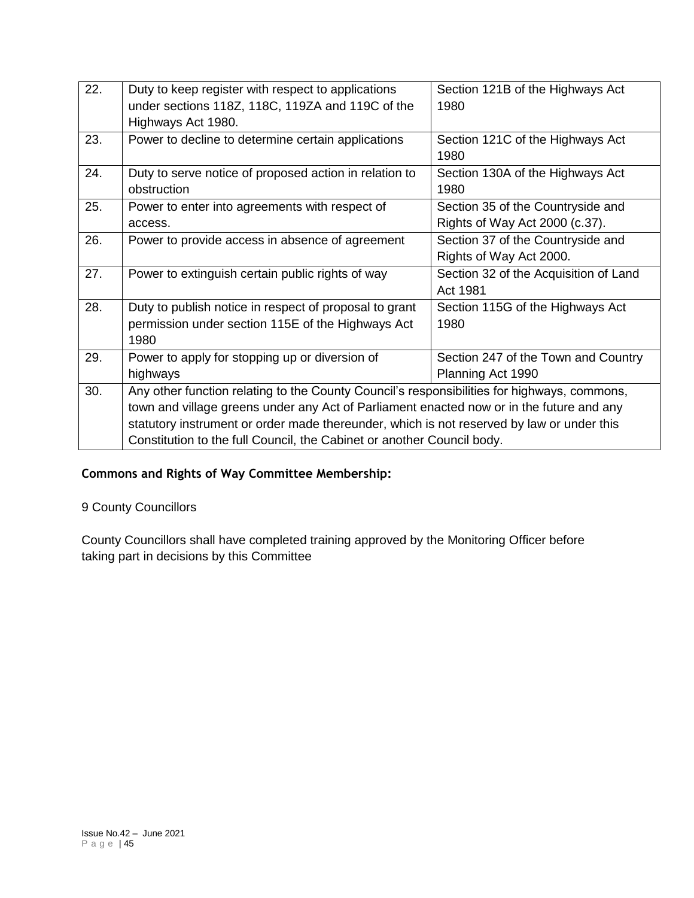| | | |
|---|---|---|
| 22. | Duty to keep register with respect to applications under sections 118Z, 118C, 119ZA and 119C of the Highways Act 1980. | Section 121B of the Highways Act 1980 |
| 23. | Power to decline to determine certain applications | Section 121C of the Highways Act 1980 |
| 24. | Duty to serve notice of proposed action in relation to obstruction | Section 130A of the Highways Act 1980 |
| 25. | Power to enter into agreements with respect of access. | Section 35 of the Countryside and Rights of Way Act 2000 (c.37). |
| 26. | Power to provide access in absence of agreement | Section 37 of the Countryside and Rights of Way Act 2000. |
| 27. | Power to extinguish certain public rights of way | Section 32 of the Acquisition of Land Act 1981 |
| 28. | Duty to publish notice in respect of proposal to grant permission under section 115E of the Highways Act 1980 | Section 115G of the Highways Act 1980 |
| 29. | Power to apply for stopping up or diversion of highways | Section 247 of the Town and Country Planning Act 1990 |
| 30. | Any other function relating to the County Council's responsibilities for highways, commons, town and village greens under any Act of Parliament enacted now or in the future and any statutory instrument or order made thereunder, which is not reserved by law or under this Constitution to the full Council, the Cabinet or another Council body. | |

**Commons and Rights of Way Committee Membership:**

9 County Councillors

County Councillors shall have completed training approved by the Monitoring Officer before taking part in decisions by this Committee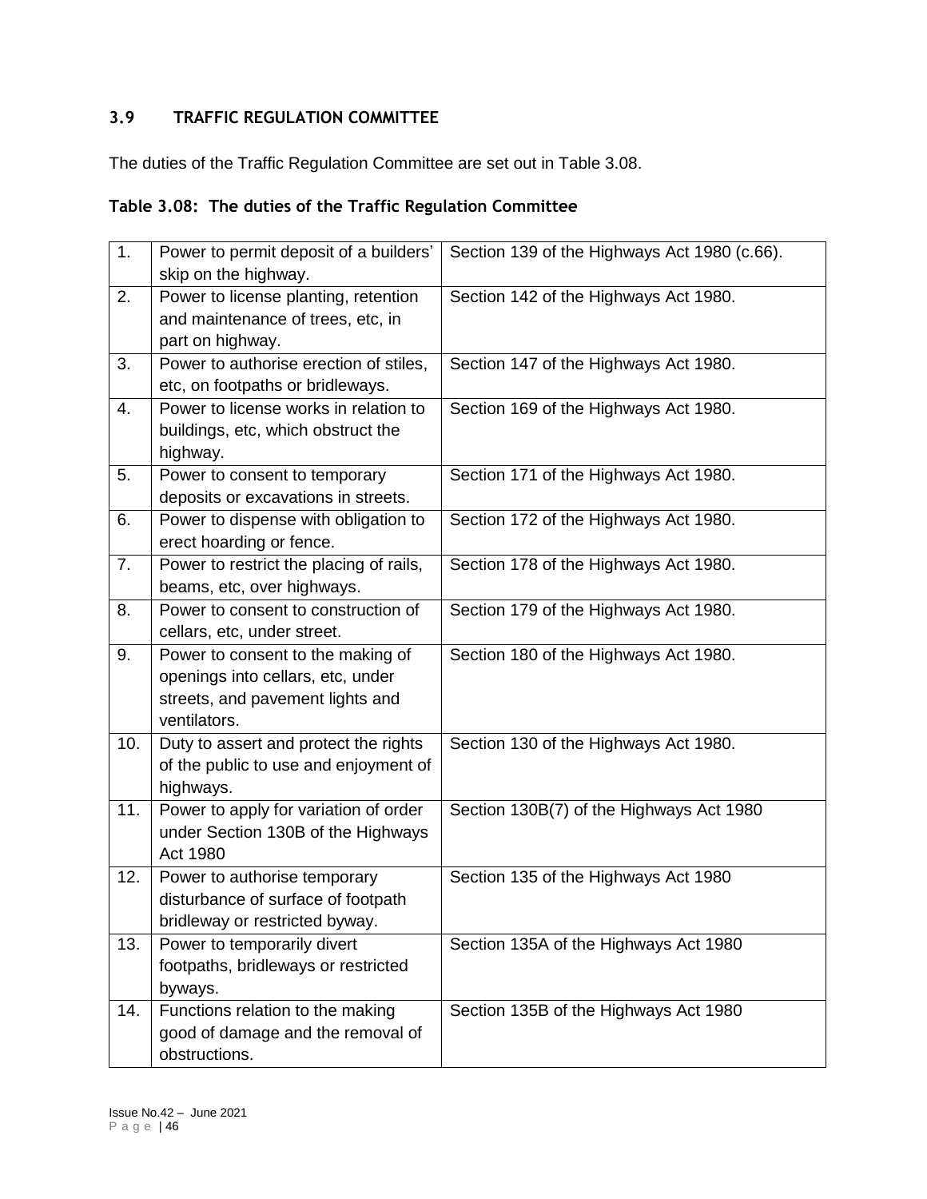### 3.9 TRAFFIC REGULATION COMMITTEE

The duties of the Traffic Regulation Committee are set out in Table 3.08.

**Table 3.08: The duties of the Traffic Regulation Committee**

| | | |
|---|---|---|
| 1. | Power to permit deposit of a builders' skip on the highway. | Section 139 of the Highways Act 1980 (c.66). |
| 2. | Power to license planting, retention and maintenance of trees, etc, in part on highway. | Section 142 of the Highways Act 1980. |
| 3. | Power to authorise erection of stiles, etc, on footpaths or bridleways. | Section 147 of the Highways Act 1980. |
| 4. | Power to license works in relation to buildings, etc, which obstruct the highway. | Section 169 of the Highways Act 1980. |
| 5. | Power to consent to temporary deposits or excavations in streets. | Section 171 of the Highways Act 1980. |
| 6. | Power to dispense with obligation to erect hoarding or fence. | Section 172 of the Highways Act 1980. |
| 7. | Power to restrict the placing of rails, beams, etc, over highways. | Section 178 of the Highways Act 1980. |
| 8. | Power to consent to construction of cellars, etc, under street. | Section 179 of the Highways Act 1980. |
| 9. | Power to consent to the making of openings into cellars, etc, under streets, and pavement lights and ventilators. | Section 180 of the Highways Act 1980. |
| 10. | Duty to assert and protect the rights of the public to use and enjoyment of highways. | Section 130 of the Highways Act 1980. |
| 11. | Power to apply for variation of order under Section 130B of the Highways Act 1980 | Section 130B(7) of the Highways Act 1980 |
| 12. | Power to authorise temporary disturbance of surface of footpath bridleway or restricted byway. | Section 135 of the Highways Act 1980 |
| 13. | Power to temporarily divert footpaths, bridleways or restricted byways. | Section 135A of the Highways Act 1980 |
| 14. | Functions relation to the making good of damage and the removal of obstructions. | Section 135B of the Highways Act 1980 |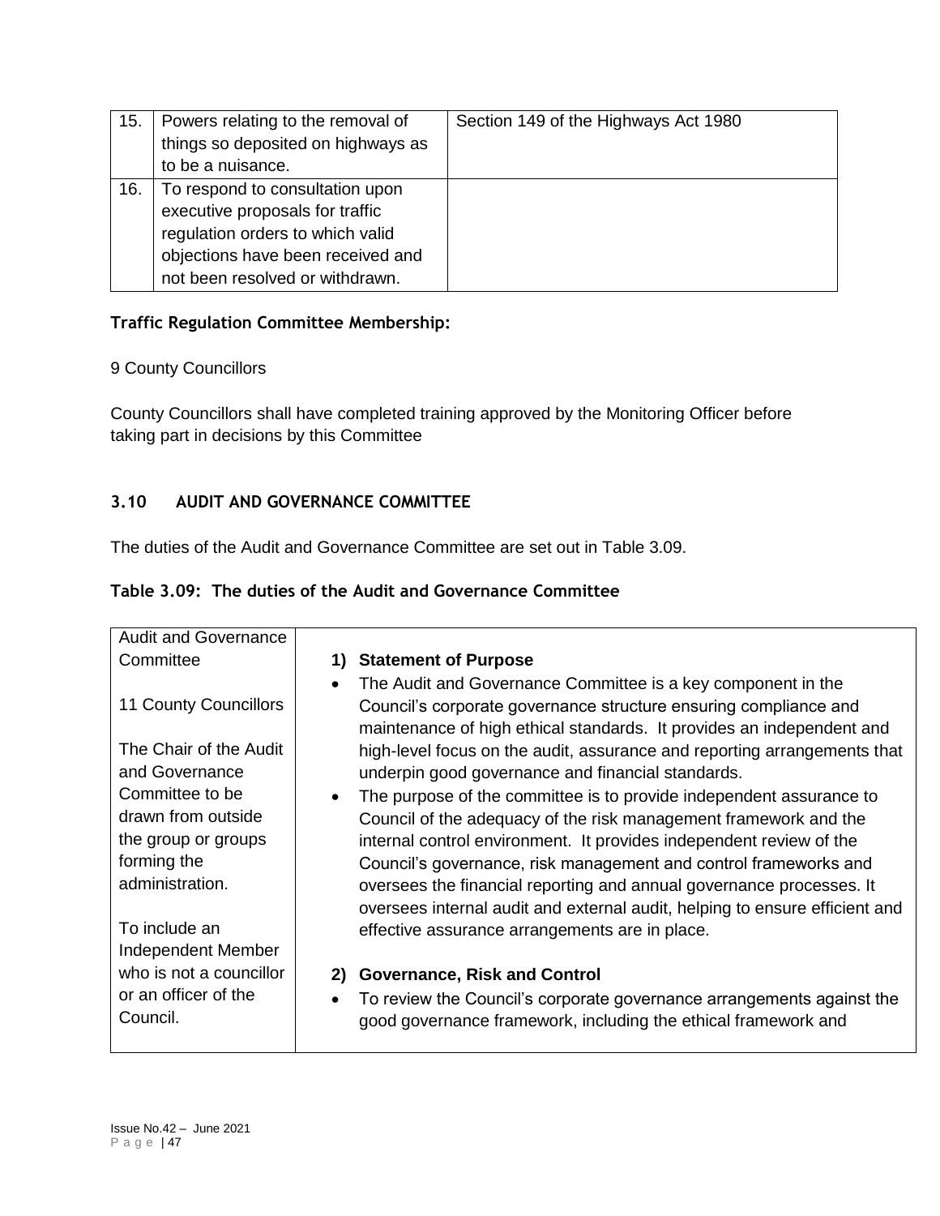| 15. | Powers relating to the removal of things so deposited on highways as to be a nuisance. | Section 149 of the Highways Act 1980 |
|---|---|---|
| 16. | To respond to consultation upon executive proposals for traffic regulation orders to which valid objections have been received and not been resolved or withdrawn. | |

**Traffic Regulation Committee Membership:**

9 County Councillors

County Councillors shall have completed training approved by the Monitoring Officer before taking part in decisions by this Committee

### 3.10 AUDIT AND GOVERNANCE COMMITTEE

The duties of the Audit and Governance Committee are set out in Table 3.09.

**Table 3.09: The duties of the Audit and Governance Committee**

| Audit and Governance Committee<br><br>11 County Councillors<br><br>The Chair of the Audit and Governance Committee to be drawn from outside the group or groups forming the administration.<br><br>To include an Independent Member who is not a councillor or an officer of the Council. | **1) Statement of Purpose**<br>• The Audit and Governance Committee is a key component in the Council's corporate governance structure ensuring compliance and maintenance of high ethical standards. It provides an independent and high-level focus on the audit, assurance and reporting arrangements that underpin good governance and financial standards.<br>• The purpose of the committee is to provide independent assurance to Council of the adequacy of the risk management framework and the internal control environment. It provides independent review of the Council's governance, risk management and control frameworks and oversees the financial reporting and annual governance processes. It oversees internal audit and external audit, helping to ensure efficient and effective assurance arrangements are in place.<br><br>**2) Governance, Risk and Control**<br>• To review the Council's corporate governance arrangements against the good governance framework, including the ethical framework and |
|---|---|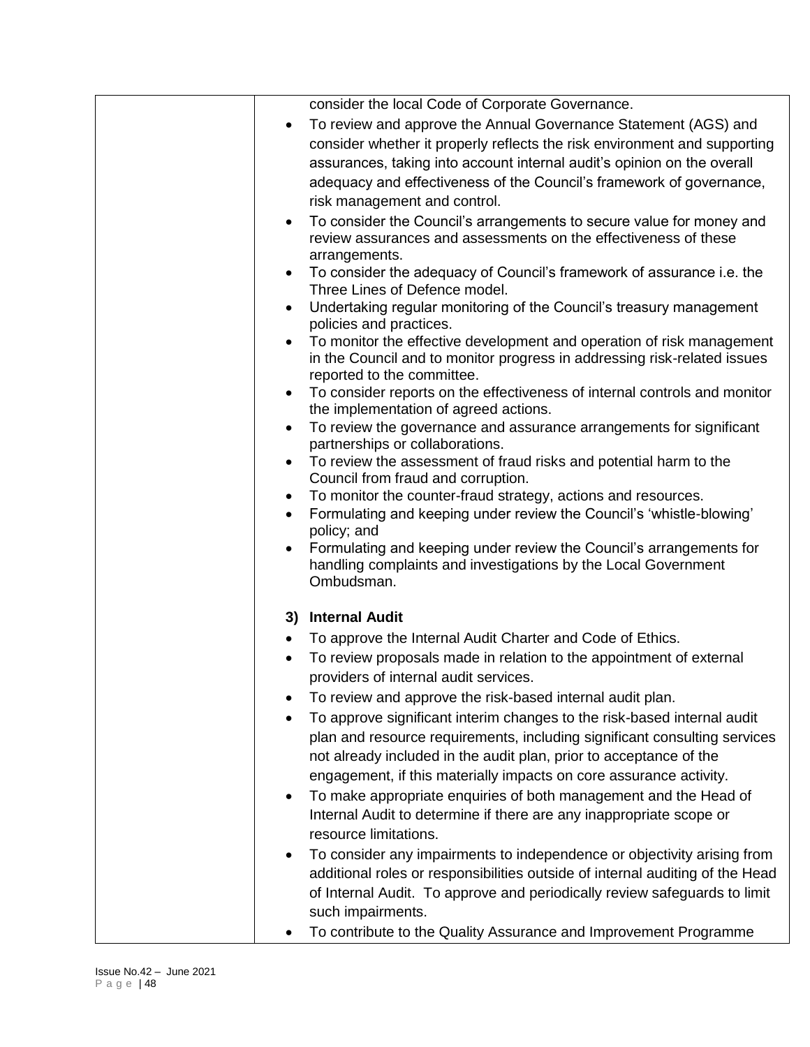| | consider the local Code of Corporate Governance.<br>• To review and approve the Annual Governance Statement (AGS) and consider whether it properly reflects the risk environment and supporting assurances, taking into account internal audit's opinion on the overall adequacy and effectiveness of the Council's framework of governance, risk management and control.<br>• To consider the Council's arrangements to secure value for money and review assurances and assessments on the effectiveness of these arrangements.<br>• To consider the adequacy of Council's framework of assurance i.e. the Three Lines of Defence model.<br>• Undertaking regular monitoring of the Council's treasury management policies and practices.<br>• To monitor the effective development and operation of risk management in the Council and to monitor progress in addressing risk-related issues reported to the committee.<br>• To consider reports on the effectiveness of internal controls and monitor the implementation of agreed actions.<br>• To review the governance and assurance arrangements for significant partnerships or collaborations.<br>• To review the assessment of fraud risks and potential harm to the Council from fraud and corruption.<br>• To monitor the counter-fraud strategy, actions and resources.<br>• Formulating and keeping under review the Council's 'whistle-blowing' policy; and<br>• Formulating and keeping under review the Council's arrangements for handling complaints and investigations by the Local Government Ombudsman.<br><br>**3) Internal Audit**<br>• To approve the Internal Audit Charter and Code of Ethics.<br>• To review proposals made in relation to the appointment of external providers of internal audit services.<br>• To review and approve the risk-based internal audit plan.<br>• To approve significant interim changes to the risk-based internal audit plan and resource requirements, including significant consulting services not already included in the audit plan, prior to acceptance of the engagement, if this materially impacts on core assurance activity.<br>• To make appropriate enquiries of both management and the Head of Internal Audit to determine if there are any inappropriate scope or resource limitations.<br>• To consider any impairments to independence or objectivity arising from additional roles or responsibilities outside of internal auditing of the Head of Internal Audit. To approve and periodically review safeguards to limit such impairments.<br>• To contribute to the Quality Assurance and Improvement Programme |
|---|---|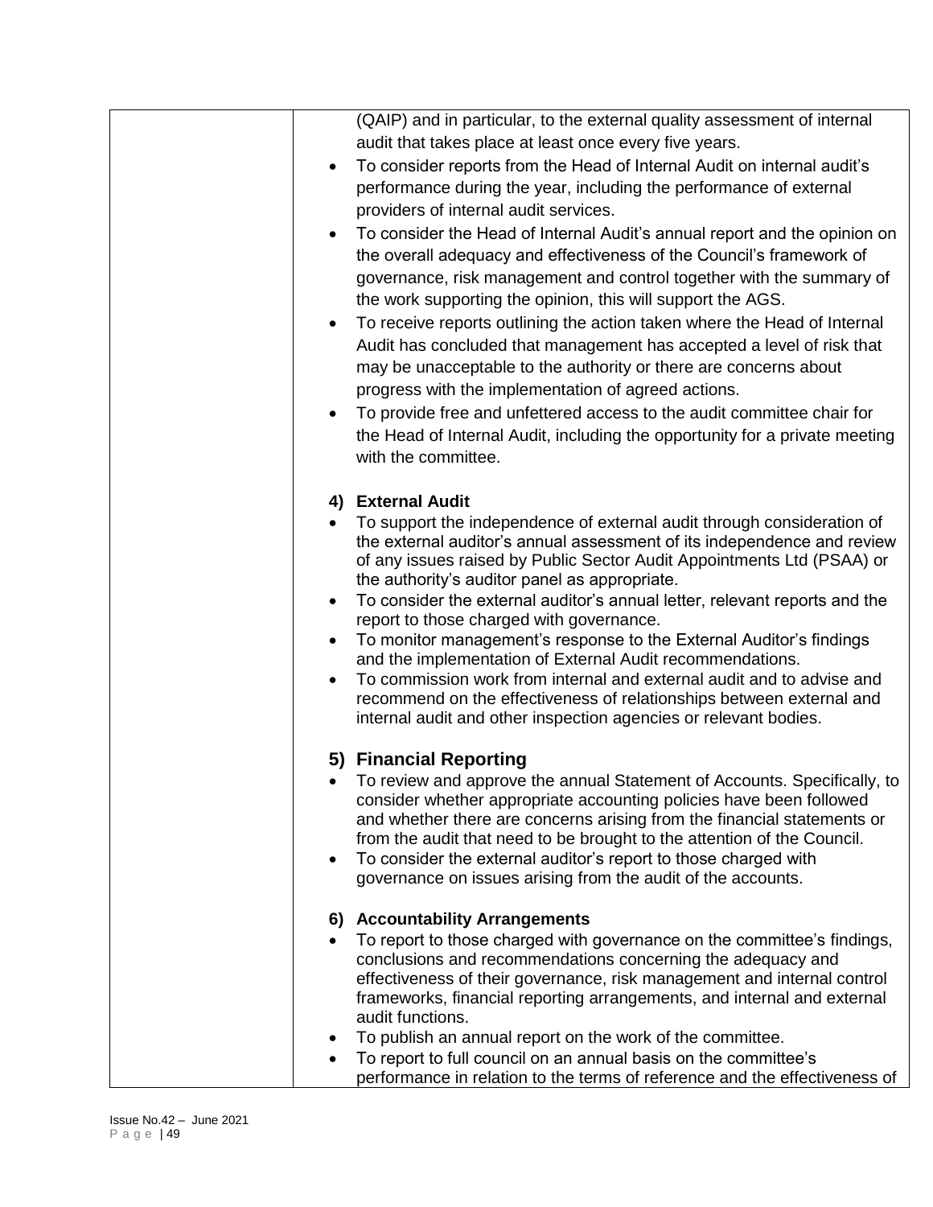| | (QAIP) and in particular, to the external quality assessment of internal audit that takes place at least once every five years.<br>• To consider reports from the Head of Internal Audit on internal audit's performance during the year, including the performance of external providers of internal audit services.<br>• To consider the Head of Internal Audit's annual report and the opinion on the overall adequacy and effectiveness of the Council's framework of governance, risk management and control together with the summary of the work supporting the opinion, this will support the AGS.<br>• To receive reports outlining the action taken where the Head of Internal Audit has concluded that management has accepted a level of risk that may be unacceptable to the authority or there are concerns about progress with the implementation of agreed actions.<br>• To provide free and unfettered access to the audit committee chair for the Head of Internal Audit, including the opportunity for a private meeting with the committee.<br><br>**4) External Audit**<br>• To support the independence of external audit through consideration of the external auditor's annual assessment of its independence and review of any issues raised by Public Sector Audit Appointments Ltd (PSAA) or the authority's auditor panel as appropriate.<br>• To consider the external auditor's annual letter, relevant reports and the report to those charged with governance.<br>• To monitor management's response to the External Auditor's findings and the implementation of External Audit recommendations.<br>• To commission work from internal and external audit and to advise and recommend on the effectiveness of relationships between external and internal audit and other inspection agencies or relevant bodies.<br><br>**5) Financial Reporting**<br>• To review and approve the annual Statement of Accounts. Specifically, to consider whether appropriate accounting policies have been followed and whether there are concerns arising from the financial statements or from the audit that need to be brought to the attention of the Council.<br>• To consider the external auditor's report to those charged with governance on issues arising from the audit of the accounts.<br><br>**6) Accountability Arrangements**<br>• To report to those charged with governance on the committee's findings, conclusions and recommendations concerning the adequacy and effectiveness of their governance, risk management and internal control frameworks, financial reporting arrangements, and internal and external audit functions.<br>• To publish an annual report on the work of the committee.<br>• To report to full council on an annual basis on the committee's performance in relation to the terms of reference and the effectiveness of |
|---|---|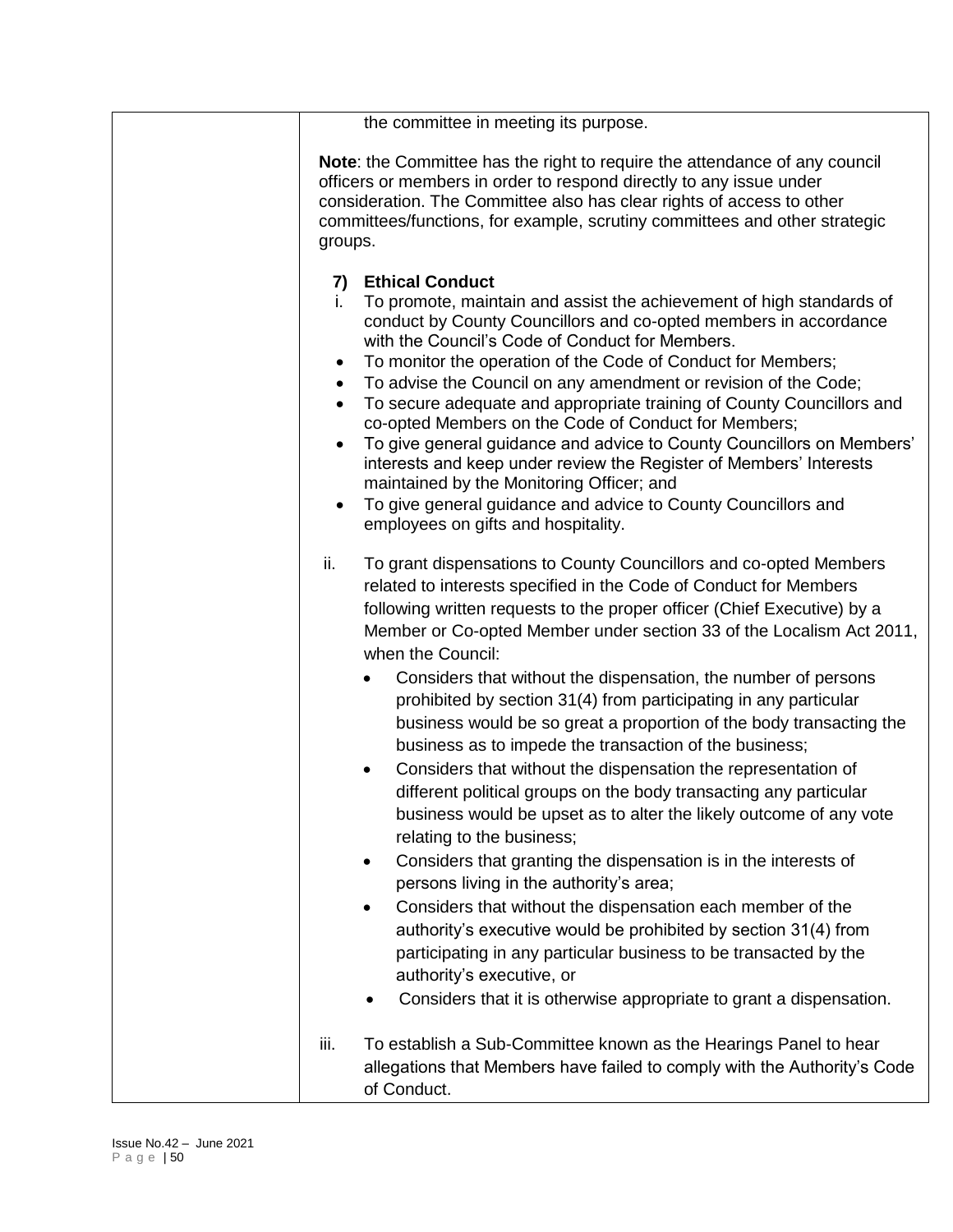the committee in meeting its purpose.

**Note**: the Committee has the right to require the attendance of any council officers or members in order to respond directly to any issue under consideration. The Committee also has clear rights of access to other committees/functions, for example, scrutiny committees and other strategic groups.

**7) Ethical Conduct**

i. To promote, maintain and assist the achievement of high standards of conduct by County Councillors and co-opted members in accordance with the Council's Code of Conduct for Members.

- To monitor the operation of the Code of Conduct for Members;
- To advise the Council on any amendment or revision of the Code;
- To secure adequate and appropriate training of County Councillors and co-opted Members on the Code of Conduct for Members;
- To give general guidance and advice to County Councillors on Members' interests and keep under review the Register of Members' Interests maintained by the Monitoring Officer; and
- To give general guidance and advice to County Councillors and employees on gifts and hospitality.

ii. To grant dispensations to County Councillors and co-opted Members related to interests specified in the Code of Conduct for Members following written requests to the proper officer (Chief Executive) by a Member or Co-opted Member under section 33 of the Localism Act 2011, when the Council:

- Considers that without the dispensation, the number of persons prohibited by section 31(4) from participating in any particular business would be so great a proportion of the body transacting the business as to impede the transaction of the business;
- Considers that without the dispensation the representation of different political groups on the body transacting any particular business would be upset as to alter the likely outcome of any vote relating to the business;
- Considers that granting the dispensation is in the interests of persons living in the authority's area;
- Considers that without the dispensation each member of the authority's executive would be prohibited by section 31(4) from participating in any particular business to be transacted by the authority's executive, or
- Considers that it is otherwise appropriate to grant a dispensation.

iii. To establish a Sub-Committee known as the Hearings Panel to hear allegations that Members have failed to comply with the Authority's Code of Conduct.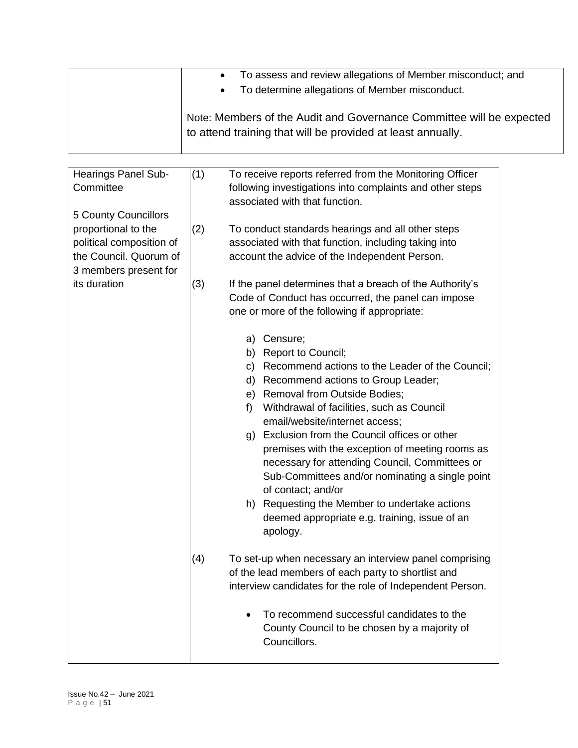| | |
|---|---|
| | • To assess and review allegations of Member misconduct; and<br>• To determine allegations of Member misconduct.<br><br>Note: Members of the Audit and Governance Committee will be expected to attend training that will be provided at least annually. |

| | |
|---|---|
| Hearings Panel Sub-Committee<br><br>5 County Councillors proportional to the political composition of the Council. Quorum of 3 members present for its duration | (1) To receive reports referred from the Monitoring Officer following investigations into complaints and other steps associated with that function.<br><br>(2) To conduct standards hearings and all other steps associated with that function, including taking into account the advice of the Independent Person.<br><br>(3) If the panel determines that a breach of the Authority's Code of Conduct has occurred, the panel can impose one or more of the following if appropriate:<br><br>a) Censure;<br>b) Report to Council;<br>c) Recommend actions to the Leader of the Council;<br>d) Recommend actions to Group Leader;<br>e) Removal from Outside Bodies;<br>f) Withdrawal of facilities, such as Council email/website/internet access;<br>g) Exclusion from the Council offices or other premises with the exception of meeting rooms as necessary for attending Council, Committees or Sub-Committees and/or nominating a single point of contact; and/or<br>h) Requesting the Member to undertake actions deemed appropriate e.g. training, issue of an apology.<br><br>(4) To set-up when necessary an interview panel comprising of the lead members of each party to shortlist and interview candidates for the role of Independent Person.<br><br>• To recommend successful candidates to the County Council to be chosen by a majority of Councillors. |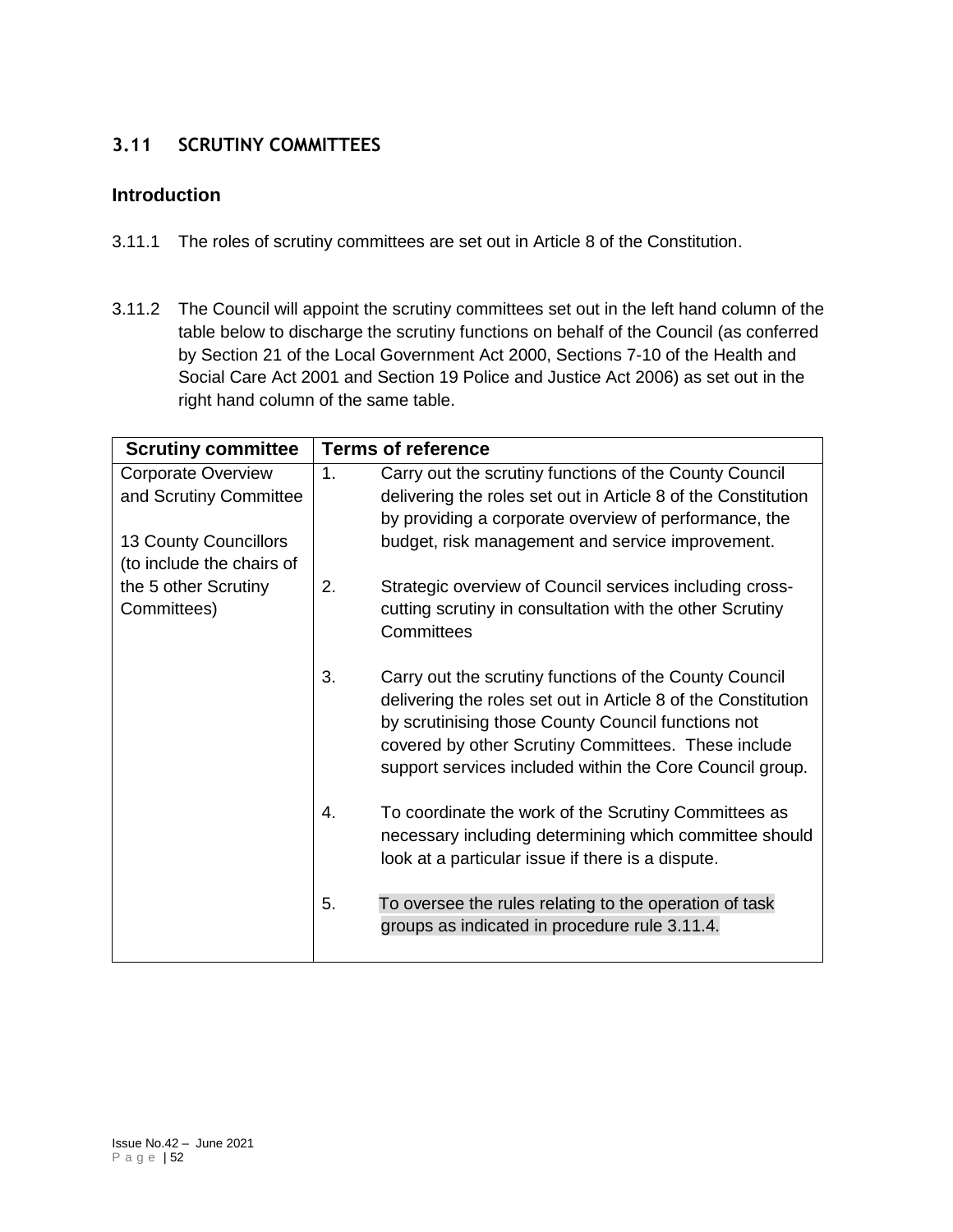## 3.11 SCRUTINY COMMITTEES

### Introduction

3.11.1 The roles of scrutiny committees are set out in Article 8 of the Constitution.

3.11.2 The Council will appoint the scrutiny committees set out in the left hand column of the table below to discharge the scrutiny functions on behalf of the Council (as conferred by Section 21 of the Local Government Act 2000, Sections 7-10 of the Health and Social Care Act 2001 and Section 19 Police and Justice Act 2006) as set out in the right hand column of the same table.

| Scrutiny committee | Terms of reference |
| --- | --- |
| Corporate Overview and Scrutiny Committee<br><br>13 County Councillors (to include the chairs of the 5 other Scrutiny Committees) | 1. Carry out the scrutiny functions of the County Council delivering the roles set out in Article 8 of the Constitution by providing a corporate overview of performance, the budget, risk management and service improvement.<br><br>2. Strategic overview of Council services including cross-cutting scrutiny in consultation with the other Scrutiny Committees<br><br>3. Carry out the scrutiny functions of the County Council delivering the roles set out in Article 8 of the Constitution by scrutinising those County Council functions not covered by other Scrutiny Committees. These include support services included within the Core Council group.<br><br>4. To coordinate the work of the Scrutiny Committees as necessary including determining which committee should look at a particular issue if there is a dispute.<br><br>5. To oversee the rules relating to the operation of task groups as indicated in procedure rule 3.11.4. |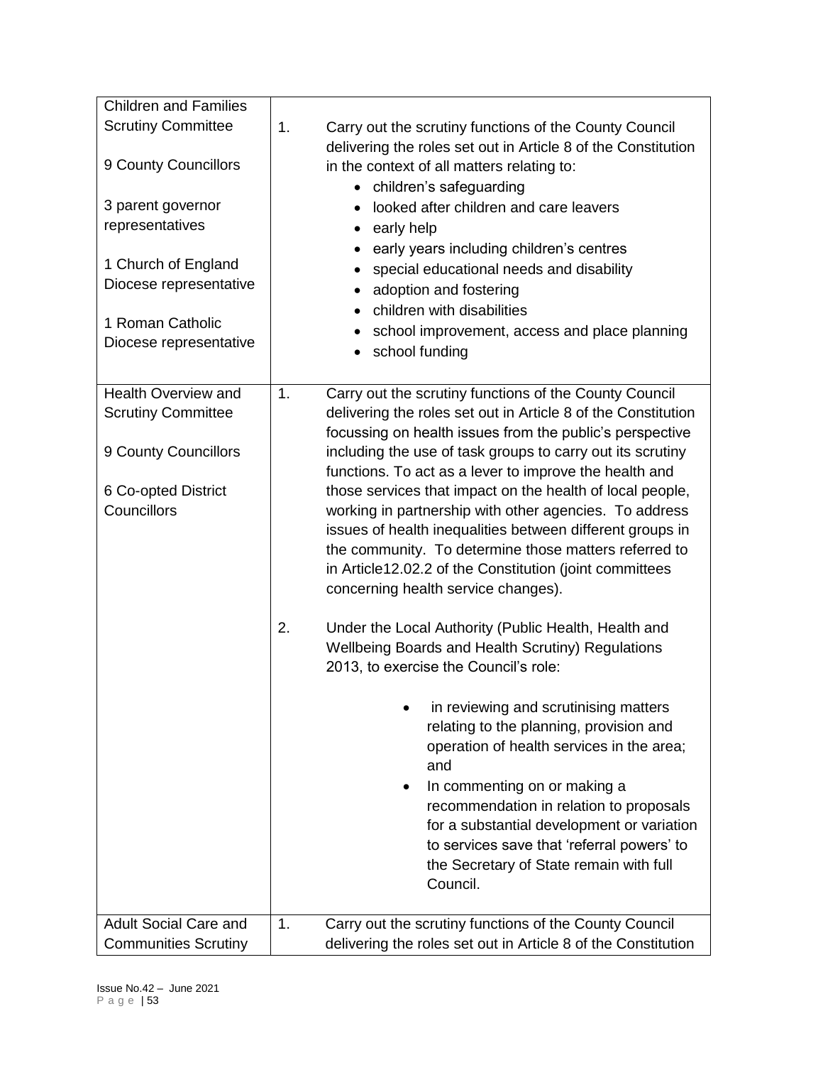| | |
|---|---|
| Children and Families Scrutiny Committee<br><br>9 County Councillors<br><br>3 parent governor representatives<br><br>1 Church of England Diocese representative<br><br>1 Roman Catholic Diocese representative | 1. Carry out the scrutiny functions of the County Council delivering the roles set out in Article 8 of the Constitution in the context of all matters relating to:<br>• children's safeguarding<br>• looked after children and care leavers<br>• early help<br>• early years including children's centres<br>• special educational needs and disability<br>• adoption and fostering<br>• children with disabilities<br>• school improvement, access and place planning<br>• school funding |
| Health Overview and Scrutiny Committee<br><br>9 County Councillors<br><br>6 Co-opted District Councillors | 1. Carry out the scrutiny functions of the County Council delivering the roles set out in Article 8 of the Constitution focussing on health issues from the public's perspective including the use of task groups to carry out its scrutiny functions. To act as a lever to improve the health and those services that impact on the health of local people, working in partnership with other agencies. To address issues of health inequalities between different groups in the community. To determine those matters referred to in Article12.02.2 of the Constitution (joint committees concerning health service changes).<br><br>2. Under the Local Authority (Public Health, Health and Wellbeing Boards and Health Scrutiny) Regulations 2013, to exercise the Council's role:<br>• in reviewing and scrutinising matters relating to the planning, provision and operation of health services in the area; and<br>• In commenting on or making a recommendation in relation to proposals for a substantial development or variation to services save that 'referral powers' to the Secretary of State remain with full Council. |
| Adult Social Care and Communities Scrutiny | 1. Carry out the scrutiny functions of the County Council delivering the roles set out in Article 8 of the Constitution |

Issue No.42 – June 2021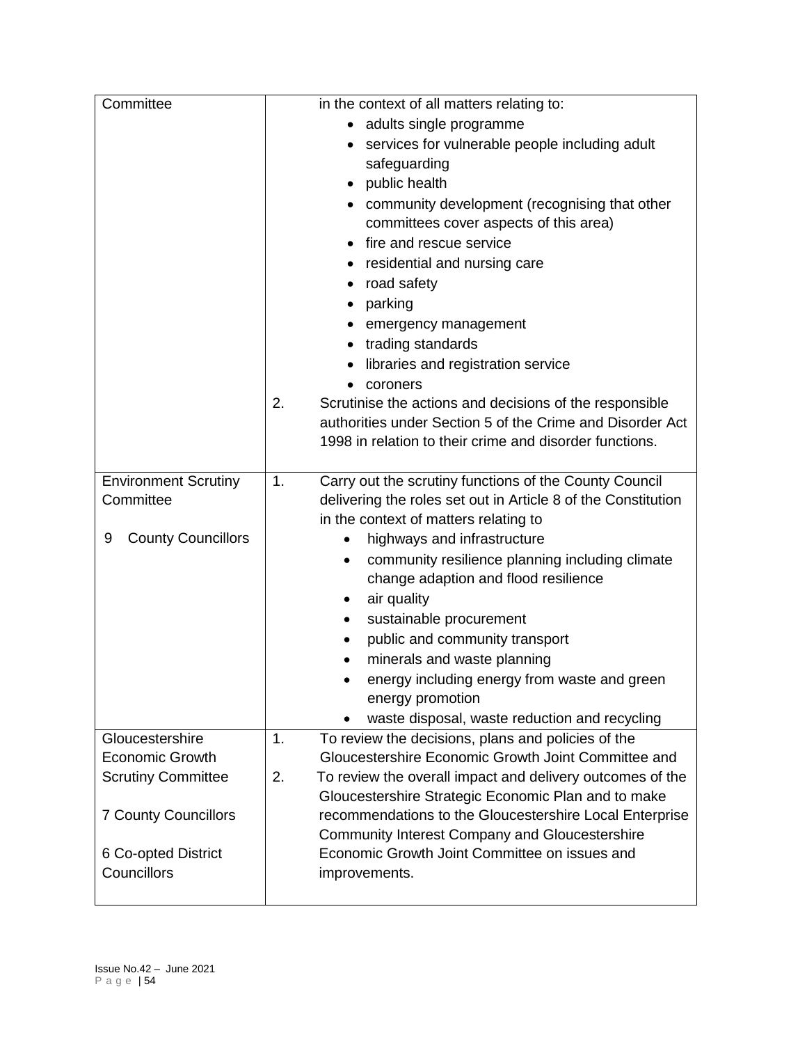| Committee | in the context of all matters relating to:<br>• adults single programme<br>• services for vulnerable people including adult safeguarding<br>• public health<br>• community development (recognising that other committees cover aspects of this area)<br>• fire and rescue service<br>• residential and nursing care<br>• road safety<br>• parking<br>• emergency management<br>• trading standards<br>• libraries and registration service<br>• coroners<br>2. Scrutinise the actions and decisions of the responsible authorities under Section 5 of the Crime and Disorder Act 1998 in relation to their crime and disorder functions. |
|---|---|
| Environment Scrutiny Committee<br><br>9 County Councillors | 1. Carry out the scrutiny functions of the County Council delivering the roles set out in Article 8 of the Constitution in the context of matters relating to<br>• highways and infrastructure<br>• community resilience planning including climate change adaption and flood resilience<br>• air quality<br>• sustainable procurement<br>• public and community transport<br>• minerals and waste planning<br>• energy including energy from waste and green energy promotion<br>• waste disposal, waste reduction and recycling |
| Gloucestershire Economic Growth Scrutiny Committee<br><br>7 County Councillors<br><br>6 Co-opted District Councillors | 1. To review the decisions, plans and policies of the Gloucestershire Economic Growth Joint Committee and<br>2. To review the overall impact and delivery outcomes of the Gloucestershire Strategic Economic Plan and to make recommendations to the Gloucestershire Local Enterprise Community Interest Company and Gloucestershire Economic Growth Joint Committee on issues and improvements. |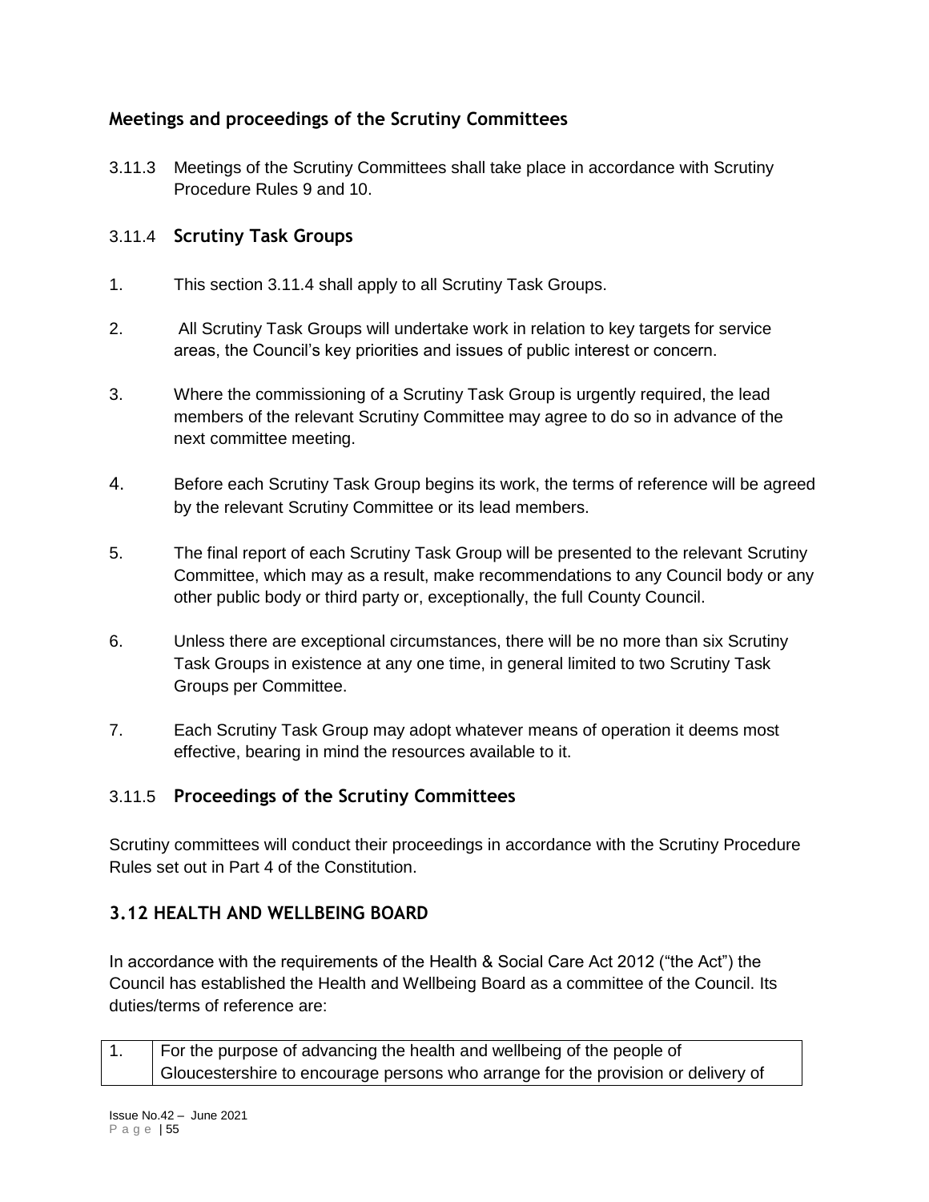## Meetings and proceedings of the Scrutiny Committees

3.11.3 Meetings of the Scrutiny Committees shall take place in accordance with Scrutiny Procedure Rules 9 and 10.

### 3.11.4 Scrutiny Task Groups

1. This section 3.11.4 shall apply to all Scrutiny Task Groups.

2. All Scrutiny Task Groups will undertake work in relation to key targets for service areas, the Council's key priorities and issues of public interest or concern.

3. Where the commissioning of a Scrutiny Task Group is urgently required, the lead members of the relevant Scrutiny Committee may agree to do so in advance of the next committee meeting.

4. Before each Scrutiny Task Group begins its work, the terms of reference will be agreed by the relevant Scrutiny Committee or its lead members.

5. The final report of each Scrutiny Task Group will be presented to the relevant Scrutiny Committee, which may as a result, make recommendations to any Council body or any other public body or third party or, exceptionally, the full County Council.

6. Unless there are exceptional circumstances, there will be no more than six Scrutiny Task Groups in existence at any one time, in general limited to two Scrutiny Task Groups per Committee.

7. Each Scrutiny Task Group may adopt whatever means of operation it deems most effective, bearing in mind the resources available to it.

### 3.11.5 Proceedings of the Scrutiny Committees

Scrutiny committees will conduct their proceedings in accordance with the Scrutiny Procedure Rules set out in Part 4 of the Constitution.

## 3.12 HEALTH AND WELLBEING BOARD

In accordance with the requirements of the Health & Social Care Act 2012 ("the Act") the Council has established the Health and Wellbeing Board as a committee of the Council. Its duties/terms of reference are:

| | |
|---|---|
| 1. | For the purpose of advancing the health and wellbeing of the people of Gloucestershire to encourage persons who arrange for the provision or delivery of |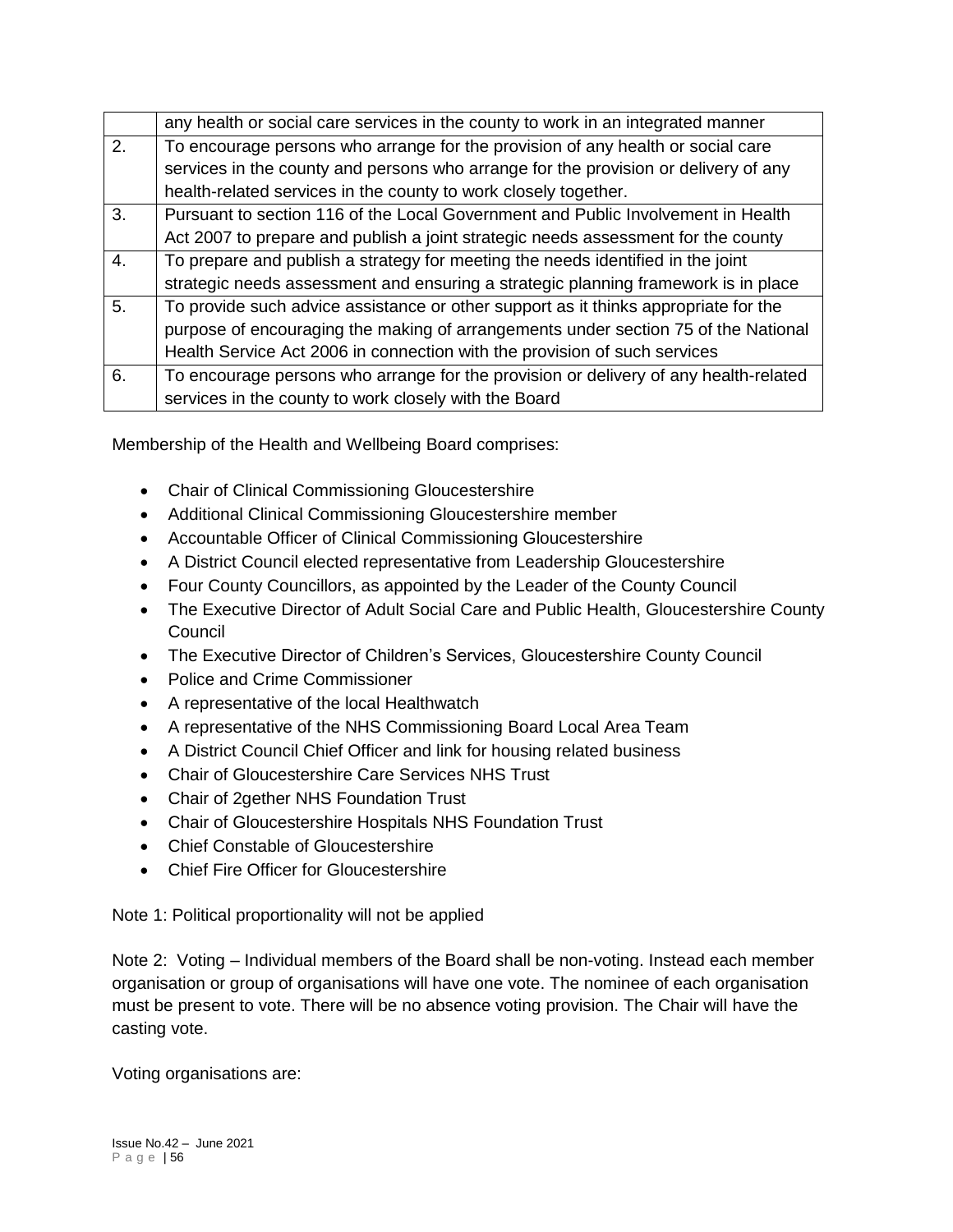| | |
|---|---|
| | any health or social care services in the county to work in an integrated manner |
| 2. | To encourage persons who arrange for the provision of any health or social care services in the county and persons who arrange for the provision or delivery of any health-related services in the county to work closely together. |
| 3. | Pursuant to section 116 of the Local Government and Public Involvement in Health Act 2007 to prepare and publish a joint strategic needs assessment for the county |
| 4. | To prepare and publish a strategy for meeting the needs identified in the joint strategic needs assessment and ensuring a strategic planning framework is in place |
| 5. | To provide such advice assistance or other support as it thinks appropriate for the purpose of encouraging the making of arrangements under section 75 of the National Health Service Act 2006 in connection with the provision of such services |
| 6. | To encourage persons who arrange for the provision or delivery of any health-related services in the county to work closely with the Board |

Membership of the Health and Wellbeing Board comprises:

- Chair of Clinical Commissioning Gloucestershire
- Additional Clinical Commissioning Gloucestershire member
- Accountable Officer of Clinical Commissioning Gloucestershire
- A District Council elected representative from Leadership Gloucestershire
- Four County Councillors, as appointed by the Leader of the County Council
- The Executive Director of Adult Social Care and Public Health, Gloucestershire County Council
- The Executive Director of Children's Services, Gloucestershire County Council
- Police and Crime Commissioner
- A representative of the local Healthwatch
- A representative of the NHS Commissioning Board Local Area Team
- A District Council Chief Officer and link for housing related business
- Chair of Gloucestershire Care Services NHS Trust
- Chair of 2gether NHS Foundation Trust
- Chair of Gloucestershire Hospitals NHS Foundation Trust
- Chief Constable of Gloucestershire
- Chief Fire Officer for Gloucestershire

Note 1: Political proportionality will not be applied

Note 2: Voting – Individual members of the Board shall be non-voting. Instead each member organisation or group of organisations will have one vote. The nominee of each organisation must be present to vote. There will be no absence voting provision. The Chair will have the casting vote.

Voting organisations are: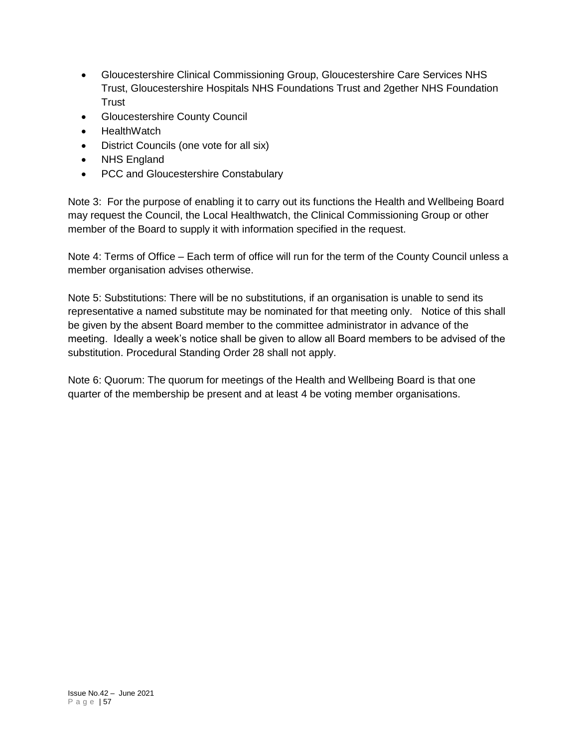- Gloucestershire Clinical Commissioning Group, Gloucestershire Care Services NHS Trust, Gloucestershire Hospitals NHS Foundations Trust and 2gether NHS Foundation Trust
- Gloucestershire County Council
- HealthWatch
- District Councils (one vote for all six)
- NHS England
- PCC and Gloucestershire Constabulary

Note 3: For the purpose of enabling it to carry out its functions the Health and Wellbeing Board may request the Council, the Local Healthwatch, the Clinical Commissioning Group or other member of the Board to supply it with information specified in the request.

Note 4: Terms of Office – Each term of office will run for the term of the County Council unless a member organisation advises otherwise.

Note 5: Substitutions: There will be no substitutions, if an organisation is unable to send its representative a named substitute may be nominated for that meeting only. Notice of this shall be given by the absent Board member to the committee administrator in advance of the meeting. Ideally a week's notice shall be given to allow all Board members to be advised of the substitution. Procedural Standing Order 28 shall not apply.

Note 6: Quorum: The quorum for meetings of the Health and Wellbeing Board is that one quarter of the membership be present and at least 4 be voting member organisations.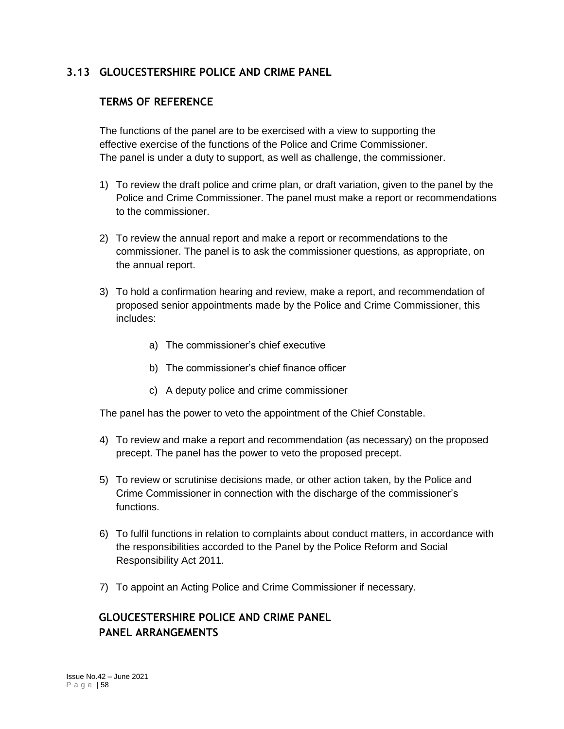## 3.13 GLOUCESTERSHIRE POLICE AND CRIME PANEL

### TERMS OF REFERENCE

The functions of the panel are to be exercised with a view to supporting the effective exercise of the functions of the Police and Crime Commissioner. The panel is under a duty to support, as well as challenge, the commissioner.

1) To review the draft police and crime plan, or draft variation, given to the panel by the Police and Crime Commissioner. The panel must make a report or recommendations to the commissioner.

2) To review the annual report and make a report or recommendations to the commissioner. The panel is to ask the commissioner questions, as appropriate, on the annual report.

3) To hold a confirmation hearing and review, make a report, and recommendation of proposed senior appointments made by the Police and Crime Commissioner, this includes:

    a) The commissioner's chief executive

    b) The commissioner's chief finance officer

    c) A deputy police and crime commissioner

The panel has the power to veto the appointment of the Chief Constable.

4) To review and make a report and recommendation (as necessary) on the proposed precept. The panel has the power to veto the proposed precept.

5) To review or scrutinise decisions made, or other action taken, by the Police and Crime Commissioner in connection with the discharge of the commissioner's functions.

6) To fulfil functions in relation to complaints about conduct matters, in accordance with the responsibilities accorded to the Panel by the Police Reform and Social Responsibility Act 2011.

7) To appoint an Acting Police and Crime Commissioner if necessary.

### GLOUCESTERSHIRE POLICE AND CRIME PANEL
### PANEL ARRANGEMENTS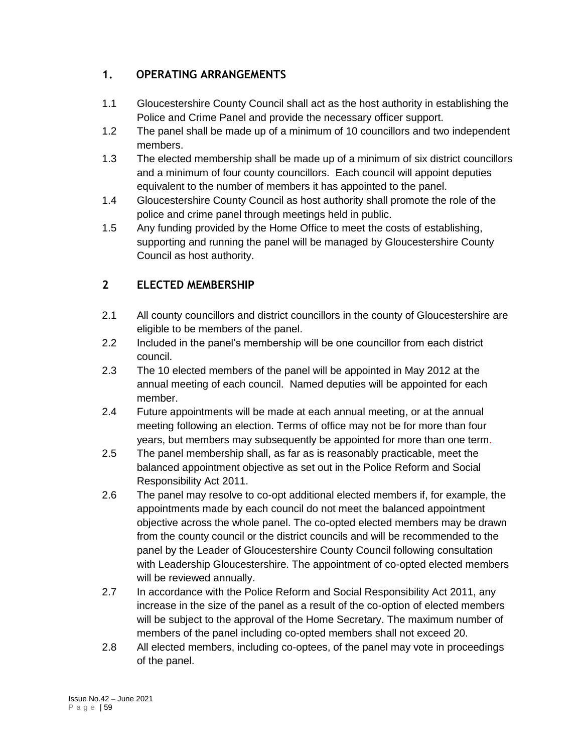## 1. OPERATING ARRANGEMENTS

1.1 Gloucestershire County Council shall act as the host authority in establishing the Police and Crime Panel and provide the necessary officer support.

1.2 The panel shall be made up of a minimum of 10 councillors and two independent members.

1.3 The elected membership shall be made up of a minimum of six district councillors and a minimum of four county councillors. Each council will appoint deputies equivalent to the number of members it has appointed to the panel.

1.4 Gloucestershire County Council as host authority shall promote the role of the police and crime panel through meetings held in public.

1.5 Any funding provided by the Home Office to meet the costs of establishing, supporting and running the panel will be managed by Gloucestershire County Council as host authority.

## 2 ELECTED MEMBERSHIP

2.1 All county councillors and district councillors in the county of Gloucestershire are eligible to be members of the panel.

2.2 Included in the panel's membership will be one councillor from each district council.

2.3 The 10 elected members of the panel will be appointed in May 2012 at the annual meeting of each council. Named deputies will be appointed for each member.

2.4 Future appointments will be made at each annual meeting, or at the annual meeting following an election. Terms of office may not be for more than four years, but members may subsequently be appointed for more than one term.

2.5 The panel membership shall, as far as is reasonably practicable, meet the balanced appointment objective as set out in the Police Reform and Social Responsibility Act 2011.

2.6 The panel may resolve to co-opt additional elected members if, for example, the appointments made by each council do not meet the balanced appointment objective across the whole panel. The co-opted elected members may be drawn from the county council or the district councils and will be recommended to the panel by the Leader of Gloucestershire County Council following consultation with Leadership Gloucestershire. The appointment of co-opted elected members will be reviewed annually.

2.7 In accordance with the Police Reform and Social Responsibility Act 2011, any increase in the size of the panel as a result of the co-option of elected members will be subject to the approval of the Home Secretary. The maximum number of members of the panel including co-opted members shall not exceed 20.

2.8 All elected members, including co-optees, of the panel may vote in proceedings of the panel.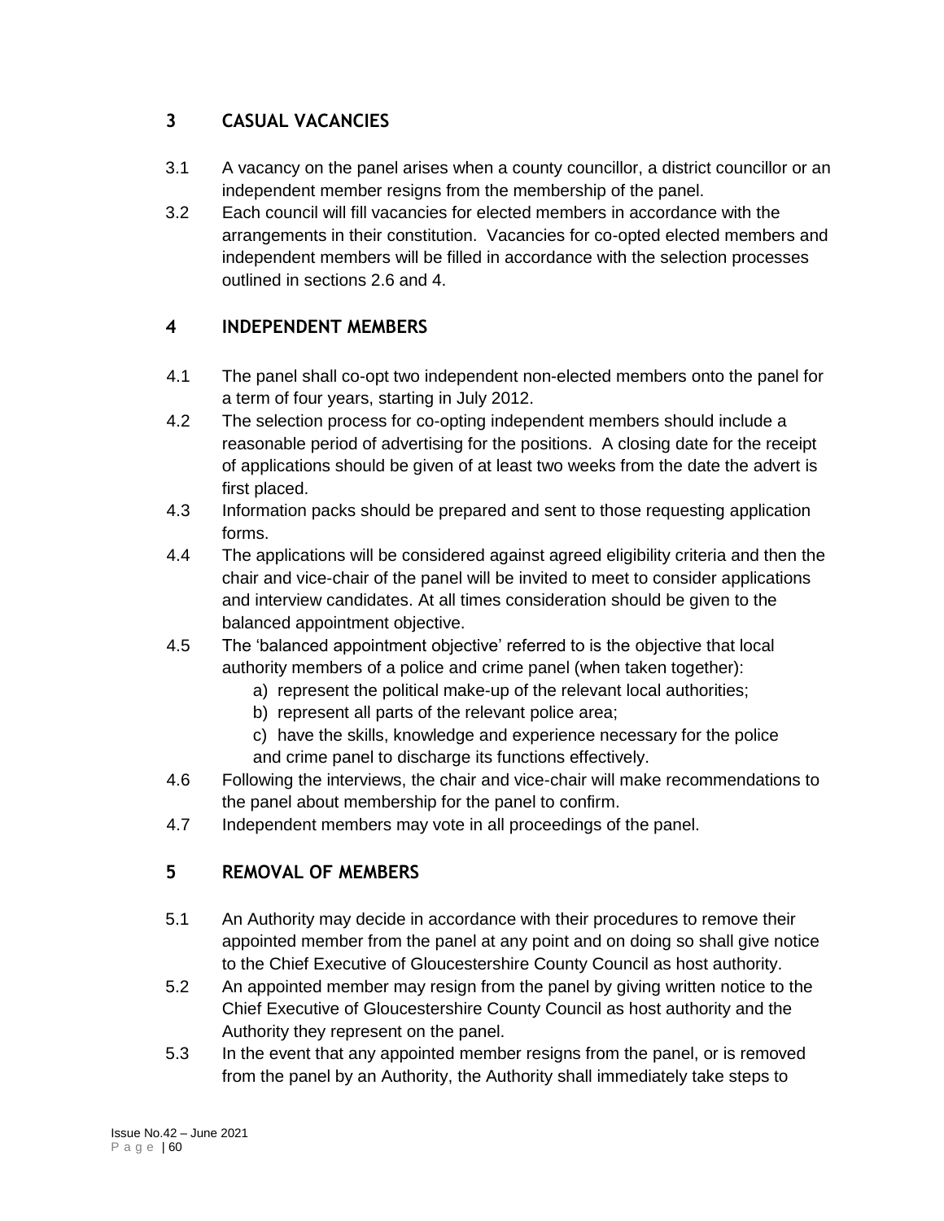## 3 CASUAL VACANCIES

3.1 A vacancy on the panel arises when a county councillor, a district councillor or an independent member resigns from the membership of the panel.

3.2 Each council will fill vacancies for elected members in accordance with the arrangements in their constitution. Vacancies for co-opted elected members and independent members will be filled in accordance with the selection processes outlined in sections 2.6 and 4.

## 4 INDEPENDENT MEMBERS

4.1 The panel shall co-opt two independent non-elected members onto the panel for a term of four years, starting in July 2012.

4.2 The selection process for co-opting independent members should include a reasonable period of advertising for the positions. A closing date for the receipt of applications should be given of at least two weeks from the date the advert is first placed.

4.3 Information packs should be prepared and sent to those requesting application forms.

4.4 The applications will be considered against agreed eligibility criteria and then the chair and vice-chair of the panel will be invited to meet to consider applications and interview candidates. At all times consideration should be given to the balanced appointment objective.

4.5 The 'balanced appointment objective' referred to is the objective that local authority members of a police and crime panel (when taken together):

a) represent the political make-up of the relevant local authorities;
b) represent all parts of the relevant police area;
c) have the skills, knowledge and experience necessary for the police and crime panel to discharge its functions effectively.

4.6 Following the interviews, the chair and vice-chair will make recommendations to the panel about membership for the panel to confirm.

4.7 Independent members may vote in all proceedings of the panel.

## 5 REMOVAL OF MEMBERS

5.1 An Authority may decide in accordance with their procedures to remove their appointed member from the panel at any point and on doing so shall give notice to the Chief Executive of Gloucestershire County Council as host authority.

5.2 An appointed member may resign from the panel by giving written notice to the Chief Executive of Gloucestershire County Council as host authority and the Authority they represent on the panel.

5.3 In the event that any appointed member resigns from the panel, or is removed from the panel by an Authority, the Authority shall immediately take steps to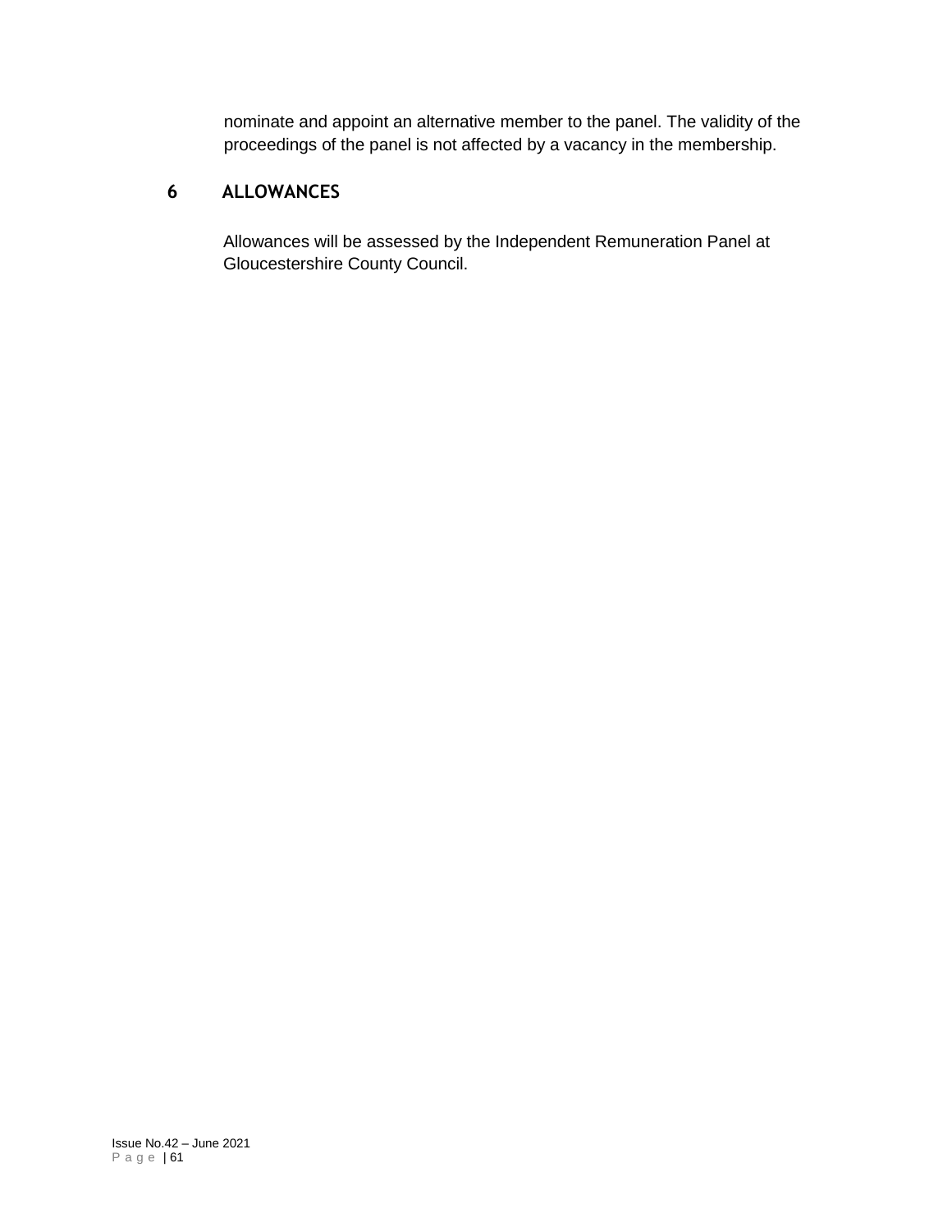nominate and appoint an alternative member to the panel. The validity of the proceedings of the panel is not affected by a vacancy in the membership.

## 6 ALLOWANCES

Allowances will be assessed by the Independent Remuneration Panel at Gloucestershire County Council.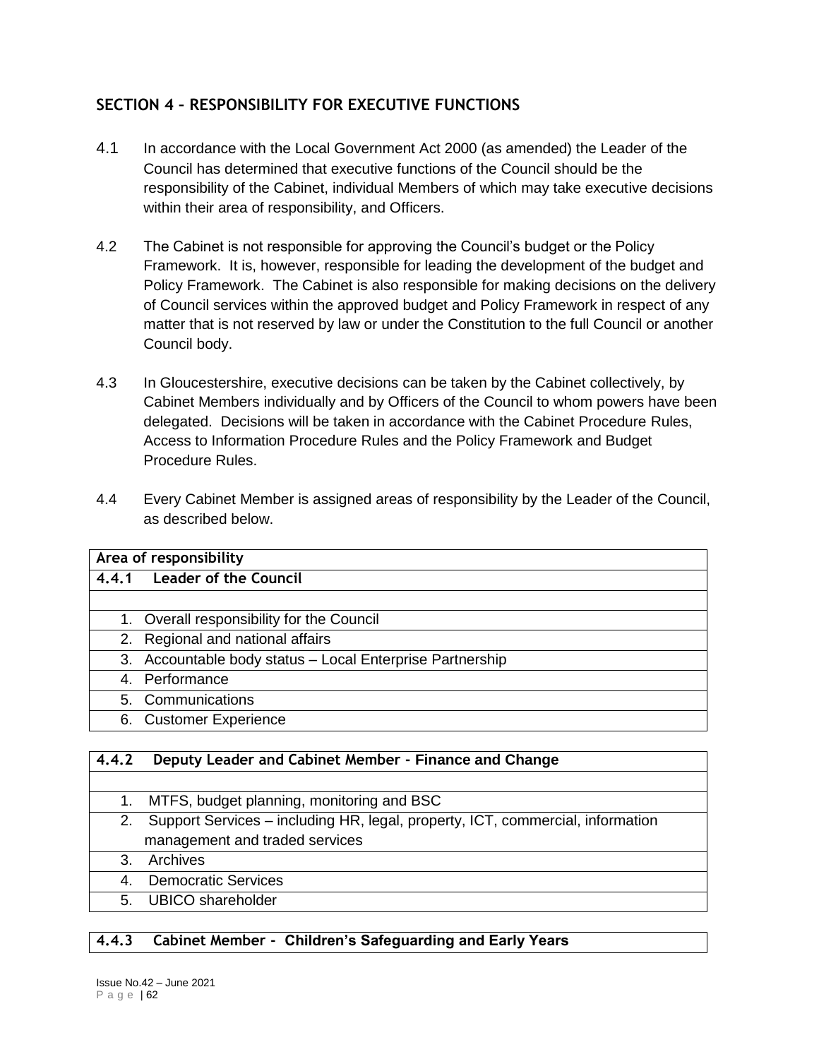## SECTION 4 – RESPONSIBILITY FOR EXECUTIVE FUNCTIONS

4.1 In accordance with the Local Government Act 2000 (as amended) the Leader of the Council has determined that executive functions of the Council should be the responsibility of the Cabinet, individual Members of which may take executive decisions within their area of responsibility, and Officers.

4.2 The Cabinet is not responsible for approving the Council's budget or the Policy Framework. It is, however, responsible for leading the development of the budget and Policy Framework. The Cabinet is also responsible for making decisions on the delivery of Council services within the approved budget and Policy Framework in respect of any matter that is not reserved by law or under the Constitution to the full Council or another Council body.

4.3 In Gloucestershire, executive decisions can be taken by the Cabinet collectively, by Cabinet Members individually and by Officers of the Council to whom powers have been delegated. Decisions will be taken in accordance with the Cabinet Procedure Rules, Access to Information Procedure Rules and the Policy Framework and Budget Procedure Rules.

4.4 Every Cabinet Member is assigned areas of responsibility by the Leader of the Council, as described below.

| **Area of responsibility** |
|---|
| **4.4.1 Leader of the Council** |
| |
| 1. Overall responsibility for the Council |
| 2. Regional and national affairs |
| 3. Accountable body status – Local Enterprise Partnership |
| 4. Performance |
| 5. Communications |
| 6. Customer Experience |

| **4.4.2 Deputy Leader and Cabinet Member - Finance and Change** |
|---|
| |
| 1. MTFS, budget planning, monitoring and BSC |
| 2. Support Services – including HR, legal, property, ICT, commercial, information management and traded services |
| 3. Archives |
| 4. Democratic Services |
| 5. UBICO shareholder |

| **4.4.3 Cabinet Member - Children's Safeguarding and Early Years** |
|---|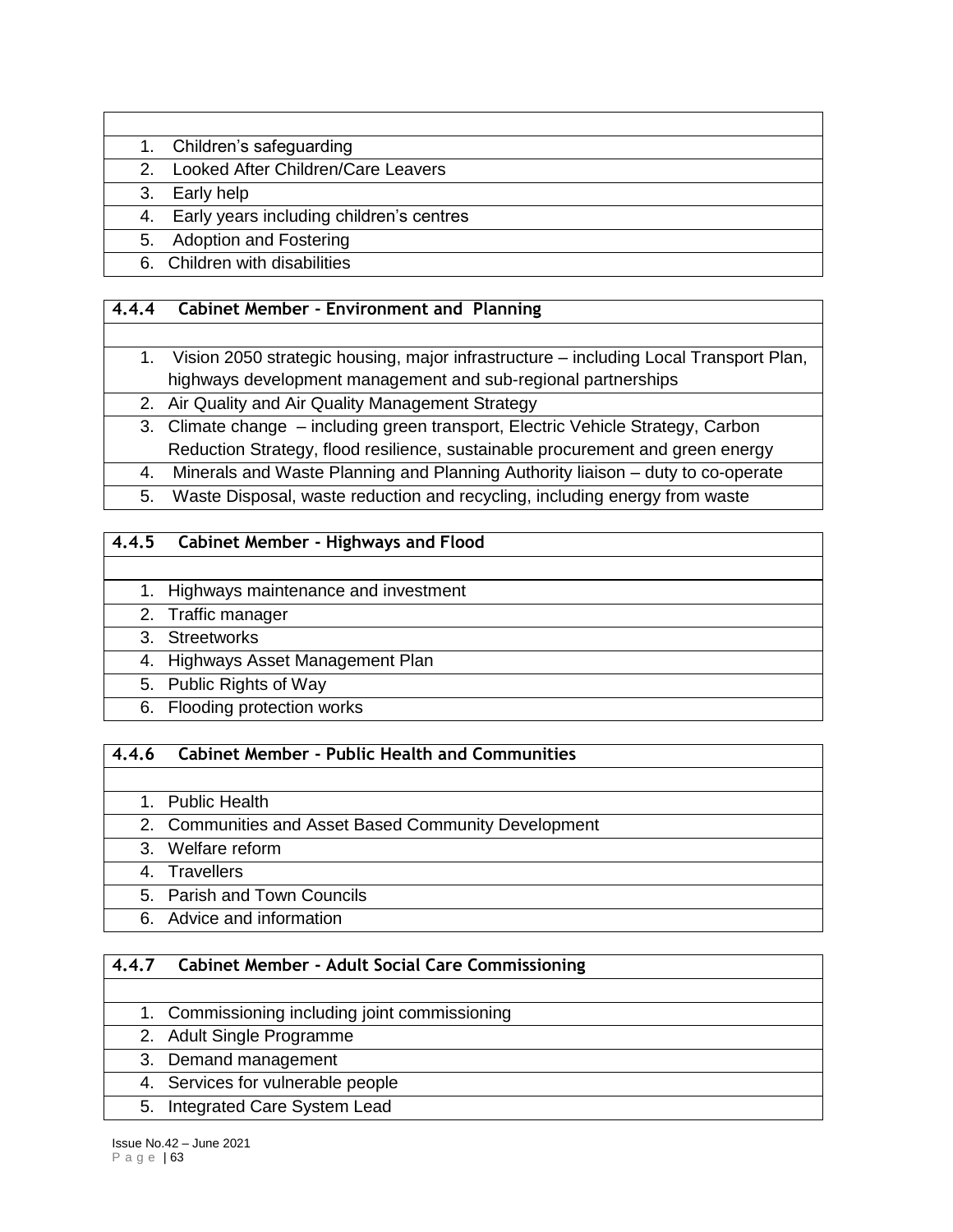|  |
|---|
| 1. Children's safeguarding |
| 2. Looked After Children/Care Leavers |
| 3. Early help |
| 4. Early years including children's centres |
| 5. Adoption and Fostering |
| 6. Children with disabilities |

| 4.4.4 Cabinet Member - Environment and Planning |
|---|
|  |
| 1. Vision 2050 strategic housing, major infrastructure – including Local Transport Plan, highways development management and sub-regional partnerships |
| 2. Air Quality and Air Quality Management Strategy |
| 3. Climate change – including green transport, Electric Vehicle Strategy, Carbon Reduction Strategy, flood resilience, sustainable procurement and green energy |
| 4. Minerals and Waste Planning and Planning Authority liaison – duty to co-operate |
| 5. Waste Disposal, waste reduction and recycling, including energy from waste |

| 4.4.5 Cabinet Member - Highways and Flood |
|---|
|  |
| 1. Highways maintenance and investment |
| 2. Traffic manager |
| 3. Streetworks |
| 4. Highways Asset Management Plan |
| 5. Public Rights of Way |
| 6. Flooding protection works |

| 4.4.6 Cabinet Member - Public Health and Communities |
|---|
|  |
| 1. Public Health |
| 2. Communities and Asset Based Community Development |
| 3. Welfare reform |
| 4. Travellers |
| 5. Parish and Town Councils |
| 6. Advice and information |

| 4.4.7 Cabinet Member - Adult Social Care Commissioning |
|---|
|  |
| 1. Commissioning including joint commissioning |
| 2. Adult Single Programme |
| 3. Demand management |
| 4. Services for vulnerable people |
| 5. Integrated Care System Lead |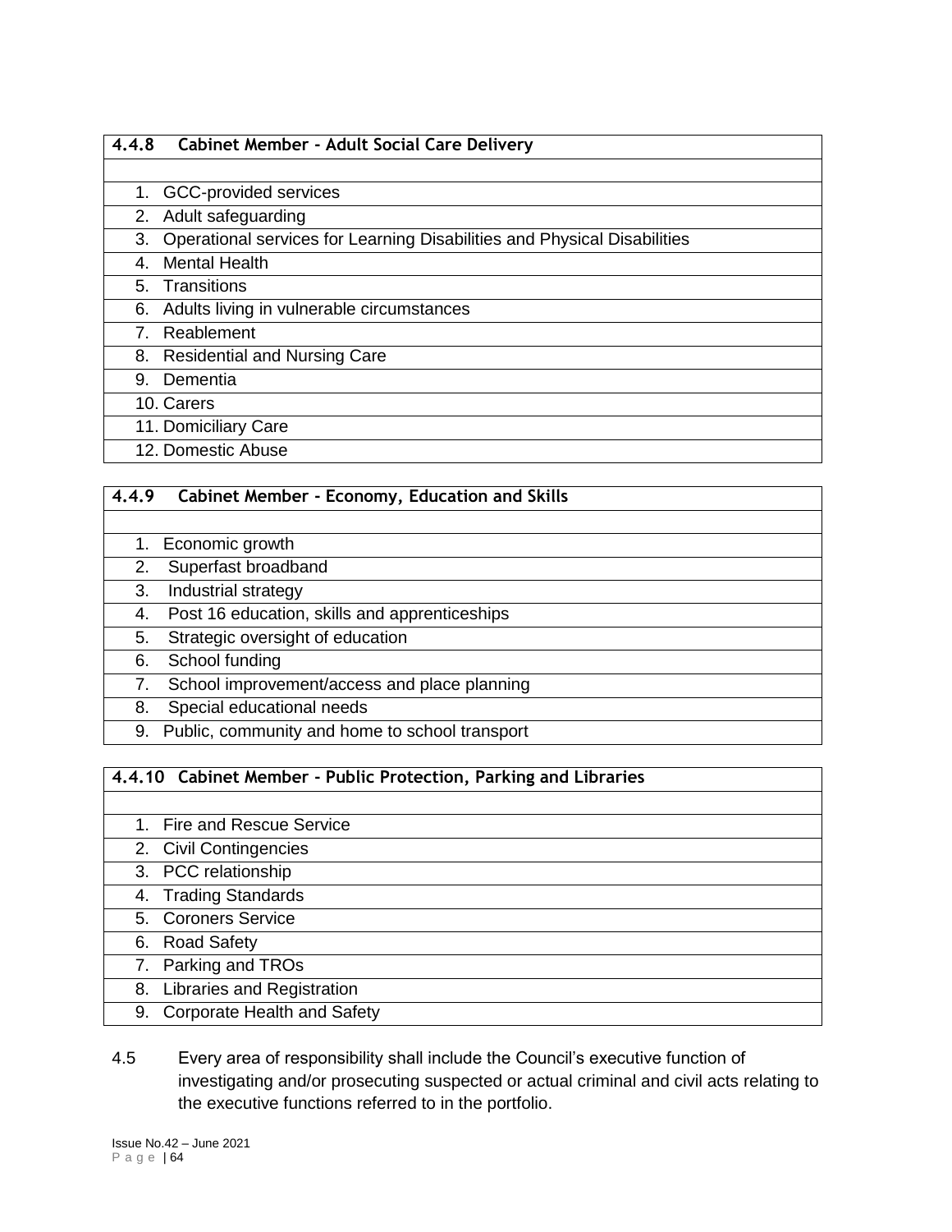| 4.4.8 Cabinet Member - Adult Social Care Delivery |
|---|
| |
| 1. GCC-provided services |
| 2. Adult safeguarding |
| 3. Operational services for Learning Disabilities and Physical Disabilities |
| 4. Mental Health |
| 5. Transitions |
| 6. Adults living in vulnerable circumstances |
| 7. Reablement |
| 8. Residential and Nursing Care |
| 9. Dementia |
| 10. Carers |
| 11. Domiciliary Care |
| 12. Domestic Abuse |

| 4.4.9 Cabinet Member - Economy, Education and Skills |
|---|
| |
| 1. Economic growth |
| 2. Superfast broadband |
| 3. Industrial strategy |
| 4. Post 16 education, skills and apprenticeships |
| 5. Strategic oversight of education |
| 6. School funding |
| 7. School improvement/access and place planning |
| 8. Special educational needs |
| 9. Public, community and home to school transport |

| 4.4.10 Cabinet Member - Public Protection, Parking and Libraries |
|---|
| |
| 1. Fire and Rescue Service |
| 2. Civil Contingencies |
| 3. PCC relationship |
| 4. Trading Standards |
| 5. Coroners Service |
| 6. Road Safety |
| 7. Parking and TROs |
| 8. Libraries and Registration |
| 9. Corporate Health and Safety |

4.5 Every area of responsibility shall include the Council's executive function of investigating and/or prosecuting suspected or actual criminal and civil acts relating to the executive functions referred to in the portfolio.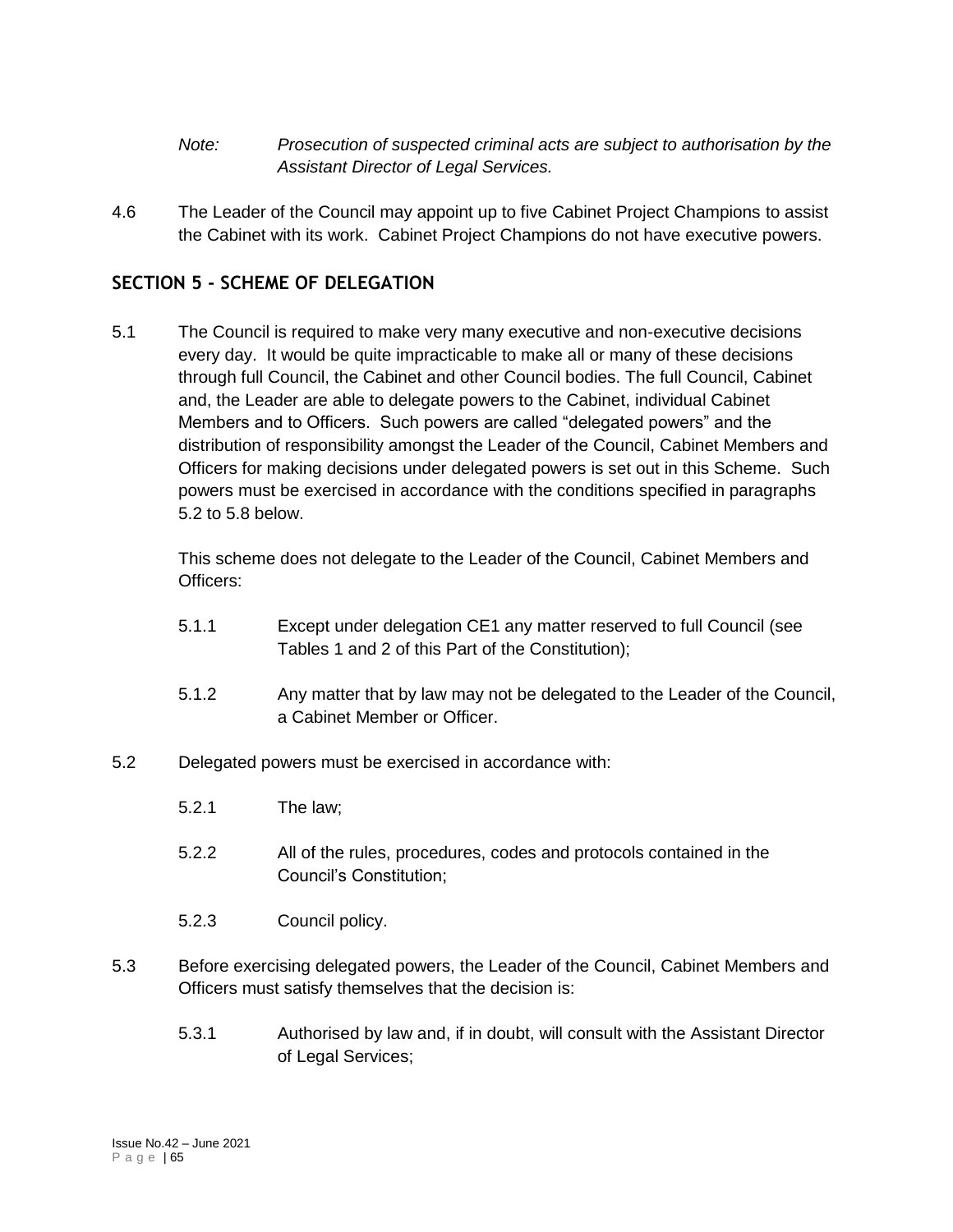*Note: Prosecution of suspected criminal acts are subject to authorisation by the Assistant Director of Legal Services.*

4.6 The Leader of the Council may appoint up to five Cabinet Project Champions to assist the Cabinet with its work. Cabinet Project Champions do not have executive powers.

## SECTION 5 - SCHEME OF DELEGATION

5.1 The Council is required to make very many executive and non-executive decisions every day. It would be quite impracticable to make all or many of these decisions through full Council, the Cabinet and other Council bodies. The full Council, Cabinet and, the Leader are able to delegate powers to the Cabinet, individual Cabinet Members and to Officers. Such powers are called "delegated powers" and the distribution of responsibility amongst the Leader of the Council, Cabinet Members and Officers for making decisions under delegated powers is set out in this Scheme. Such powers must be exercised in accordance with the conditions specified in paragraphs 5.2 to 5.8 below.

This scheme does not delegate to the Leader of the Council, Cabinet Members and Officers:

5.1.1 Except under delegation CE1 any matter reserved to full Council (see Tables 1 and 2 of this Part of the Constitution);

5.1.2 Any matter that by law may not be delegated to the Leader of the Council, a Cabinet Member or Officer.

5.2 Delegated powers must be exercised in accordance with:

5.2.1 The law;

5.2.2 All of the rules, procedures, codes and protocols contained in the Council's Constitution;

5.2.3 Council policy.

5.3 Before exercising delegated powers, the Leader of the Council, Cabinet Members and Officers must satisfy themselves that the decision is:

5.3.1 Authorised by law and, if in doubt, will consult with the Assistant Director of Legal Services;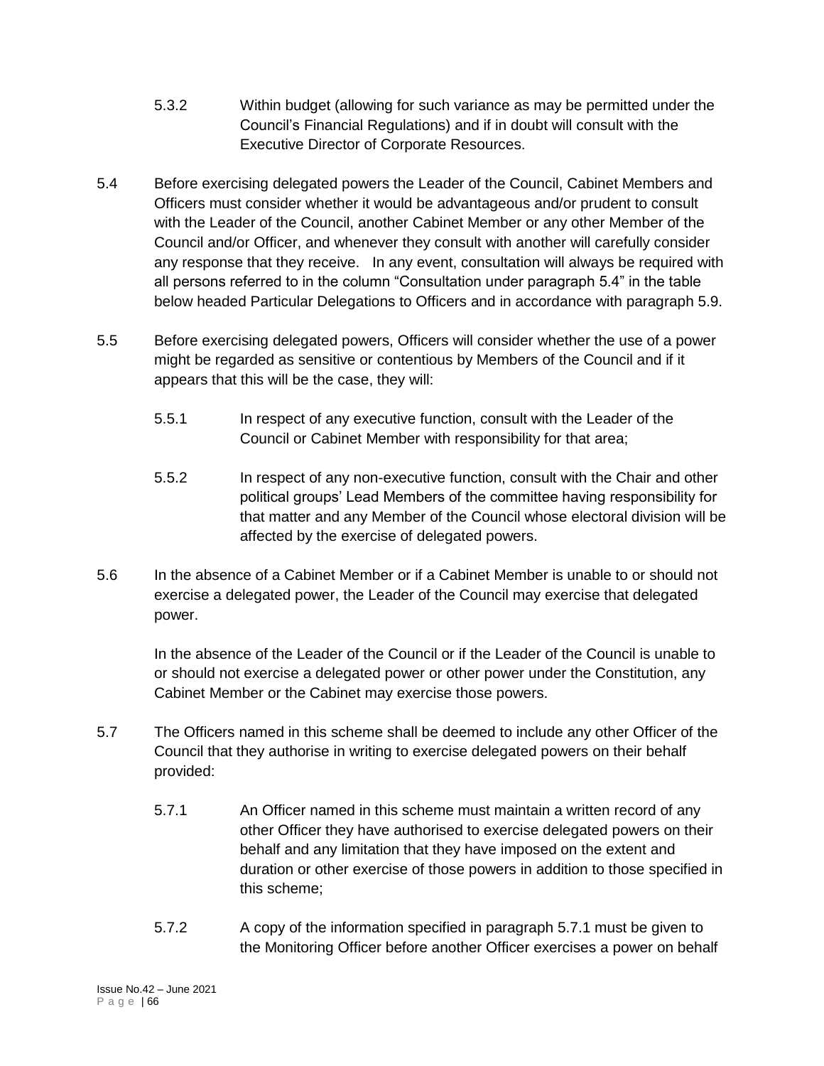5.3.2 Within budget (allowing for such variance as may be permitted under the Council's Financial Regulations) and if in doubt will consult with the Executive Director of Corporate Resources.

5.4 Before exercising delegated powers the Leader of the Council, Cabinet Members and Officers must consider whether it would be advantageous and/or prudent to consult with the Leader of the Council, another Cabinet Member or any other Member of the Council and/or Officer, and whenever they consult with another will carefully consider any response that they receive. In any event, consultation will always be required with all persons referred to in the column "Consultation under paragraph 5.4" in the table below headed Particular Delegations to Officers and in accordance with paragraph 5.9.

5.5 Before exercising delegated powers, Officers will consider whether the use of a power might be regarded as sensitive or contentious by Members of the Council and if it appears that this will be the case, they will:

5.5.1 In respect of any executive function, consult with the Leader of the Council or Cabinet Member with responsibility for that area;

5.5.2 In respect of any non-executive function, consult with the Chair and other political groups' Lead Members of the committee having responsibility for that matter and any Member of the Council whose electoral division will be affected by the exercise of delegated powers.

5.6 In the absence of a Cabinet Member or if a Cabinet Member is unable to or should not exercise a delegated power, the Leader of the Council may exercise that delegated power.

In the absence of the Leader of the Council or if the Leader of the Council is unable to or should not exercise a delegated power or other power under the Constitution, any Cabinet Member or the Cabinet may exercise those powers.

5.7 The Officers named in this scheme shall be deemed to include any other Officer of the Council that they authorise in writing to exercise delegated powers on their behalf provided:

5.7.1 An Officer named in this scheme must maintain a written record of any other Officer they have authorised to exercise delegated powers on their behalf and any limitation that they have imposed on the extent and duration or other exercise of those powers in addition to those specified in this scheme;

5.7.2 A copy of the information specified in paragraph 5.7.1 must be given to the Monitoring Officer before another Officer exercises a power on behalf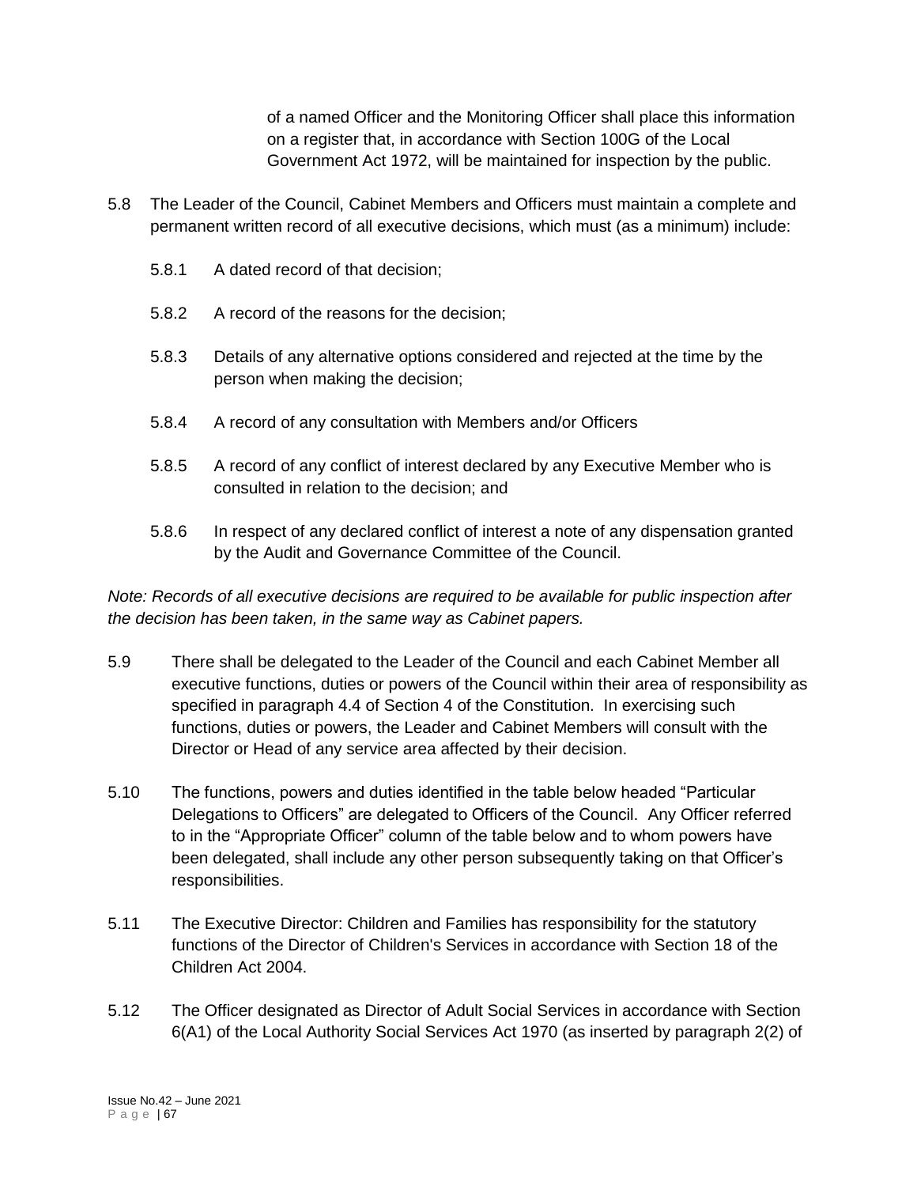of a named Officer and the Monitoring Officer shall place this information on a register that, in accordance with Section 100G of the Local Government Act 1972, will be maintained for inspection by the public.

5.8 The Leader of the Council, Cabinet Members and Officers must maintain a complete and permanent written record of all executive decisions, which must (as a minimum) include:

- 5.8.1 A dated record of that decision;
- 5.8.2 A record of the reasons for the decision;
- 5.8.3 Details of any alternative options considered and rejected at the time by the person when making the decision;
- 5.8.4 A record of any consultation with Members and/or Officers
- 5.8.5 A record of any conflict of interest declared by any Executive Member who is consulted in relation to the decision; and
- 5.8.6 In respect of any declared conflict of interest a note of any dispensation granted by the Audit and Governance Committee of the Council.

*Note: Records of all executive decisions are required to be available for public inspection after the decision has been taken, in the same way as Cabinet papers.*

5.9 There shall be delegated to the Leader of the Council and each Cabinet Member all executive functions, duties or powers of the Council within their area of responsibility as specified in paragraph 4.4 of Section 4 of the Constitution. In exercising such functions, duties or powers, the Leader and Cabinet Members will consult with the Director or Head of any service area affected by their decision.

5.10 The functions, powers and duties identified in the table below headed "Particular Delegations to Officers" are delegated to Officers of the Council. Any Officer referred to in the "Appropriate Officer" column of the table below and to whom powers have been delegated, shall include any other person subsequently taking on that Officer's responsibilities.

5.11 The Executive Director: Children and Families has responsibility for the statutory functions of the Director of Children's Services in accordance with Section 18 of the Children Act 2004.

5.12 The Officer designated as Director of Adult Social Services in accordance with Section 6(A1) of the Local Authority Social Services Act 1970 (as inserted by paragraph 2(2) of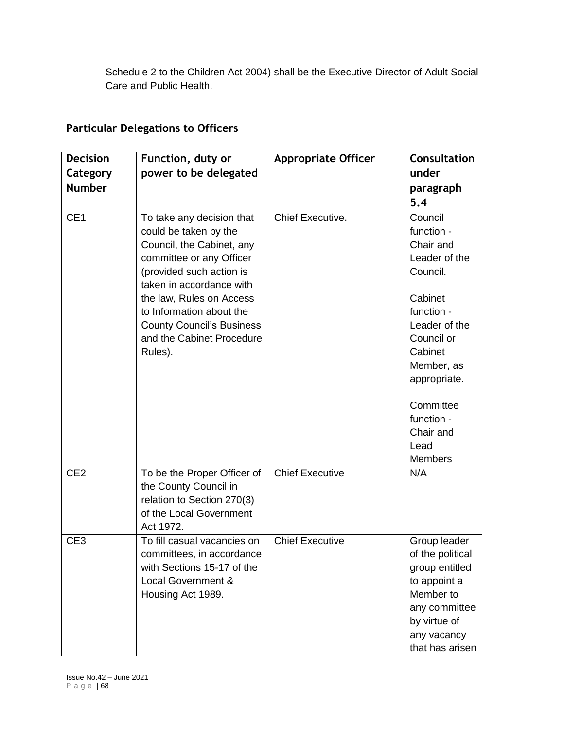Schedule 2 to the Children Act 2004) shall be the Executive Director of Adult Social Care and Public Health.

## Particular Delegations to Officers

| Decision Category Number | Function, duty or power to be delegated | Appropriate Officer | Consultation under paragraph 5.4 |
|---|---|---|---|
| CE1 | To take any decision that could be taken by the Council, the Cabinet, any committee or any Officer (provided such action is taken in accordance with the law, Rules on Access to Information about the County Council's Business and the Cabinet Procedure Rules). | Chief Executive. | Council function - Chair and Leader of the Council.<br><br>Cabinet function - Leader of the Council or Cabinet Member, as appropriate.<br><br>Committee function - Chair and Lead Members |
| CE2 | To be the Proper Officer of the County Council in relation to Section 270(3) of the Local Government Act 1972. | Chief Executive | N/A |
| CE3 | To fill casual vacancies on committees, in accordance with Sections 15-17 of the Local Government & Housing Act 1989. | Chief Executive | Group leader of the political group entitled to appoint a Member to any committee by virtue of any vacancy that has arisen |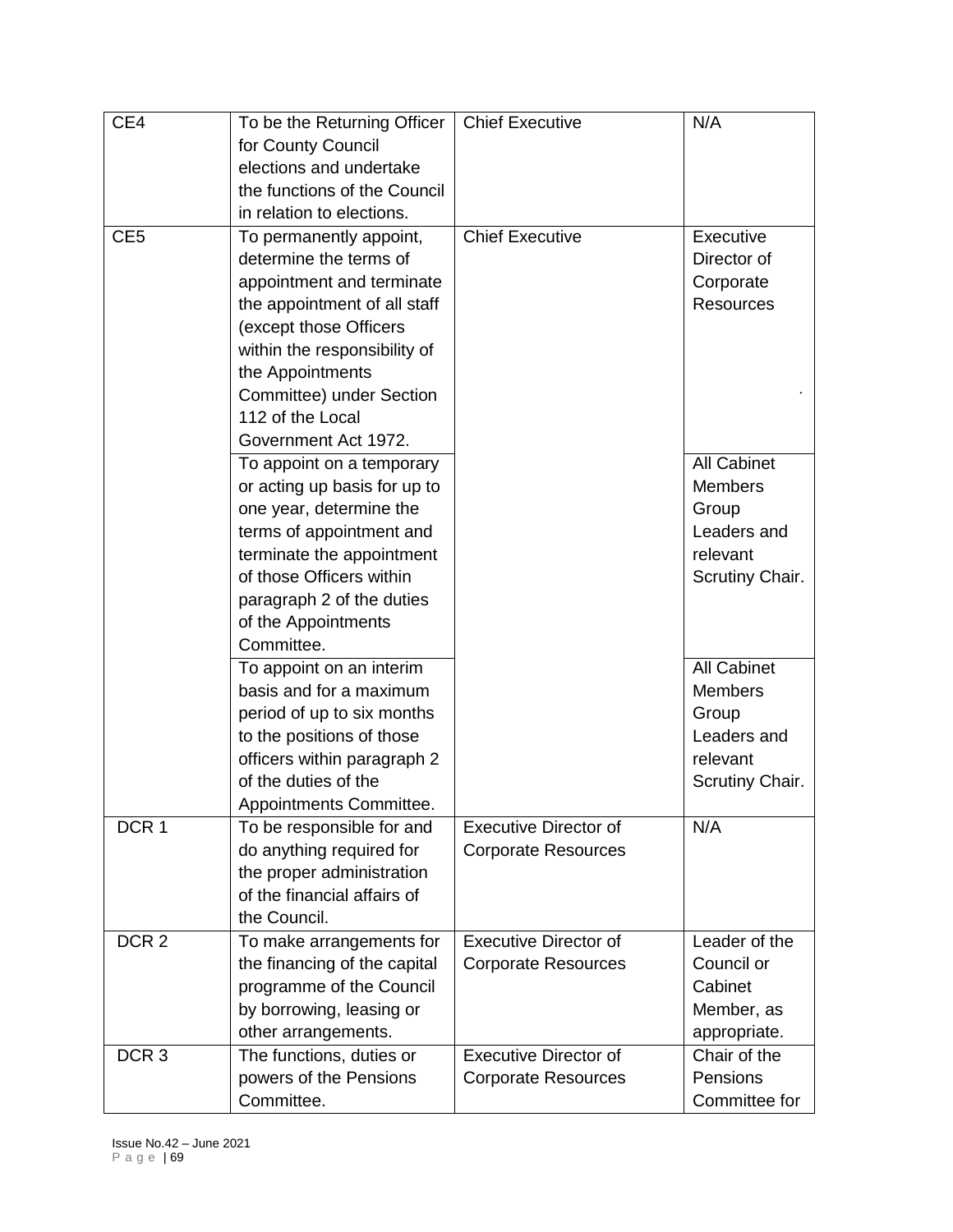| CE4 | To be the Returning Officer for County Council elections and undertake the functions of the Council in relation to elections. | Chief Executive | N/A |
|---|---|---|---|
| CE5 | To permanently appoint, determine the terms of appointment and terminate the appointment of all staff (except those Officers within the responsibility of the Appointments Committee) under Section 112 of the Local Government Act 1972. | Chief Executive | Executive Director of Corporate Resources |
| | To appoint on a temporary or acting up basis for up to one year, determine the terms of appointment and terminate the appointment of those Officers within paragraph 2 of the duties of the Appointments Committee. | | All Cabinet Members Group Leaders and relevant Scrutiny Chair. |
| | To appoint on an interim basis and for a maximum period of up to six months to the positions of those officers within paragraph 2 of the duties of the Appointments Committee. | | All Cabinet Members Group Leaders and relevant Scrutiny Chair. |
| DCR 1 | To be responsible for and do anything required for the proper administration of the financial affairs of the Council. | Executive Director of Corporate Resources | N/A |
| DCR 2 | To make arrangements for the financing of the capital programme of the Council by borrowing, leasing or other arrangements. | Executive Director of Corporate Resources | Leader of the Council or Cabinet Member, as appropriate. |
| DCR 3 | The functions, duties or powers of the Pensions Committee. | Executive Director of Corporate Resources | Chair of the Pensions Committee for |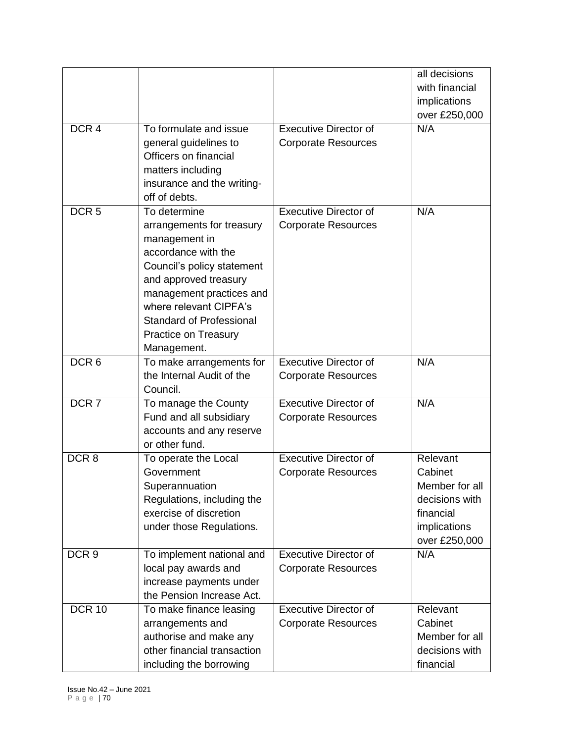| | | | |
|---|---|---|---|
| | | | all decisions with financial implications over £250,000 |
| DCR 4 | To formulate and issue general guidelines to Officers on financial matters including insurance and the writing-off of debts. | Executive Director of Corporate Resources | N/A |
| DCR 5 | To determine arrangements for treasury management in accordance with the Council's policy statement and approved treasury management practices and where relevant CIPFA's Standard of Professional Practice on Treasury Management. | Executive Director of Corporate Resources | N/A |
| DCR 6 | To make arrangements for the Internal Audit of the Council. | Executive Director of Corporate Resources | N/A |
| DCR 7 | To manage the County Fund and all subsidiary accounts and any reserve or other fund. | Executive Director of Corporate Resources | N/A |
| DCR 8 | To operate the Local Government Superannuation Regulations, including the exercise of discretion under those Regulations. | Executive Director of Corporate Resources | Relevant Cabinet Member for all decisions with financial implications over £250,000 |
| DCR 9 | To implement national and local pay awards and increase payments under the Pension Increase Act. | Executive Director of Corporate Resources | N/A |
| DCR 10 | To make finance leasing arrangements and authorise and make any other financial transaction including the borrowing | Executive Director of Corporate Resources | Relevant Cabinet Member for all decisions with financial |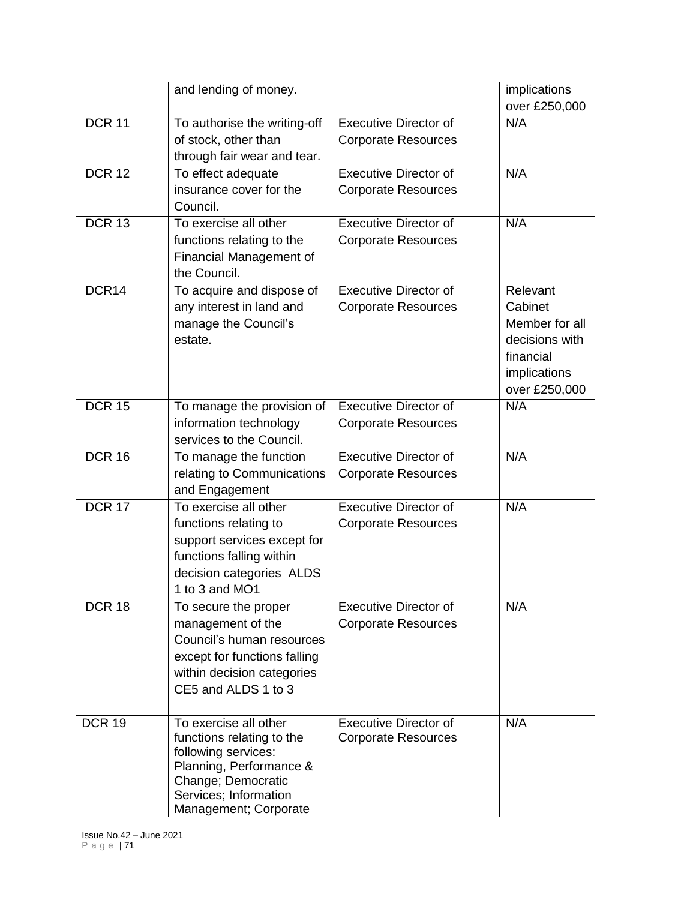| | and lending of money. | | implications over £250,000 |
|---|---|---|---|
| DCR 11 | To authorise the writing-off of stock, other than through fair wear and tear. | Executive Director of Corporate Resources | N/A |
| DCR 12 | To effect adequate insurance cover for the Council. | Executive Director of Corporate Resources | N/A |
| DCR 13 | To exercise all other functions relating to the Financial Management of the Council. | Executive Director of Corporate Resources | N/A |
| DCR14 | To acquire and dispose of any interest in land and manage the Council's estate. | Executive Director of Corporate Resources | Relevant Cabinet Member for all decisions with financial implications over £250,000 |
| DCR 15 | To manage the provision of information technology services to the Council. | Executive Director of Corporate Resources | N/A |
| DCR 16 | To manage the function relating to Communications and Engagement | Executive Director of Corporate Resources | N/A |
| DCR 17 | To exercise all other functions relating to support services except for functions falling within decision categories ALDS 1 to 3 and MO1 | Executive Director of Corporate Resources | N/A |
| DCR 18 | To secure the proper management of the Council's human resources except for functions falling within decision categories CE5 and ALDS 1 to 3 | Executive Director of Corporate Resources | N/A |
| DCR 19 | To exercise all other functions relating to the following services: Planning, Performance & Change; Democratic Services; Information Management; Corporate | Executive Director of Corporate Resources | N/A |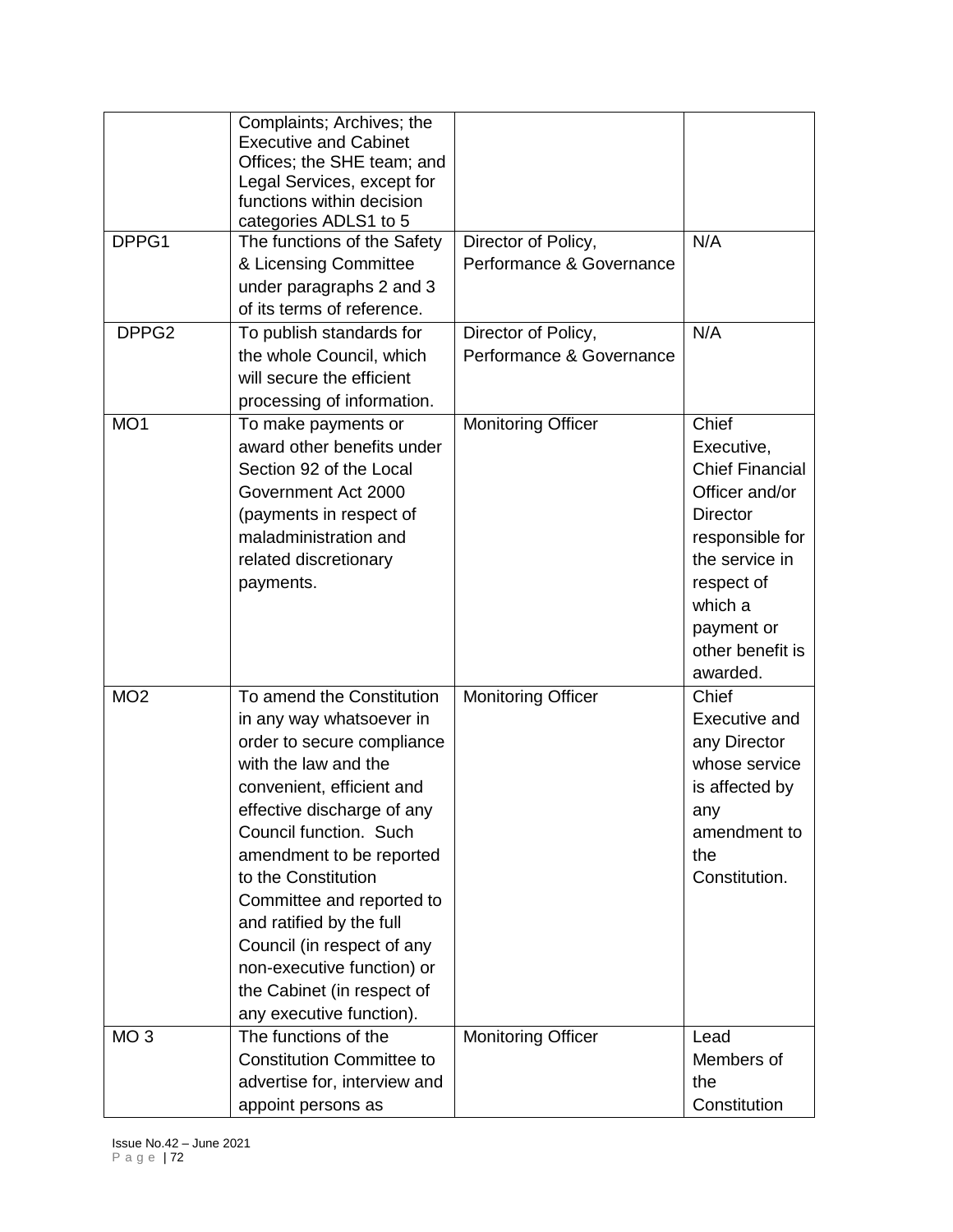| | | | |
|---|---|---|---|
| | Complaints; Archives; the Executive and Cabinet Offices; the SHE team; and Legal Services, except for functions within decision categories ADLS1 to 5 | | |
| DPPG1 | The functions of the Safety & Licensing Committee under paragraphs 2 and 3 of its terms of reference. | Director of Policy, Performance & Governance | N/A |
| DPPG2 | To publish standards for the whole Council, which will secure the efficient processing of information. | Director of Policy, Performance & Governance | N/A |
| MO1 | To make payments or award other benefits under Section 92 of the Local Government Act 2000 (payments in respect of maladministration and related discretionary payments. | Monitoring Officer | Chief Executive, Chief Financial Officer and/or Director responsible for the service in respect of which a payment or other benefit is awarded. |
| MO2 | To amend the Constitution in any way whatsoever in order to secure compliance with the law and the convenient, efficient and effective discharge of any Council function. Such amendment to be reported to the Constitution Committee and reported to and ratified by the full Council (in respect of any non-executive function) or the Cabinet (in respect of any executive function). | Monitoring Officer | Chief Executive and any Director whose service is affected by any amendment to the Constitution. |
| MO 3 | The functions of the Constitution Committee to advertise for, interview and appoint persons as | Monitoring Officer | Lead Members of the Constitution |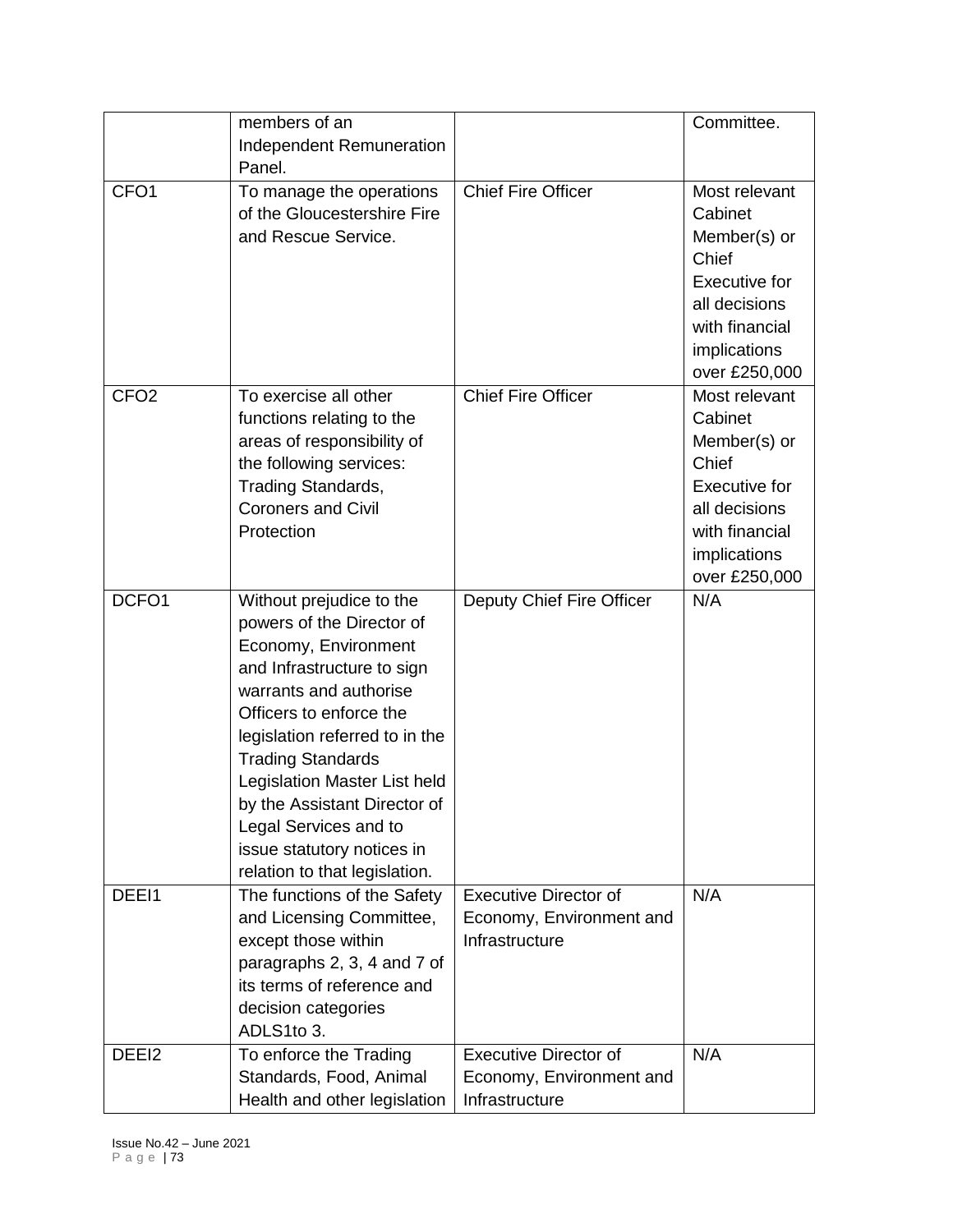| | | | |
|---|---|---|---|
| | members of an Independent Remuneration Panel. | | Committee. |
| CFO1 | To manage the operations of the Gloucestershire Fire and Rescue Service. | Chief Fire Officer | Most relevant Cabinet Member(s) or Chief Executive for all decisions with financial implications over £250,000 |
| CFO2 | To exercise all other functions relating to the areas of responsibility of the following services: Trading Standards, Coroners and Civil Protection | Chief Fire Officer | Most relevant Cabinet Member(s) or Chief Executive for all decisions with financial implications over £250,000 |
| DCFO1 | Without prejudice to the powers of the Director of Economy, Environment and Infrastructure to sign warrants and authorise Officers to enforce the legislation referred to in the Trading Standards Legislation Master List held by the Assistant Director of Legal Services and to issue statutory notices in relation to that legislation. | Deputy Chief Fire Officer | N/A |
| DEEI1 | The functions of the Safety and Licensing Committee, except those within paragraphs 2, 3, 4 and 7 of its terms of reference and decision categories ADLS1to 3. | Executive Director of Economy, Environment and Infrastructure | N/A |
| DEEI2 | To enforce the Trading Standards, Food, Animal Health and other legislation | Executive Director of Economy, Environment and Infrastructure | N/A |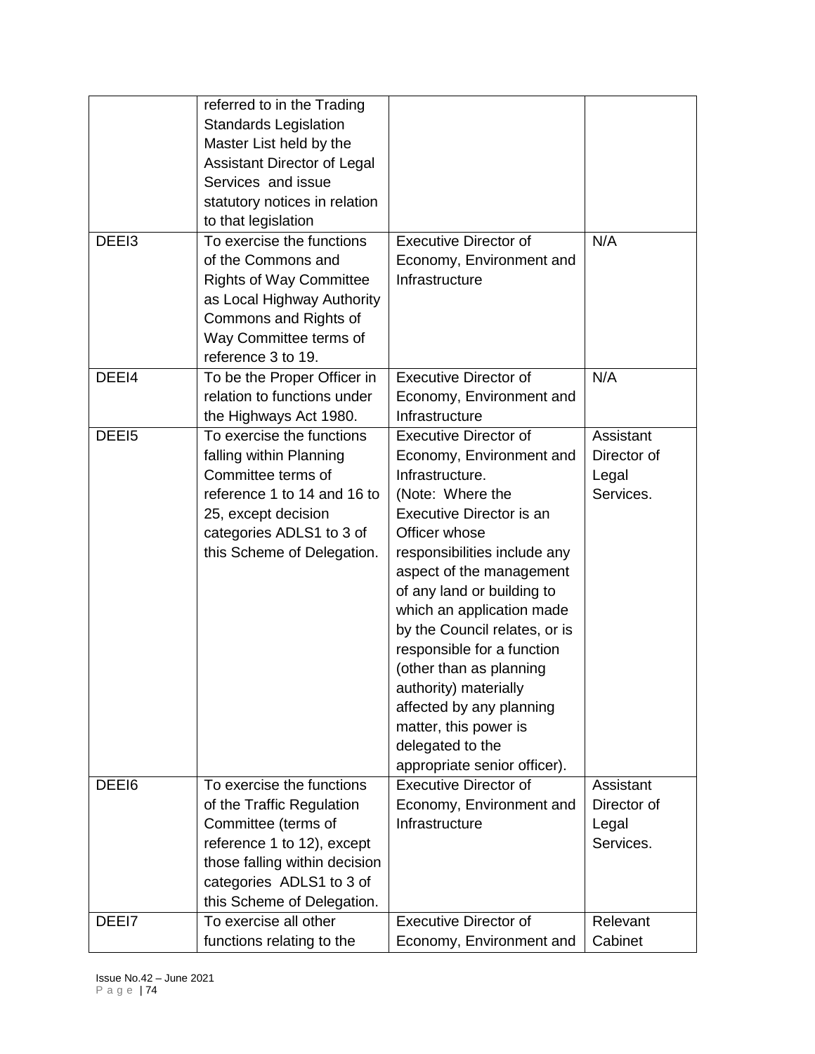|  |  |  |  |
|---|---|---|---|
|  | referred to in the Trading Standards Legislation Master List held by the Assistant Director of Legal Services and issue statutory notices in relation to that legislation |  |  |
| DEEI3 | To exercise the functions of the Commons and Rights of Way Committee as Local Highway Authority Commons and Rights of Way Committee terms of reference 3 to 19. | Executive Director of Economy, Environment and Infrastructure | N/A |
| DEEI4 | To be the Proper Officer in relation to functions under the Highways Act 1980. | Executive Director of Economy, Environment and Infrastructure | N/A |
| DEEI5 | To exercise the functions falling within Planning Committee terms of reference 1 to 14 and 16 to 25, except decision categories ADLS1 to 3 of this Scheme of Delegation. | Executive Director of Economy, Environment and Infrastructure. (Note: Where the Executive Director is an Officer whose responsibilities include any aspect of the management of any land or building to which an application made by the Council relates, or is responsible for a function (other than as planning authority) materially affected by any planning matter, this power is delegated to the appropriate senior officer). | Assistant Director of Legal Services. |
| DEEI6 | To exercise the functions of the Traffic Regulation Committee (terms of reference 1 to 12), except those falling within decision categories ADLS1 to 3 of this Scheme of Delegation. | Executive Director of Economy, Environment and Infrastructure | Assistant Director of Legal Services. |
| DEEI7 | To exercise all other functions relating to the | Executive Director of Economy, Environment and | Relevant Cabinet |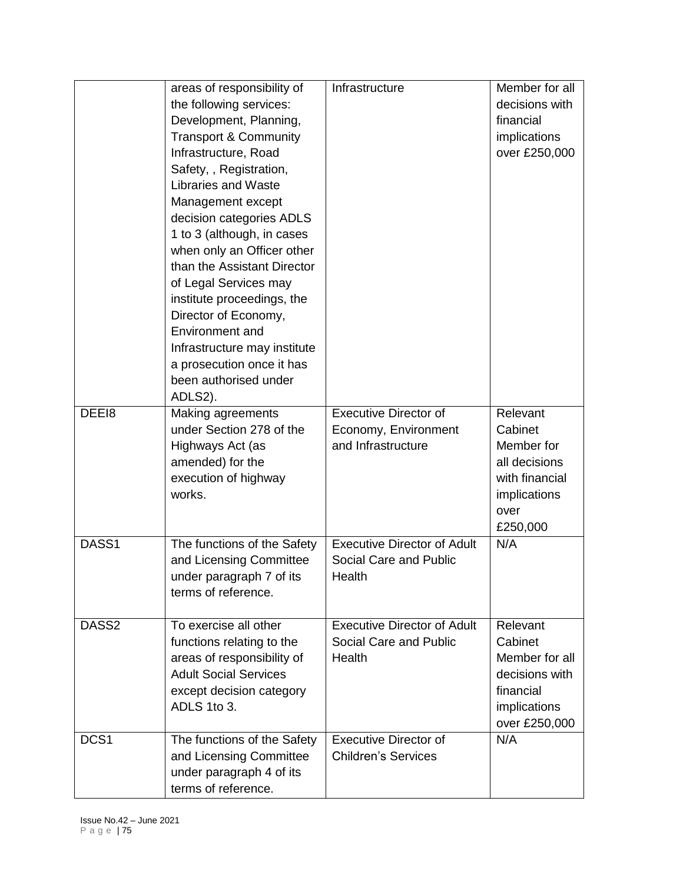| | areas of responsibility of the following services: Development, Planning, Transport & Community Infrastructure, Road Safety, , Registration, Libraries and Waste Management except decision categories ADLS 1 to 3 (although, in cases when only an Officer other than the Assistant Director of Legal Services may institute proceedings, the Director of Economy, Environment and Infrastructure may institute a prosecution once it has been authorised under ADLS2). | Infrastructure | Member for all decisions with financial implications over £250,000 |
|---|---|---|---|
| DEEI8 | Making agreements under Section 278 of the Highways Act (as amended) for the execution of highway works. | Executive Director of Economy, Environment and Infrastructure | Relevant Cabinet Member for all decisions with financial implications over £250,000 |
| DASS1 | The functions of the Safety and Licensing Committee under paragraph 7 of its terms of reference. | Executive Director of Adult Social Care and Public Health | N/A |
| DASS2 | To exercise all other functions relating to the areas of responsibility of Adult Social Services except decision category ADLS 1to 3. | Executive Director of Adult Social Care and Public Health | Relevant Cabinet Member for all decisions with financial implications over £250,000 |
| DCS1 | The functions of the Safety and Licensing Committee under paragraph 4 of its terms of reference. | Executive Director of Children's Services | N/A |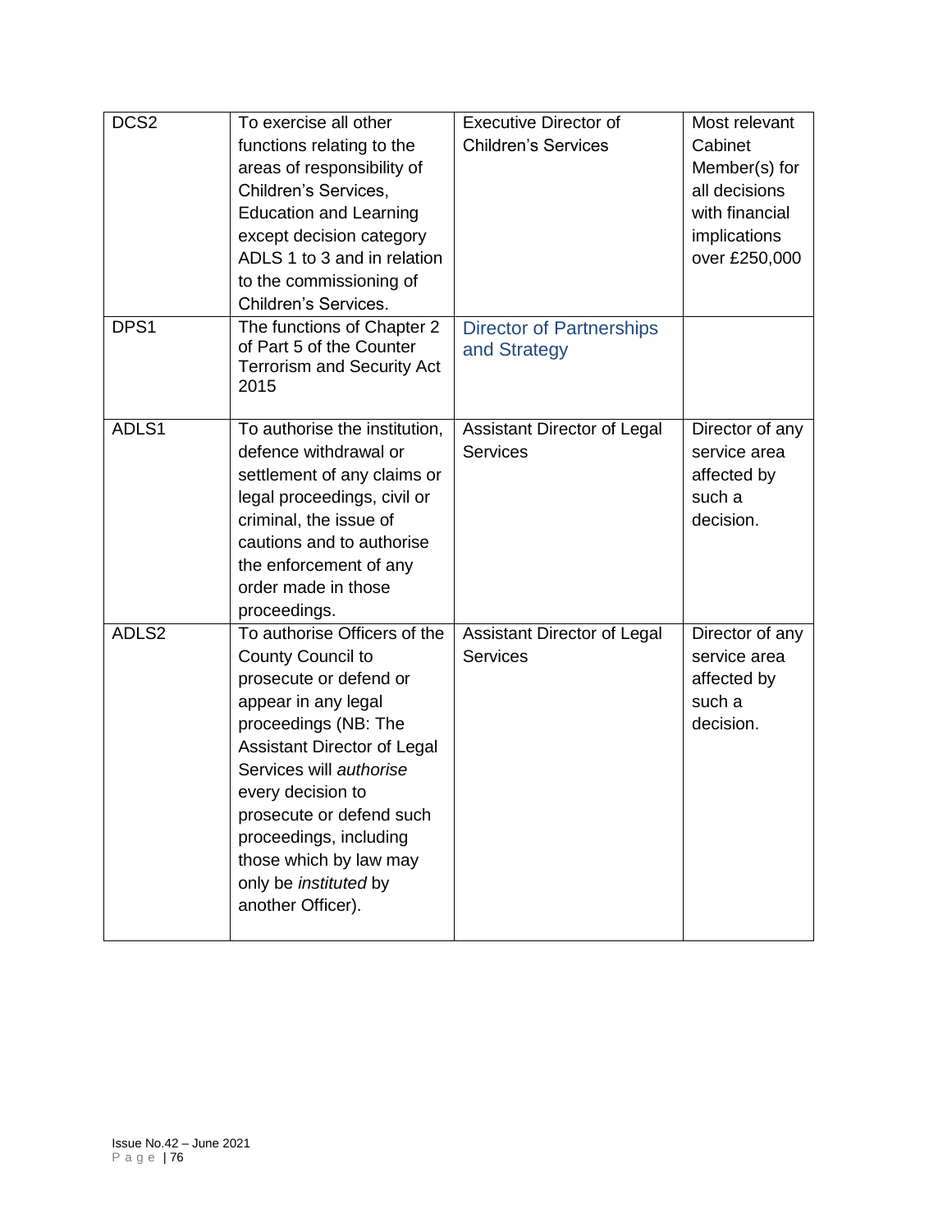| | | | |
|---|---|---|---|
| DCS2 | To exercise all other functions relating to the areas of responsibility of Children's Services, Education and Learning except decision category ADLS 1 to 3 and in relation to the commissioning of Children's Services. | Executive Director of Children's Services | Most relevant Cabinet Member(s) for all decisions with financial implications over £250,000 |
| DPS1 | The functions of Chapter 2 of Part 5 of the Counter Terrorism and Security Act 2015 | Director of Partnerships and Strategy | |
| ADLS1 | To authorise the institution, defence withdrawal or settlement of any claims or legal proceedings, civil or criminal, the issue of cautions and to authorise the enforcement of any order made in those proceedings. | Assistant Director of Legal Services | Director of any service area affected by such a decision. |
| ADLS2 | To authorise Officers of the County Council to prosecute or defend or appear in any legal proceedings (NB: The Assistant Director of Legal Services will *authorise* every decision to prosecute or defend such proceedings, including those which by law may only be *instituted* by another Officer). | Assistant Director of Legal Services | Director of any service area affected by such a decision. |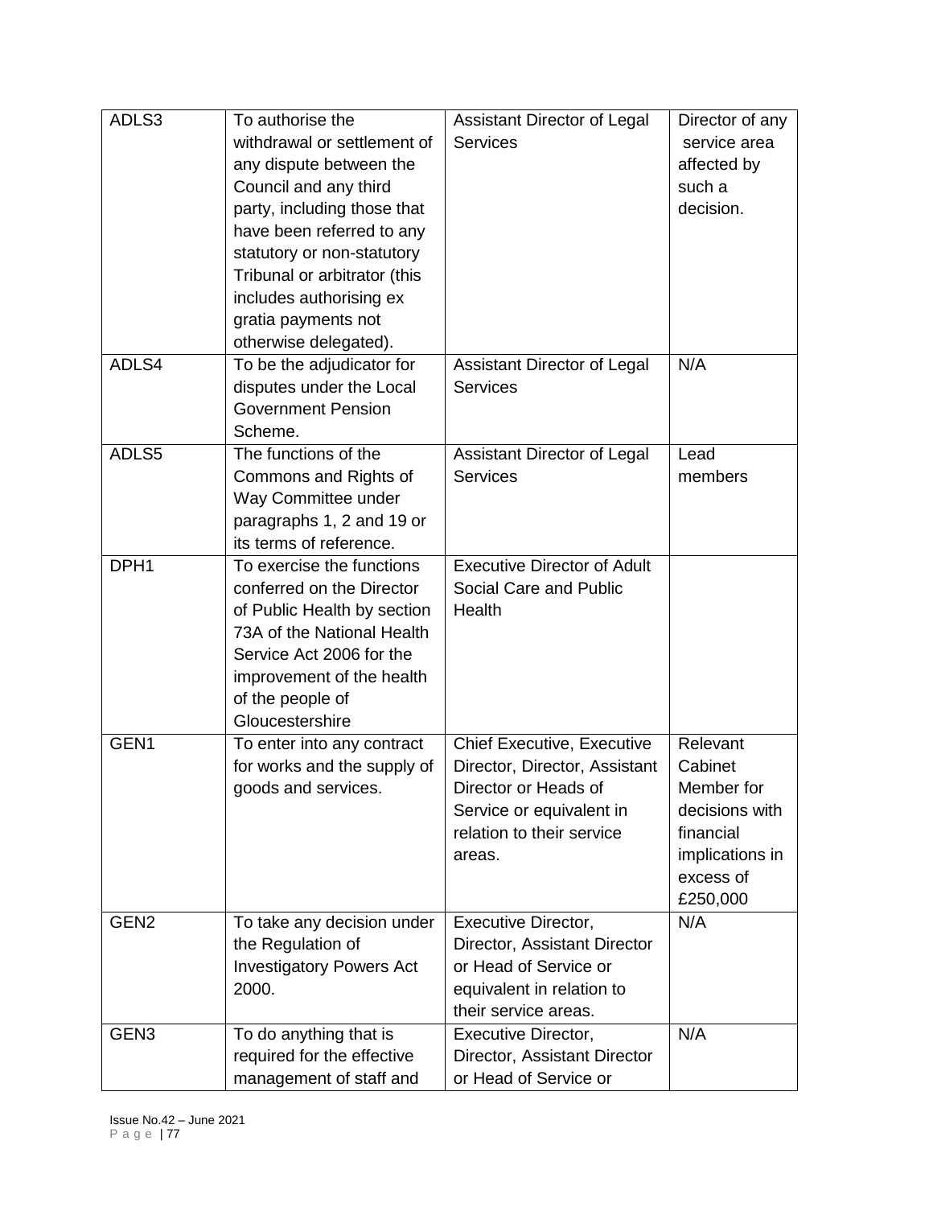| ADLS3 | To authorise the withdrawal or settlement of any dispute between the Council and any third party, including those that have been referred to any statutory or non-statutory Tribunal or arbitrator (this includes authorising ex gratia payments not otherwise delegated). | Assistant Director of Legal Services | Director of any service area affected by such a decision. |
|---|---|---|---|
| ADLS4 | To be the adjudicator for disputes under the Local Government Pension Scheme. | Assistant Director of Legal Services | N/A |
| ADLS5 | The functions of the Commons and Rights of Way Committee under paragraphs 1, 2 and 19 or its terms of reference. | Assistant Director of Legal Services | Lead members |
| DPH1 | To exercise the functions conferred on the Director of Public Health by section 73A of the National Health Service Act 2006 for the improvement of the health of the people of Gloucestershire | Executive Director of Adult Social Care and Public Health | |
| GEN1 | To enter into any contract for works and the supply of goods and services. | Chief Executive, Executive Director, Director, Assistant Director or Heads of Service or equivalent in relation to their service areas. | Relevant Cabinet Member for decisions with financial implications in excess of £250,000 |
| GEN2 | To take any decision under the Regulation of Investigatory Powers Act 2000. | Executive Director, Director, Assistant Director or Head of Service or equivalent in relation to their service areas. | N/A |
| GEN3 | To do anything that is required for the effective management of staff and | Executive Director, Director, Assistant Director or Head of Service or | N/A |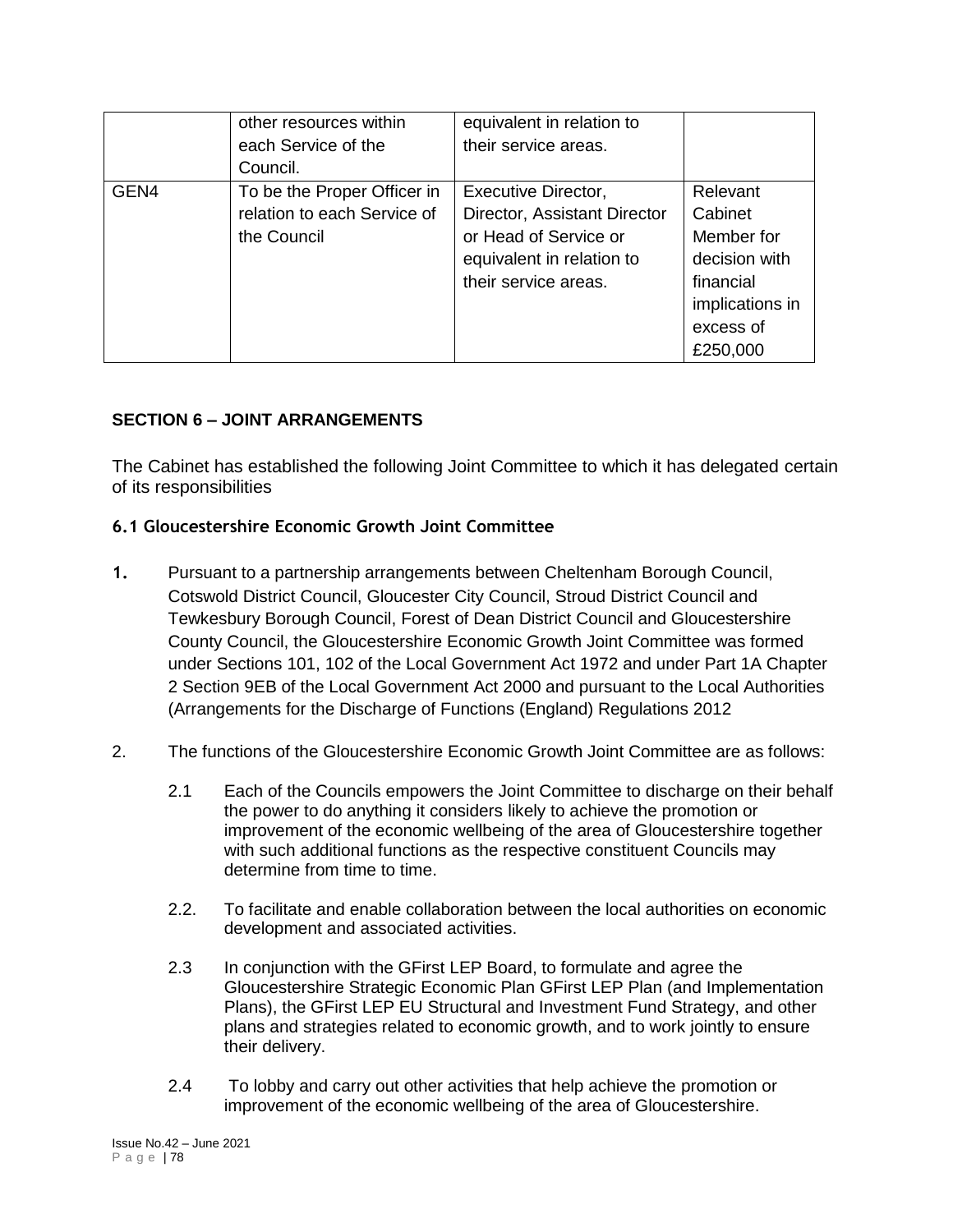|  | other resources within each Service of the Council. | equivalent in relation to their service areas. |  |
| --- | --- | --- | --- |
| GEN4 | To be the Proper Officer in relation to each Service of the Council | Executive Director, Director, Assistant Director or Head of Service or equivalent in relation to their service areas. | Relevant Cabinet Member for decision with financial implications in excess of £250,000 |

## SECTION 6 – JOINT ARRANGEMENTS

The Cabinet has established the following Joint Committee to which it has delegated certain of its responsibilities

### 6.1 Gloucestershire Economic Growth Joint Committee

1. Pursuant to a partnership arrangements between Cheltenham Borough Council, Cotswold District Council, Gloucester City Council, Stroud District Council and Tewkesbury Borough Council, Forest of Dean District Council and Gloucestershire County Council, the Gloucestershire Economic Growth Joint Committee was formed under Sections 101, 102 of the Local Government Act 1972 and under Part 1A Chapter 2 Section 9EB of the Local Government Act 2000 and pursuant to the Local Authorities (Arrangements for the Discharge of Functions (England) Regulations 2012

2. The functions of the Gloucestershire Economic Growth Joint Committee are as follows:

   2.1 Each of the Councils empowers the Joint Committee to discharge on their behalf the power to do anything it considers likely to achieve the promotion or improvement of the economic wellbeing of the area of Gloucestershire together with such additional functions as the respective constituent Councils may determine from time to time.

   2.2. To facilitate and enable collaboration between the local authorities on economic development and associated activities.

   2.3 In conjunction with the GFirst LEP Board, to formulate and agree the Gloucestershire Strategic Economic Plan GFirst LEP Plan (and Implementation Plans), the GFirst LEP EU Structural and Investment Fund Strategy, and other plans and strategies related to economic growth, and to work jointly to ensure their delivery.

   2.4 To lobby and carry out other activities that help achieve the promotion or improvement of the economic wellbeing of the area of Gloucestershire.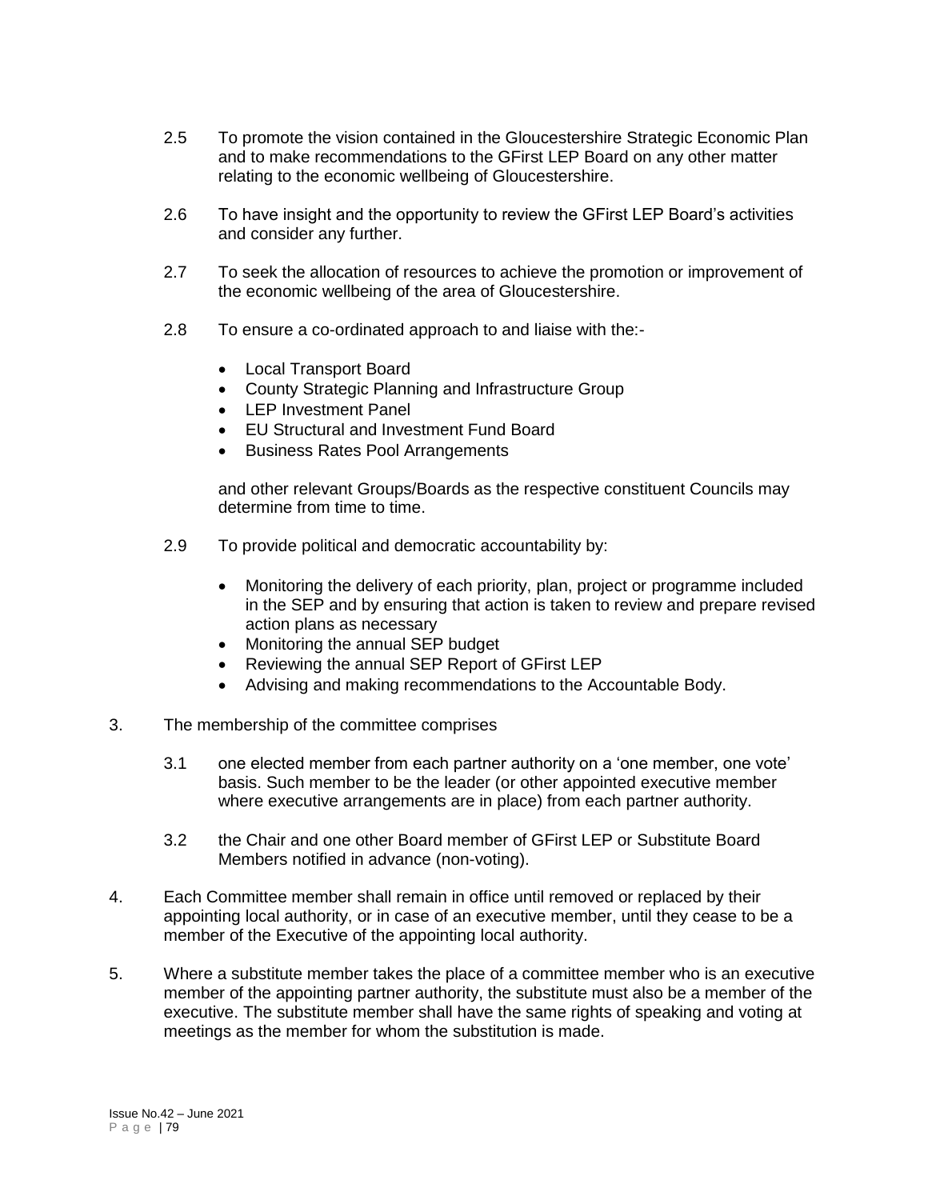2.5 To promote the vision contained in the Gloucestershire Strategic Economic Plan and to make recommendations to the GFirst LEP Board on any other matter relating to the economic wellbeing of Gloucestershire.

2.6 To have insight and the opportunity to review the GFirst LEP Board's activities and consider any further.

2.7 To seek the allocation of resources to achieve the promotion or improvement of the economic wellbeing of the area of Gloucestershire.

2.8 To ensure a co-ordinated approach to and liaise with the:-

- Local Transport Board
- County Strategic Planning and Infrastructure Group
- LEP Investment Panel
- EU Structural and Investment Fund Board
- Business Rates Pool Arrangements

and other relevant Groups/Boards as the respective constituent Councils may determine from time to time.

2.9 To provide political and democratic accountability by:

- Monitoring the delivery of each priority, plan, project or programme included in the SEP and by ensuring that action is taken to review and prepare revised action plans as necessary
- Monitoring the annual SEP budget
- Reviewing the annual SEP Report of GFirst LEP
- Advising and making recommendations to the Accountable Body.

3. The membership of the committee comprises

3.1 one elected member from each partner authority on a 'one member, one vote' basis. Such member to be the leader (or other appointed executive member where executive arrangements are in place) from each partner authority.

3.2 the Chair and one other Board member of GFirst LEP or Substitute Board Members notified in advance (non-voting).

4. Each Committee member shall remain in office until removed or replaced by their appointing local authority, or in case of an executive member, until they cease to be a member of the Executive of the appointing local authority.

5. Where a substitute member takes the place of a committee member who is an executive member of the appointing partner authority, the substitute must also be a member of the executive. The substitute member shall have the same rights of speaking and voting at meetings as the member for whom the substitution is made.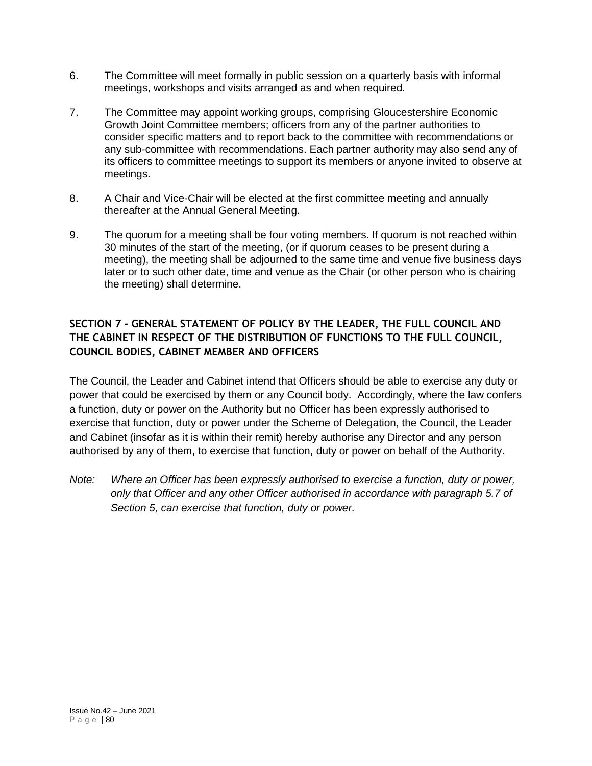6. The Committee will meet formally in public session on a quarterly basis with informal meetings, workshops and visits arranged as and when required.

7. The Committee may appoint working groups, comprising Gloucestershire Economic Growth Joint Committee members; officers from any of the partner authorities to consider specific matters and to report back to the committee with recommendations or any sub-committee with recommendations. Each partner authority may also send any of its officers to committee meetings to support its members or anyone invited to observe at meetings.

8. A Chair and Vice-Chair will be elected at the first committee meeting and annually thereafter at the Annual General Meeting.

9. The quorum for a meeting shall be four voting members. If quorum is not reached within 30 minutes of the start of the meeting, (or if quorum ceases to be present during a meeting), the meeting shall be adjourned to the same time and venue five business days later or to such other date, time and venue as the Chair (or other person who is chairing the meeting) shall determine.

## SECTION 7 - GENERAL STATEMENT OF POLICY BY THE LEADER, THE FULL COUNCIL AND THE CABINET IN RESPECT OF THE DISTRIBUTION OF FUNCTIONS TO THE FULL COUNCIL, COUNCIL BODIES, CABINET MEMBER AND OFFICERS

The Council, the Leader and Cabinet intend that Officers should be able to exercise any duty or power that could be exercised by them or any Council body. Accordingly, where the law confers a function, duty or power on the Authority but no Officer has been expressly authorised to exercise that function, duty or power under the Scheme of Delegation, the Council, the Leader and Cabinet (insofar as it is within their remit) hereby authorise any Director and any person authorised by any of them, to exercise that function, duty or power on behalf of the Authority.

*Note: Where an Officer has been expressly authorised to exercise a function, duty or power, only that Officer and any other Officer authorised in accordance with paragraph 5.7 of Section 5, can exercise that function, duty or power.*